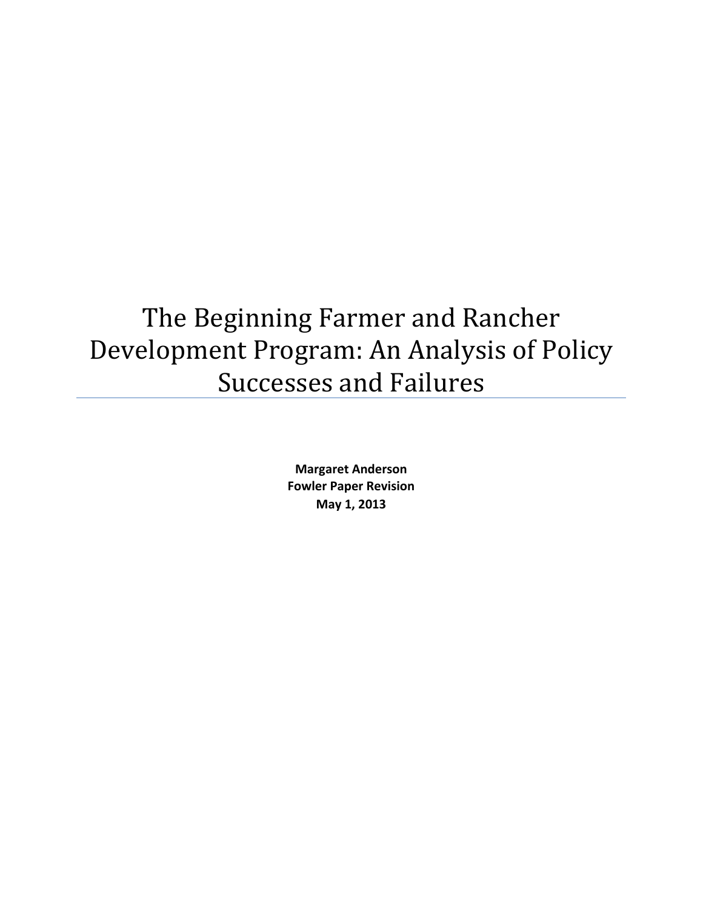# The Beginning Farmer and Rancher Development Program: An Analysis of Policy Successes and Failures

**Margaret Anderson**
**Fowler Paper Revision**
**May 1, 2013**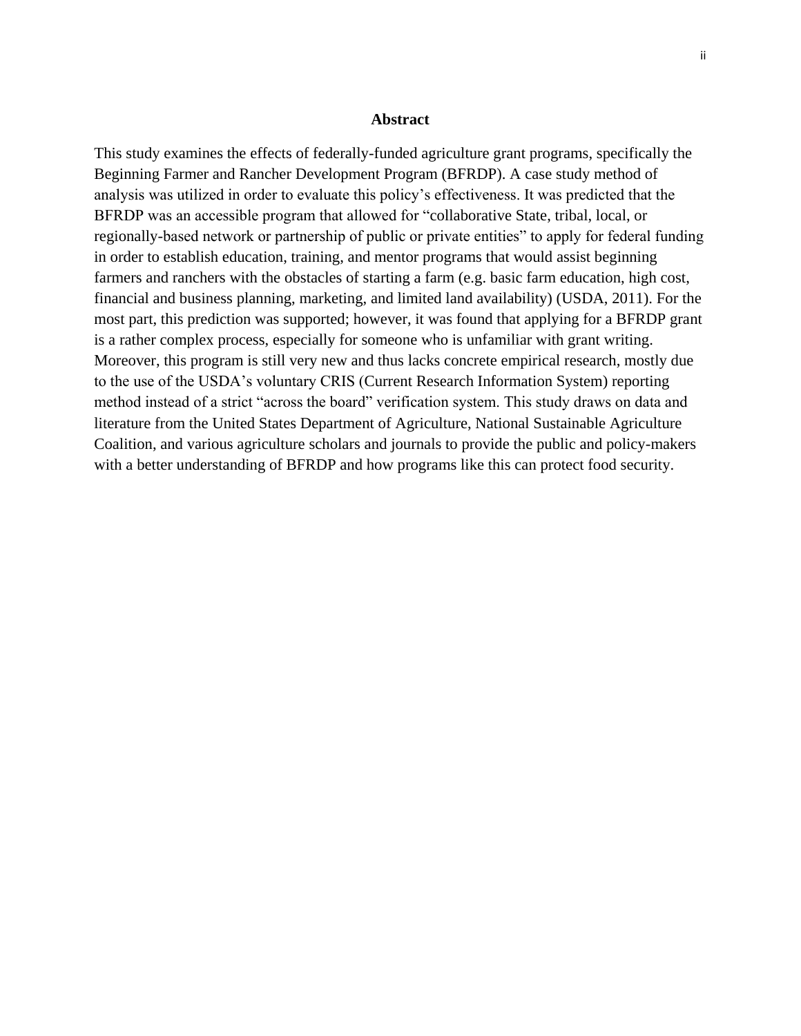## Abstract

This study examines the effects of federally-funded agriculture grant programs, specifically the Beginning Farmer and Rancher Development Program (BFRDP). A case study method of analysis was utilized in order to evaluate this policy's effectiveness. It was predicted that the BFRDP was an accessible program that allowed for "collaborative State, tribal, local, or regionally-based network or partnership of public or private entities" to apply for federal funding in order to establish education, training, and mentor programs that would assist beginning farmers and ranchers with the obstacles of starting a farm (e.g. basic farm education, high cost, financial and business planning, marketing, and limited land availability) (USDA, 2011). For the most part, this prediction was supported; however, it was found that applying for a BFRDP grant is a rather complex process, especially for someone who is unfamiliar with grant writing. Moreover, this program is still very new and thus lacks concrete empirical research, mostly due to the use of the USDA's voluntary CRIS (Current Research Information System) reporting method instead of a strict "across the board" verification system. This study draws on data and literature from the United States Department of Agriculture, National Sustainable Agriculture Coalition, and various agriculture scholars and journals to provide the public and policy-makers with a better understanding of BFRDP and how programs like this can protect food security.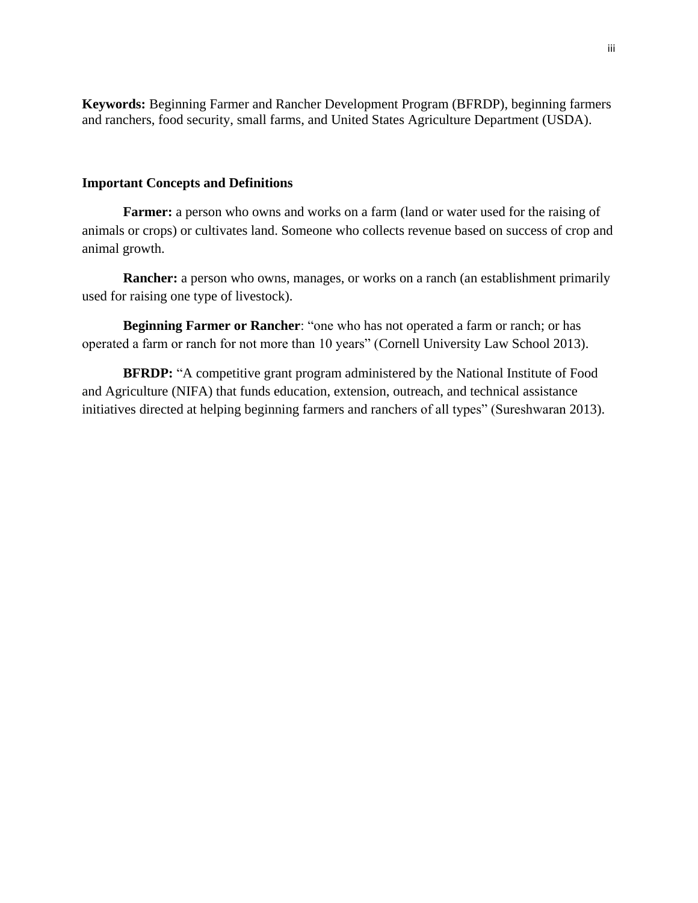**Keywords:** Beginning Farmer and Rancher Development Program (BFRDP), beginning farmers and ranchers, food security, small farms, and United States Agriculture Department (USDA).

## Important Concepts and Definitions

**Farmer:** a person who owns and works on a farm (land or water used for the raising of animals or crops) or cultivates land. Someone who collects revenue based on success of crop and animal growth.

**Rancher:** a person who owns, manages, or works on a ranch (an establishment primarily used for raising one type of livestock).

**Beginning Farmer or Rancher**: "one who has not operated a farm or ranch; or has operated a farm or ranch for not more than 10 years" (Cornell University Law School 2013).

**BFRDP:** "A competitive grant program administered by the National Institute of Food and Agriculture (NIFA) that funds education, extension, outreach, and technical assistance initiatives directed at helping beginning farmers and ranchers of all types" (Sureshwaran 2013).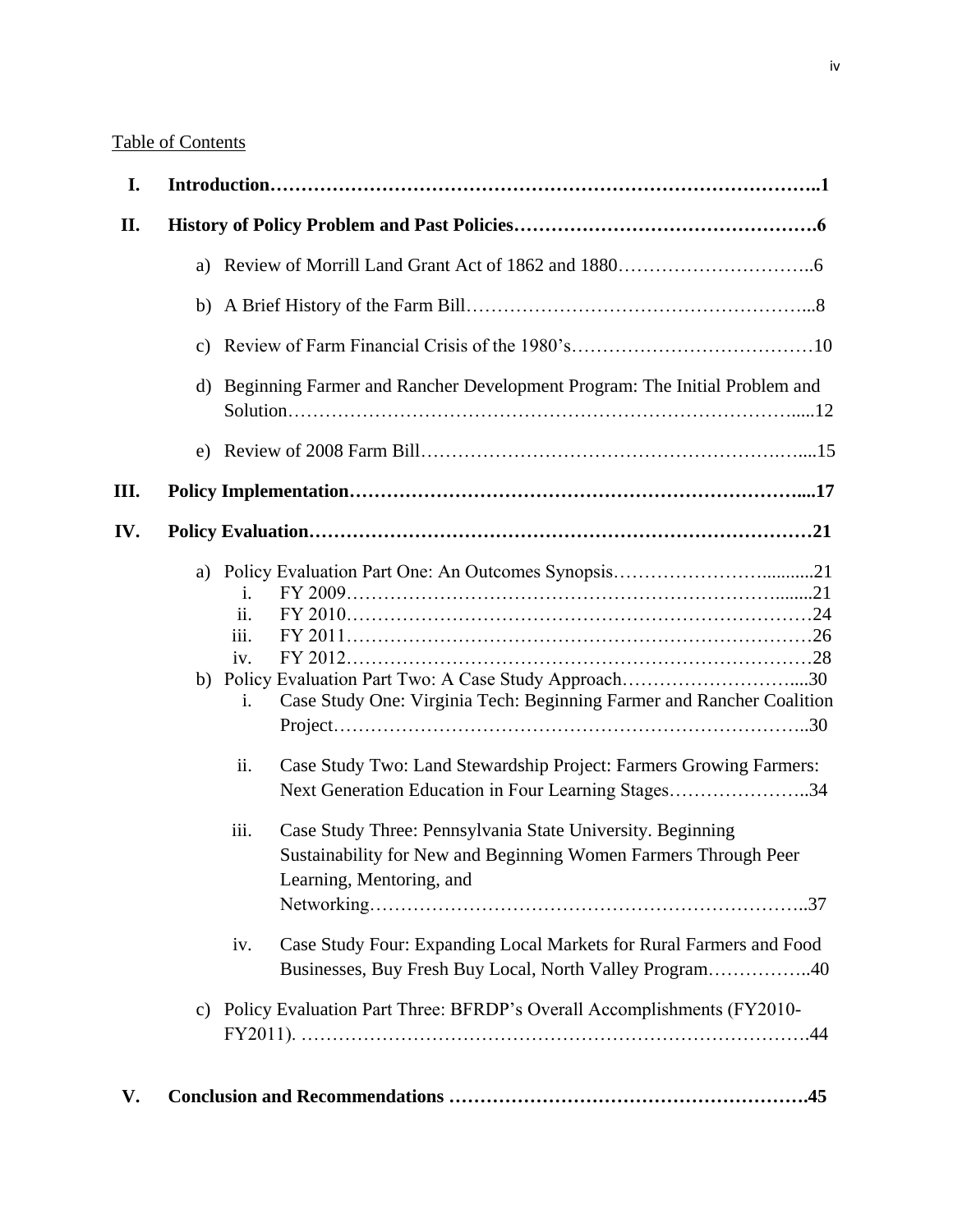Table of Contents

**I. Introduction……………………………………………………………………………..1**

**II. History of Policy Problem and Past Policies……………………………………………….6**

- a) Review of Morrill Land Grant Act of 1862 and 1880…………………………..6
- b) A Brief History of the Farm Bill……………………………………………...8
- c) Review of Farm Financial Crisis of the 1980's…………………………………10
- d) Beginning Farmer and Rancher Development Program: The Initial Problem and Solution……………………………………………………………………….....12
- e) Review of 2008 Farm Bill……………………………………………………....15

**III. Policy Implementation…………………………………………………………….....17**

**IV. Policy Evaluation…………………………………………………………………………21**

- a) Policy Evaluation Part One: An Outcomes Synopsis……………………...........21
  - i. FY 2009…………………………………………………………........21
  - ii. FY 2010……………………………………………………………………24
  - iii. FY 2011……………………………………………………………………26
  - iv. FY 2012……………………………………………………………………28
- b) Policy Evaluation Part Two: A Case Study Approach………………………....30
  - i. Case Study One: Virginia Tech: Beginning Farmer and Rancher Coalition Project………………………………………………………………..30
  - ii. Case Study Two: Land Stewardship Project: Farmers Growing Farmers: Next Generation Education in Four Learning Stages…………………..34
  - iii. Case Study Three: Pennsylvania State University. Beginning Sustainability for New and Beginning Women Farmers Through Peer Learning, Mentoring, and Networking……………………………………………………………..37
  - iv. Case Study Four: Expanding Local Markets for Rural Farmers and Food Businesses, Buy Fresh Buy Local, North Valley Program……………..40
- c) Policy Evaluation Part Three: BFRDP's Overall Accomplishments (FY2010-FY2011). …………………………………………………………………….44

**V. Conclusion and Recommendations ……………………………………………….45**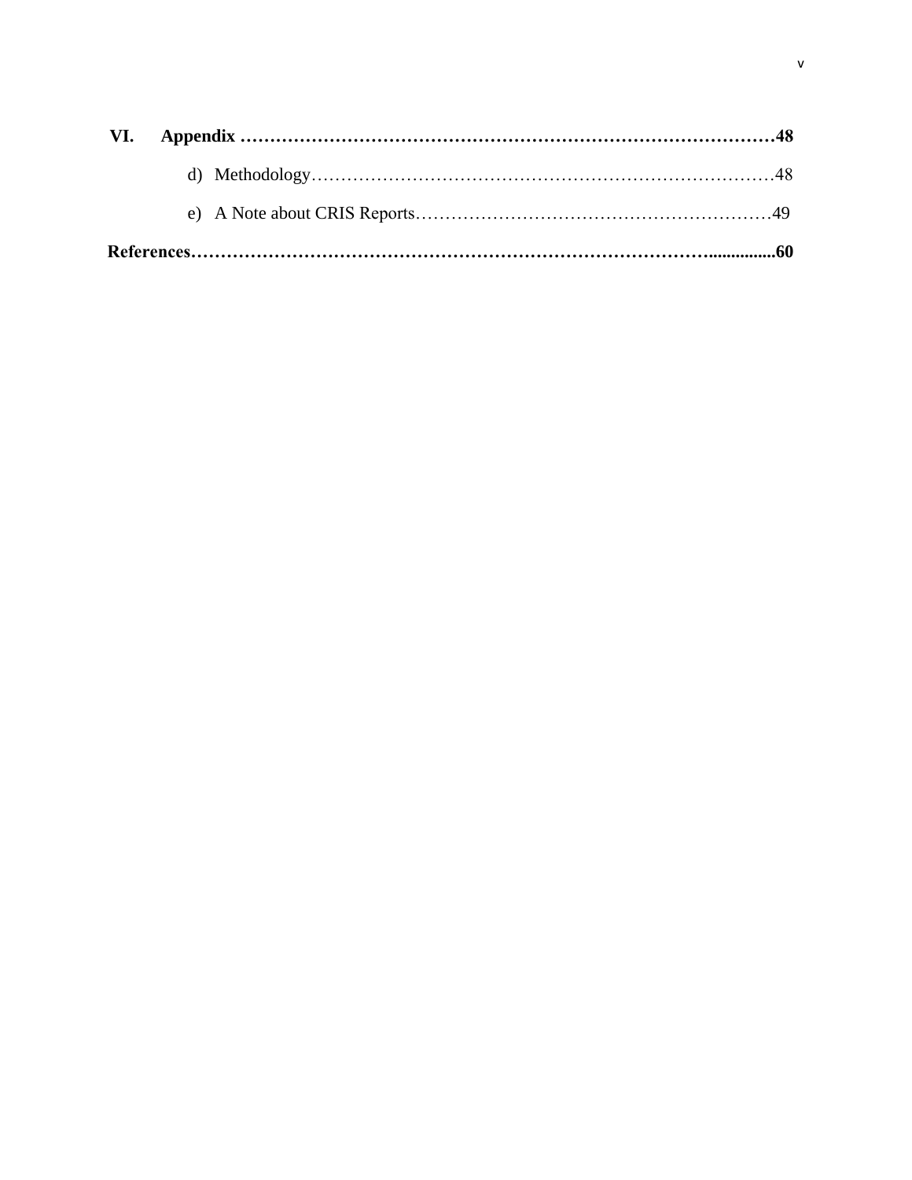**VI. Appendix ……………………………………………………………………………48**

d) Methodology………………………………………………………………………48

e) A Note about CRIS Reports……………………………………………………49

**References……………………………………………………………………………...............60**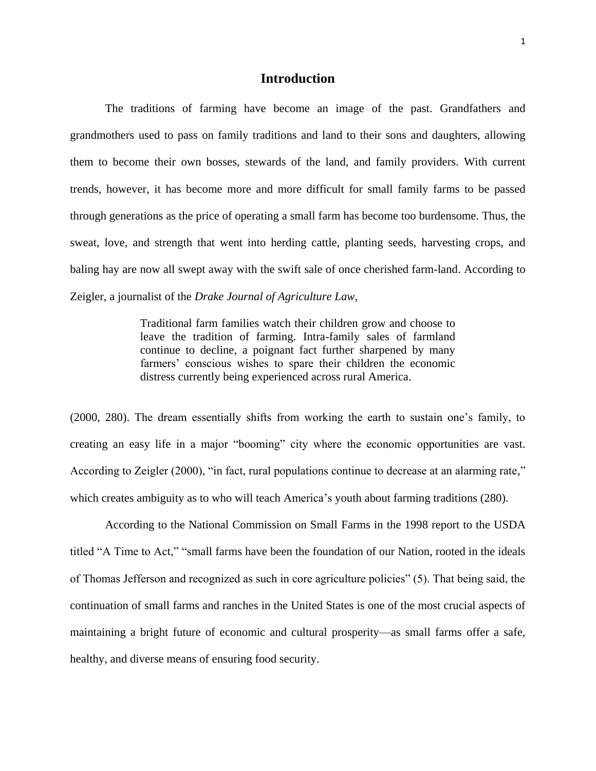# Introduction

The traditions of farming have become an image of the past. Grandfathers and grandmothers used to pass on family traditions and land to their sons and daughters, allowing them to become their own bosses, stewards of the land, and family providers. With current trends, however, it has become more and more difficult for small family farms to be passed through generations as the price of operating a small farm has become too burdensome. Thus, the sweat, love, and strength that went into herding cattle, planting seeds, harvesting crops, and baling hay are now all swept away with the swift sale of once cherished farm-land. According to Zeigler, a journalist of the *Drake Journal of Agriculture Law,*

> Traditional farm families watch their children grow and choose to leave the tradition of farming. Intra-family sales of farmland continue to decline, a poignant fact further sharpened by many farmers' conscious wishes to spare their children the economic distress currently being experienced across rural America.

(2000, 280). The dream essentially shifts from working the earth to sustain one's family, to creating an easy life in a major "booming" city where the economic opportunities are vast. According to Zeigler (2000), "in fact, rural populations continue to decrease at an alarming rate," which creates ambiguity as to who will teach America's youth about farming traditions (280).

According to the National Commission on Small Farms in the 1998 report to the USDA titled "A Time to Act," "small farms have been the foundation of our Nation, rooted in the ideals of Thomas Jefferson and recognized as such in core agriculture policies" (5). That being said, the continuation of small farms and ranches in the United States is one of the most crucial aspects of maintaining a bright future of economic and cultural prosperity—as small farms offer a safe, healthy, and diverse means of ensuring food security.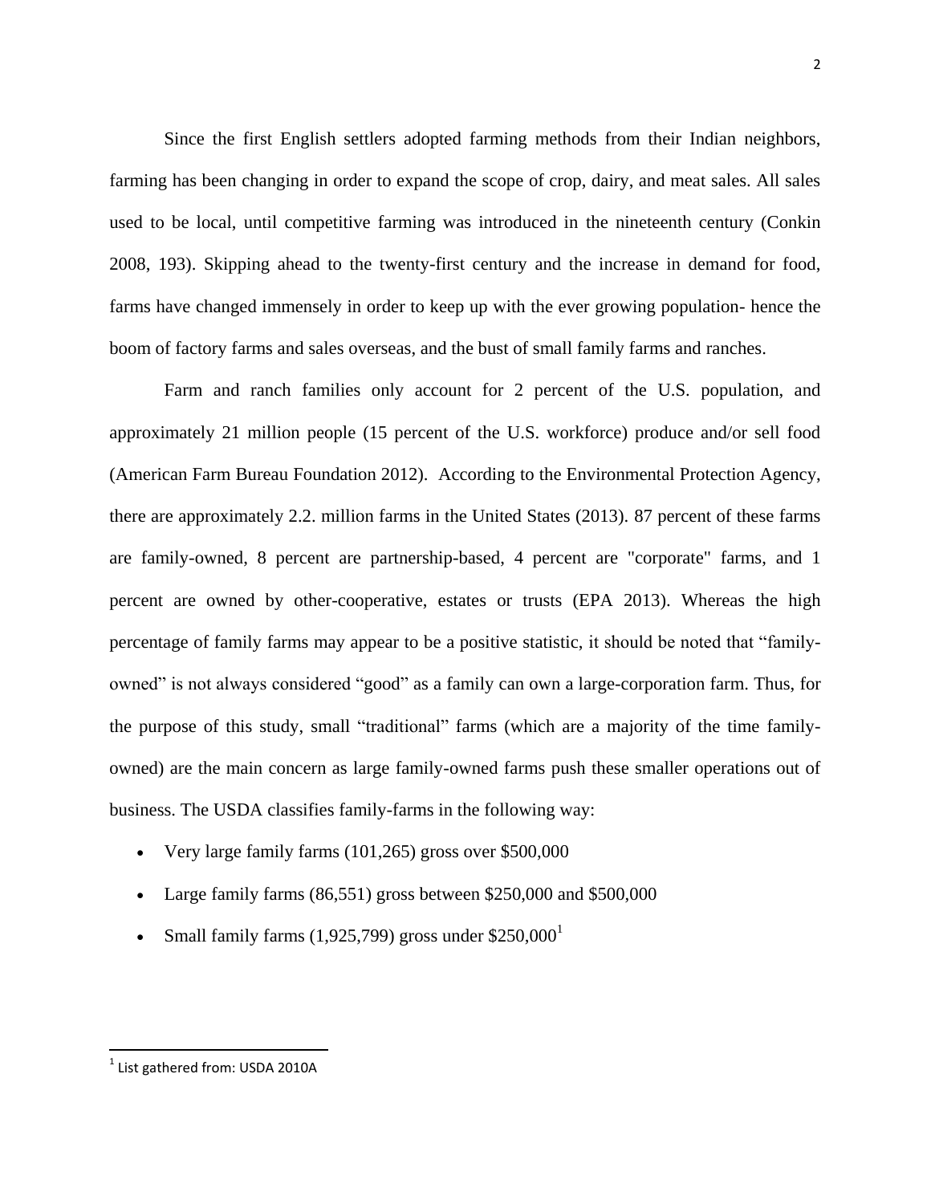Since the first English settlers adopted farming methods from their Indian neighbors, farming has been changing in order to expand the scope of crop, dairy, and meat sales. All sales used to be local, until competitive farming was introduced in the nineteenth century (Conkin 2008, 193). Skipping ahead to the twenty-first century and the increase in demand for food, farms have changed immensely in order to keep up with the ever growing population- hence the boom of factory farms and sales overseas, and the bust of small family farms and ranches.

Farm and ranch families only account for 2 percent of the U.S. population, and approximately 21 million people (15 percent of the U.S. workforce) produce and/or sell food (American Farm Bureau Foundation 2012). According to the Environmental Protection Agency, there are approximately 2.2. million farms in the United States (2013). 87 percent of these farms are family-owned, 8 percent are partnership-based, 4 percent are "corporate" farms, and 1 percent are owned by other-cooperative, estates or trusts (EPA 2013). Whereas the high percentage of family farms may appear to be a positive statistic, it should be noted that "family-owned" is not always considered "good" as a family can own a large-corporation farm. Thus, for the purpose of this study, small "traditional" farms (which are a majority of the time family-owned) are the main concern as large family-owned farms push these smaller operations out of business. The USDA classifies family-farms in the following way:

- Very large family farms (101,265) gross over $500,000
- Large family farms (86,551) gross between $250,000 and $500,000
- Small family farms (1,925,799) gross under $250,000[1]

[1] List gathered from: USDA 2010A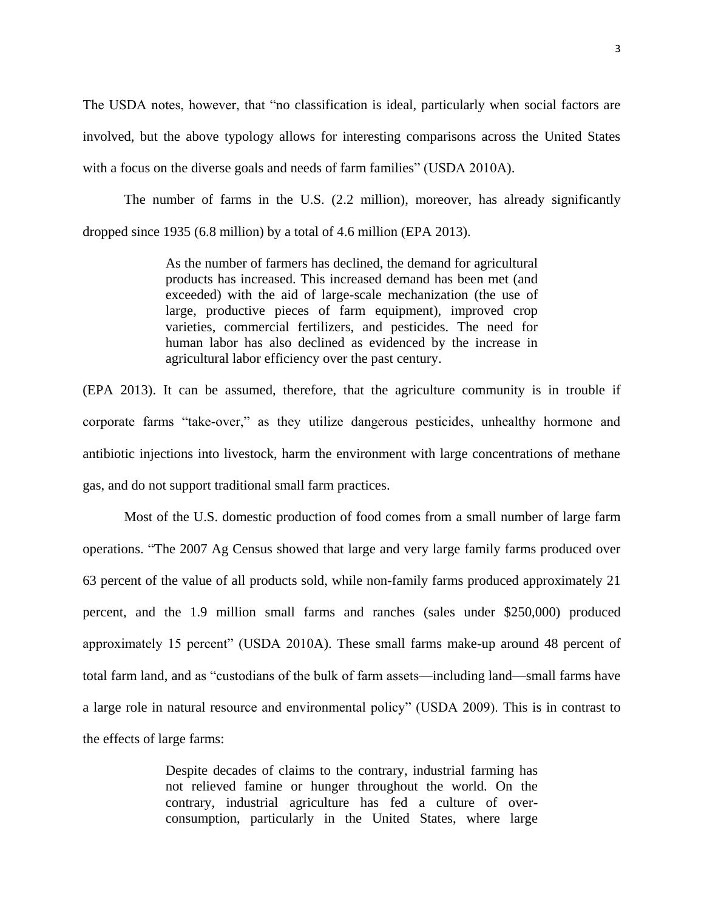The USDA notes, however, that "no classification is ideal, particularly when social factors are involved, but the above typology allows for interesting comparisons across the United States with a focus on the diverse goals and needs of farm families" (USDA 2010A).

The number of farms in the U.S. (2.2 million), moreover, has already significantly dropped since 1935 (6.8 million) by a total of 4.6 million (EPA 2013).

> As the number of farmers has declined, the demand for agricultural products has increased. This increased demand has been met (and exceeded) with the aid of large-scale mechanization (the use of large, productive pieces of farm equipment), improved crop varieties, commercial fertilizers, and pesticides. The need for human labor has also declined as evidenced by the increase in agricultural labor efficiency over the past century.

(EPA 2013). It can be assumed, therefore, that the agriculture community is in trouble if corporate farms "take-over," as they utilize dangerous pesticides, unhealthy hormone and antibiotic injections into livestock, harm the environment with large concentrations of methane gas, and do not support traditional small farm practices.

Most of the U.S. domestic production of food comes from a small number of large farm operations. "The 2007 Ag Census showed that large and very large family farms produced over 63 percent of the value of all products sold, while non-family farms produced approximately 21 percent, and the 1.9 million small farms and ranches (sales under $250,000) produced approximately 15 percent" (USDA 2010A). These small farms make-up around 48 percent of total farm land, and as "custodians of the bulk of farm assets—including land—small farms have a large role in natural resource and environmental policy" (USDA 2009). This is in contrast to the effects of large farms:

> Despite decades of claims to the contrary, industrial farming has not relieved famine or hunger throughout the world. On the contrary, industrial agriculture has fed a culture of over-consumption, particularly in the United States, where large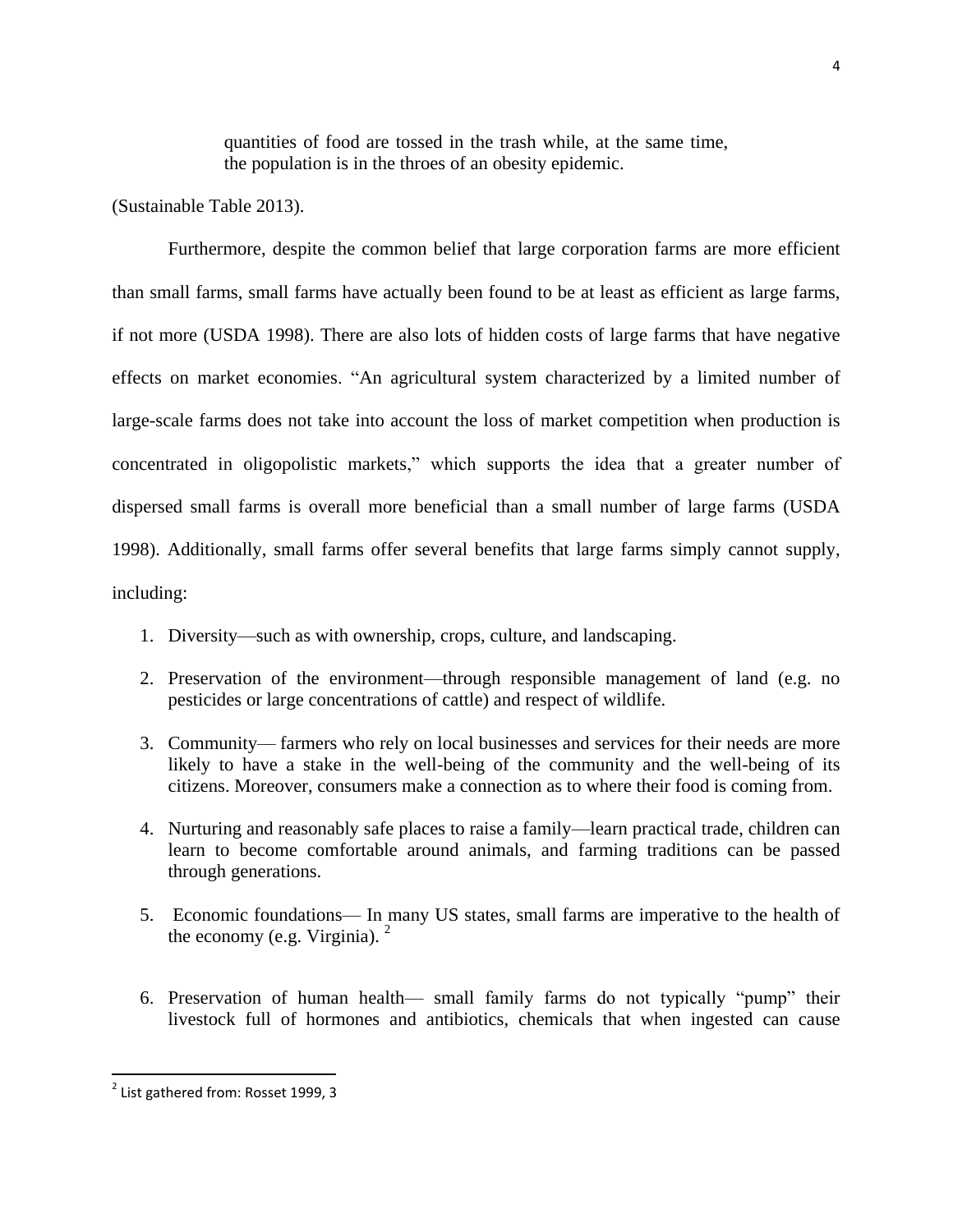> quantities of food are tossed in the trash while, at the same time, the population is in the throes of an obesity epidemic.

(Sustainable Table 2013).

Furthermore, despite the common belief that large corporation farms are more efficient than small farms, small farms have actually been found to be at least as efficient as large farms, if not more (USDA 1998). There are also lots of hidden costs of large farms that have negative effects on market economies. "An agricultural system characterized by a limited number of large-scale farms does not take into account the loss of market competition when production is concentrated in oligopolistic markets," which supports the idea that a greater number of dispersed small farms is overall more beneficial than a small number of large farms (USDA 1998). Additionally, small farms offer several benefits that large farms simply cannot supply, including:

1. Diversity—such as with ownership, crops, culture, and landscaping.
2. Preservation of the environment—through responsible management of land (e.g. no pesticides or large concentrations of cattle) and respect of wildlife.
3. Community— farmers who rely on local businesses and services for their needs are more likely to have a stake in the well-being of the community and the well-being of its citizens. Moreover, consumers make a connection as to where their food is coming from.
4. Nurturing and reasonably safe places to raise a family—learn practical trade, children can learn to become comfortable around animals, and farming traditions can be passed through generations.
5. Economic foundations— In many US states, small farms are imperative to the health of the economy (e.g. Virginia). [2]
6. Preservation of human health— small family farms do not typically "pump" their livestock full of hormones and antibiotics, chemicals that when ingested can cause

[2] List gathered from: Rosset 1999, 3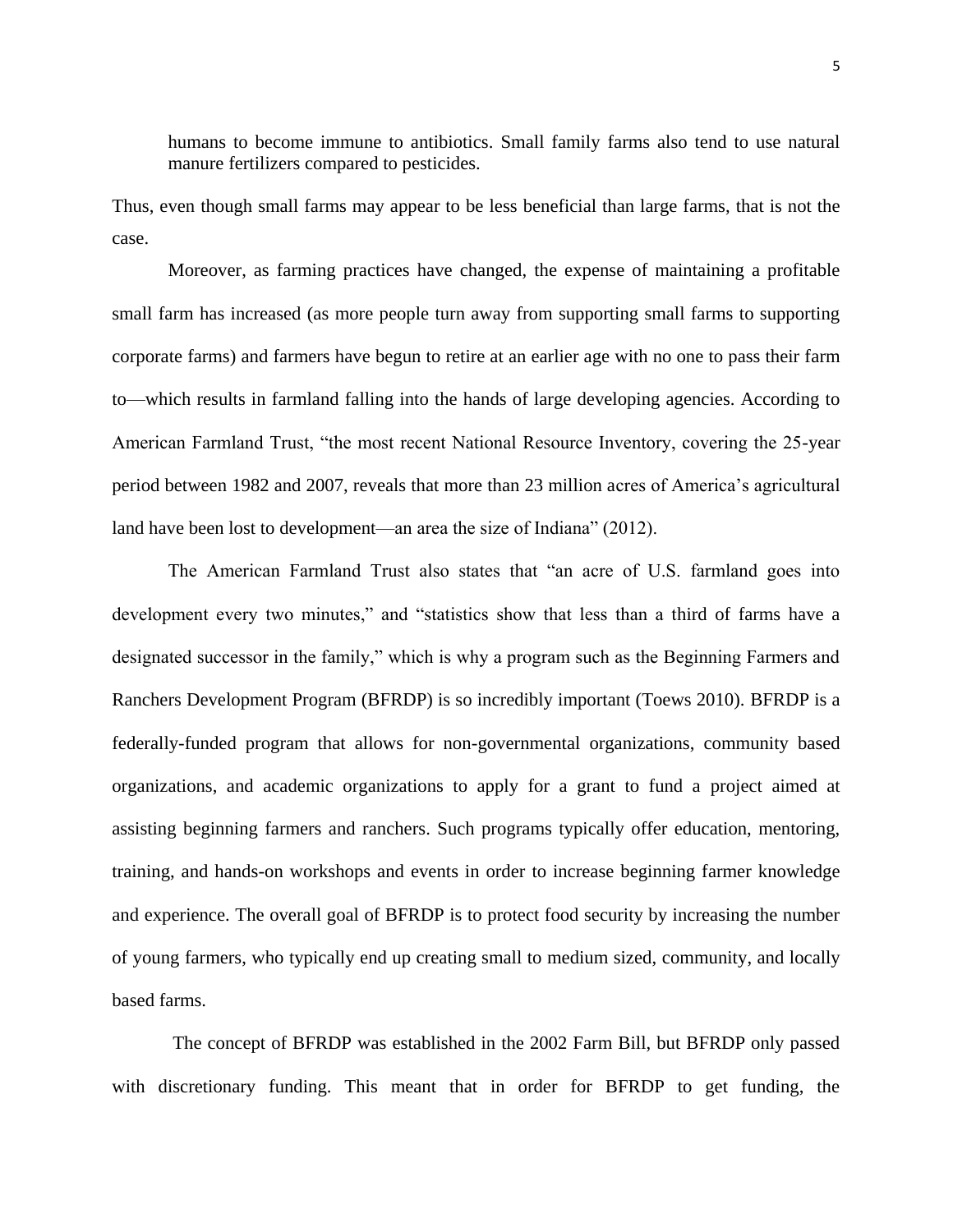> humans to become immune to antibiotics. Small family farms also tend to use natural manure fertilizers compared to pesticides.

Thus, even though small farms may appear to be less beneficial than large farms, that is not the case.

Moreover, as farming practices have changed, the expense of maintaining a profitable small farm has increased (as more people turn away from supporting small farms to supporting corporate farms) and farmers have begun to retire at an earlier age with no one to pass their farm to—which results in farmland falling into the hands of large developing agencies. According to American Farmland Trust, "the most recent National Resource Inventory, covering the 25-year period between 1982 and 2007, reveals that more than 23 million acres of America's agricultural land have been lost to development—an area the size of Indiana" (2012).

The American Farmland Trust also states that "an acre of U.S. farmland goes into development every two minutes," and "statistics show that less than a third of farms have a designated successor in the family," which is why a program such as the Beginning Farmers and Ranchers Development Program (BFRDP) is so incredibly important (Toews 2010). BFRDP is a federally-funded program that allows for non-governmental organizations, community based organizations, and academic organizations to apply for a grant to fund a project aimed at assisting beginning farmers and ranchers. Such programs typically offer education, mentoring, training, and hands-on workshops and events in order to increase beginning farmer knowledge and experience. The overall goal of BFRDP is to protect food security by increasing the number of young farmers, who typically end up creating small to medium sized, community, and locally based farms.

The concept of BFRDP was established in the 2002 Farm Bill, but BFRDP only passed with discretionary funding. This meant that in order for BFRDP to get funding, the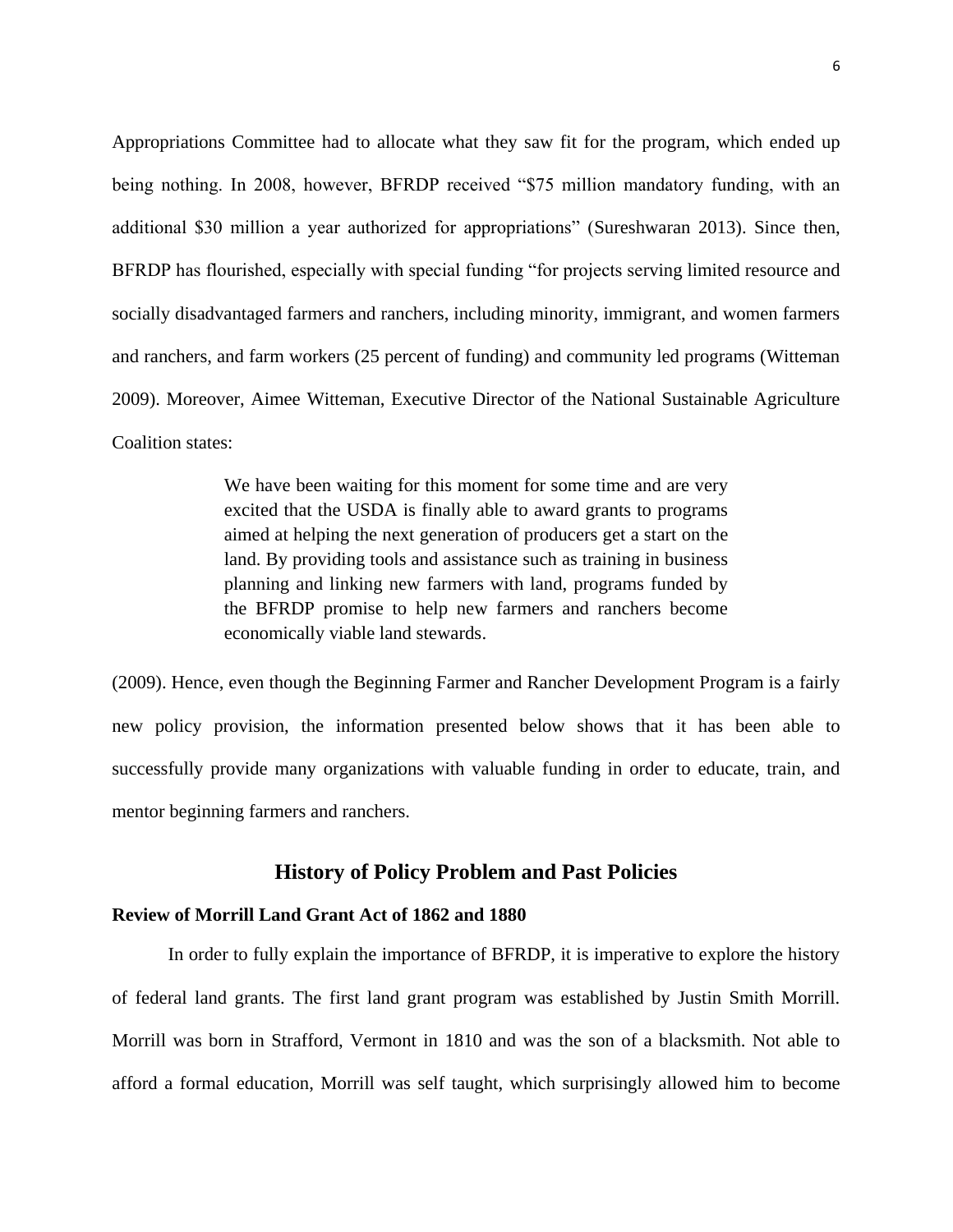Appropriations Committee had to allocate what they saw fit for the program, which ended up being nothing. In 2008, however, BFRDP received "$75 million mandatory funding, with an additional $30 million a year authorized for appropriations" (Sureshwaran 2013). Since then, BFRDP has flourished, especially with special funding "for projects serving limited resource and socially disadvantaged farmers and ranchers, including minority, immigrant, and women farmers and ranchers, and farm workers (25 percent of funding) and community led programs (Witteman 2009). Moreover, Aimee Witteman, Executive Director of the National Sustainable Agriculture Coalition states:

> We have been waiting for this moment for some time and are very excited that the USDA is finally able to award grants to programs aimed at helping the next generation of producers get a start on the land. By providing tools and assistance such as training in business planning and linking new farmers with land, programs funded by the BFRDP promise to help new farmers and ranchers become economically viable land stewards.

(2009). Hence, even though the Beginning Farmer and Rancher Development Program is a fairly new policy provision, the information presented below shows that it has been able to successfully provide many organizations with valuable funding in order to educate, train, and mentor beginning farmers and ranchers.

## History of Policy Problem and Past Policies

### Review of Morrill Land Grant Act of 1862 and 1880

In order to fully explain the importance of BFRDP, it is imperative to explore the history of federal land grants. The first land grant program was established by Justin Smith Morrill. Morrill was born in Strafford, Vermont in 1810 and was the son of a blacksmith. Not able to afford a formal education, Morrill was self taught, which surprisingly allowed him to become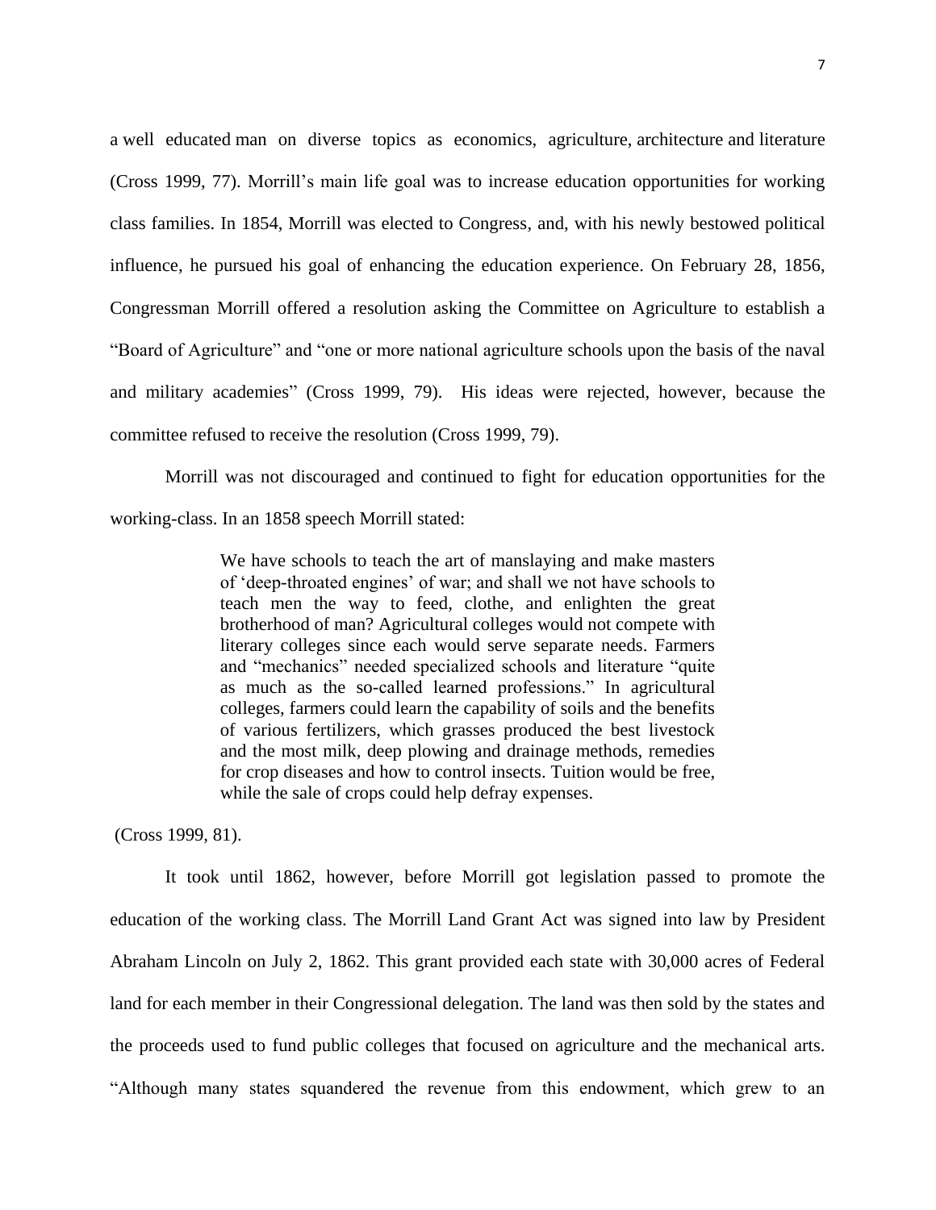a well educated man on diverse topics as economics, agriculture, architecture and literature (Cross 1999, 77). Morrill's main life goal was to increase education opportunities for working class families. In 1854, Morrill was elected to Congress, and, with his newly bestowed political influence, he pursued his goal of enhancing the education experience. On February 28, 1856, Congressman Morrill offered a resolution asking the Committee on Agriculture to establish a "Board of Agriculture" and "one or more national agriculture schools upon the basis of the naval and military academies" (Cross 1999, 79). His ideas were rejected, however, because the committee refused to receive the resolution (Cross 1999, 79).

Morrill was not discouraged and continued to fight for education opportunities for the working-class. In an 1858 speech Morrill stated:

> We have schools to teach the art of manslaying and make masters of 'deep-throated engines' of war; and shall we not have schools to teach men the way to feed, clothe, and enlighten the great brotherhood of man? Agricultural colleges would not compete with literary colleges since each would serve separate needs. Farmers and "mechanics" needed specialized schools and literature "quite as much as the so-called learned professions." In agricultural colleges, farmers could learn the capability of soils and the benefits of various fertilizers, which grasses produced the best livestock and the most milk, deep plowing and drainage methods, remedies for crop diseases and how to control insects. Tuition would be free, while the sale of crops could help defray expenses.

(Cross 1999, 81).

It took until 1862, however, before Morrill got legislation passed to promote the education of the working class. The Morrill Land Grant Act was signed into law by President Abraham Lincoln on July 2, 1862. This grant provided each state with 30,000 acres of Federal land for each member in their Congressional delegation. The land was then sold by the states and the proceeds used to fund public colleges that focused on agriculture and the mechanical arts. "Although many states squandered the revenue from this endowment, which grew to an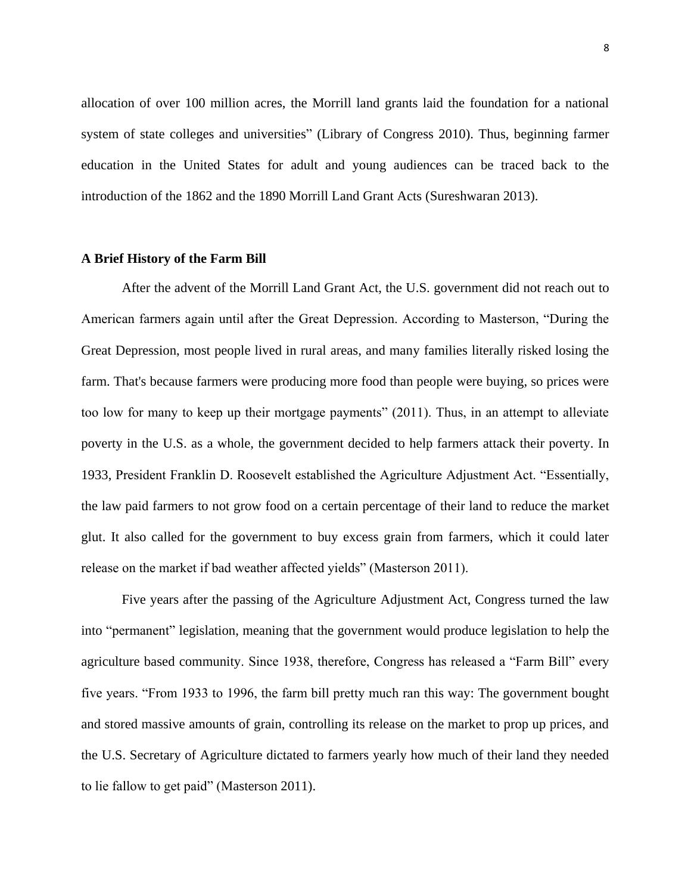allocation of over 100 million acres, the Morrill land grants laid the foundation for a national system of state colleges and universities" (Library of Congress 2010). Thus, beginning farmer education in the United States for adult and young audiences can be traced back to the introduction of the 1862 and the 1890 Morrill Land Grant Acts (Sureshwaran 2013).

**A Brief History of the Farm Bill**

After the advent of the Morrill Land Grant Act, the U.S. government did not reach out to American farmers again until after the Great Depression. According to Masterson, "During the Great Depression, most people lived in rural areas, and many families literally risked losing the farm. That's because farmers were producing more food than people were buying, so prices were too low for many to keep up their mortgage payments" (2011). Thus, in an attempt to alleviate poverty in the U.S. as a whole, the government decided to help farmers attack their poverty. In 1933, President Franklin D. Roosevelt established the Agriculture Adjustment Act. "Essentially, the law paid farmers to not grow food on a certain percentage of their land to reduce the market glut. It also called for the government to buy excess grain from farmers, which it could later release on the market if bad weather affected yields" (Masterson 2011).

Five years after the passing of the Agriculture Adjustment Act, Congress turned the law into "permanent" legislation, meaning that the government would produce legislation to help the agriculture based community. Since 1938, therefore, Congress has released a "Farm Bill" every five years. "From 1933 to 1996, the farm bill pretty much ran this way: The government bought and stored massive amounts of grain, controlling its release on the market to prop up prices, and the U.S. Secretary of Agriculture dictated to farmers yearly how much of their land they needed to lie fallow to get paid" (Masterson 2011).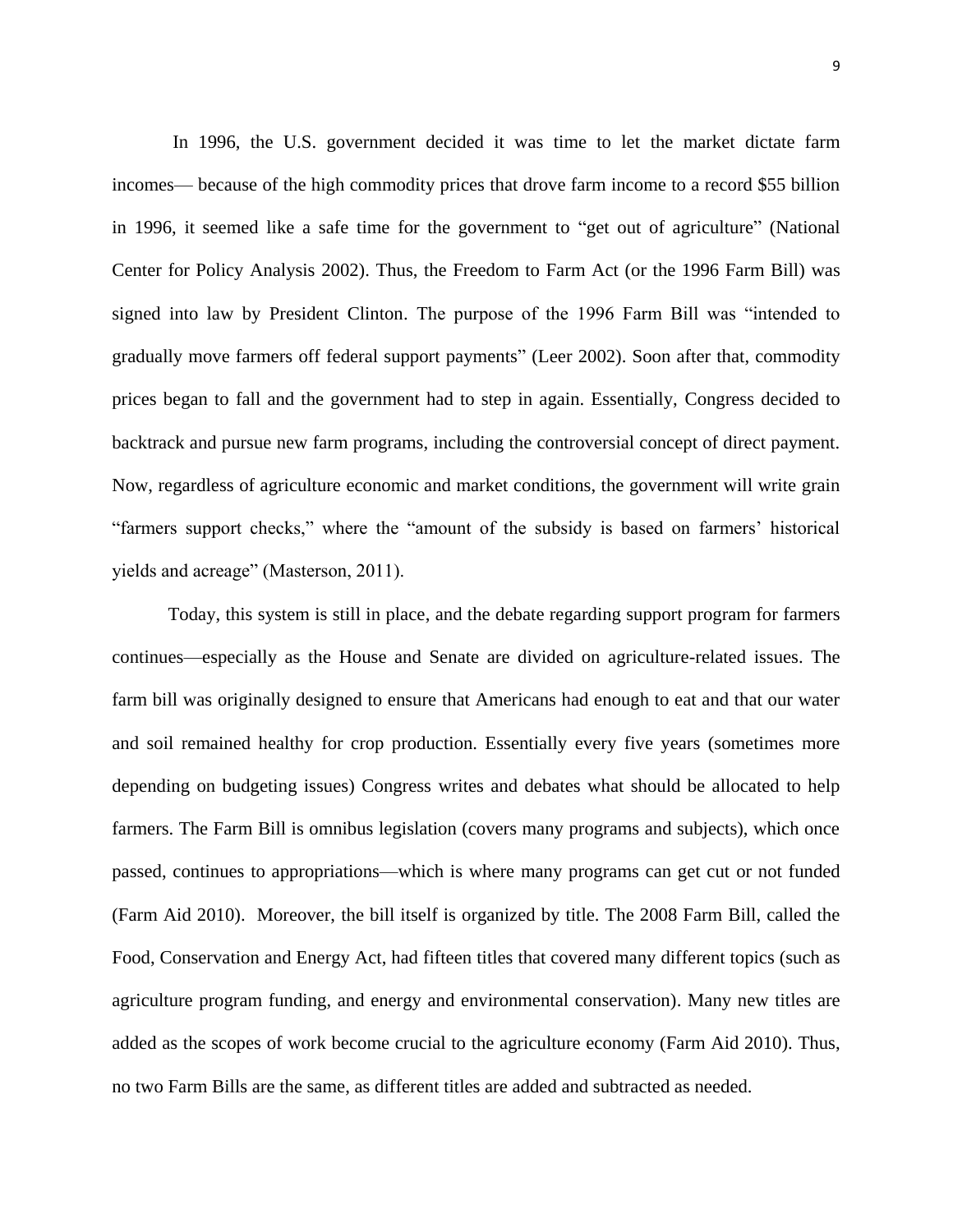In 1996, the U.S. government decided it was time to let the market dictate farm incomes— because of the high commodity prices that drove farm income to a record $55 billion in 1996, it seemed like a safe time for the government to "get out of agriculture" (National Center for Policy Analysis 2002). Thus, the Freedom to Farm Act (or the 1996 Farm Bill) was signed into law by President Clinton. The purpose of the 1996 Farm Bill was "intended to gradually move farmers off federal support payments" (Leer 2002). Soon after that, commodity prices began to fall and the government had to step in again. Essentially, Congress decided to backtrack and pursue new farm programs, including the controversial concept of direct payment. Now, regardless of agriculture economic and market conditions, the government will write grain "farmers support checks," where the "amount of the subsidy is based on farmers' historical yields and acreage" (Masterson, 2011).

Today, this system is still in place, and the debate regarding support program for farmers continues—especially as the House and Senate are divided on agriculture-related issues. The farm bill was originally designed to ensure that Americans had enough to eat and that our water and soil remained healthy for crop production. Essentially every five years (sometimes more depending on budgeting issues) Congress writes and debates what should be allocated to help farmers. The Farm Bill is omnibus legislation (covers many programs and subjects), which once passed, continues to appropriations—which is where many programs can get cut or not funded (Farm Aid 2010). Moreover, the bill itself is organized by title. The 2008 Farm Bill, called the Food, Conservation and Energy Act, had fifteen titles that covered many different topics (such as agriculture program funding, and energy and environmental conservation). Many new titles are added as the scopes of work become crucial to the agriculture economy (Farm Aid 2010). Thus, no two Farm Bills are the same, as different titles are added and subtracted as needed.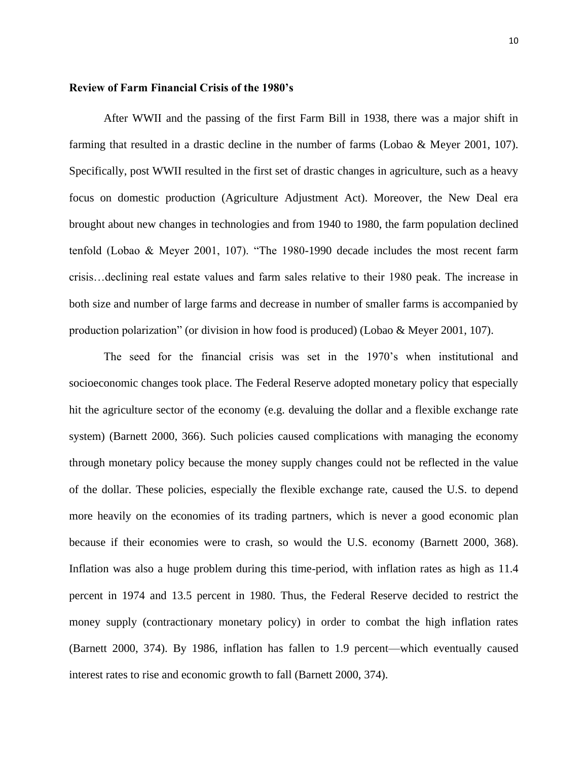**Review of Farm Financial Crisis of the 1980's**

After WWII and the passing of the first Farm Bill in 1938, there was a major shift in farming that resulted in a drastic decline in the number of farms (Lobao & Meyer 2001, 107). Specifically, post WWII resulted in the first set of drastic changes in agriculture, such as a heavy focus on domestic production (Agriculture Adjustment Act). Moreover, the New Deal era brought about new changes in technologies and from 1940 to 1980, the farm population declined tenfold (Lobao & Meyer 2001, 107). "The 1980-1990 decade includes the most recent farm crisis…declining real estate values and farm sales relative to their 1980 peak. The increase in both size and number of large farms and decrease in number of smaller farms is accompanied by production polarization" (or division in how food is produced) (Lobao & Meyer 2001, 107).

The seed for the financial crisis was set in the 1970's when institutional and socioeconomic changes took place. The Federal Reserve adopted monetary policy that especially hit the agriculture sector of the economy (e.g. devaluing the dollar and a flexible exchange rate system) (Barnett 2000, 366). Such policies caused complications with managing the economy through monetary policy because the money supply changes could not be reflected in the value of the dollar. These policies, especially the flexible exchange rate, caused the U.S. to depend more heavily on the economies of its trading partners, which is never a good economic plan because if their economies were to crash, so would the U.S. economy (Barnett 2000, 368). Inflation was also a huge problem during this time-period, with inflation rates as high as 11.4 percent in 1974 and 13.5 percent in 1980. Thus, the Federal Reserve decided to restrict the money supply (contractionary monetary policy) in order to combat the high inflation rates (Barnett 2000, 374). By 1986, inflation has fallen to 1.9 percent—which eventually caused interest rates to rise and economic growth to fall (Barnett 2000, 374).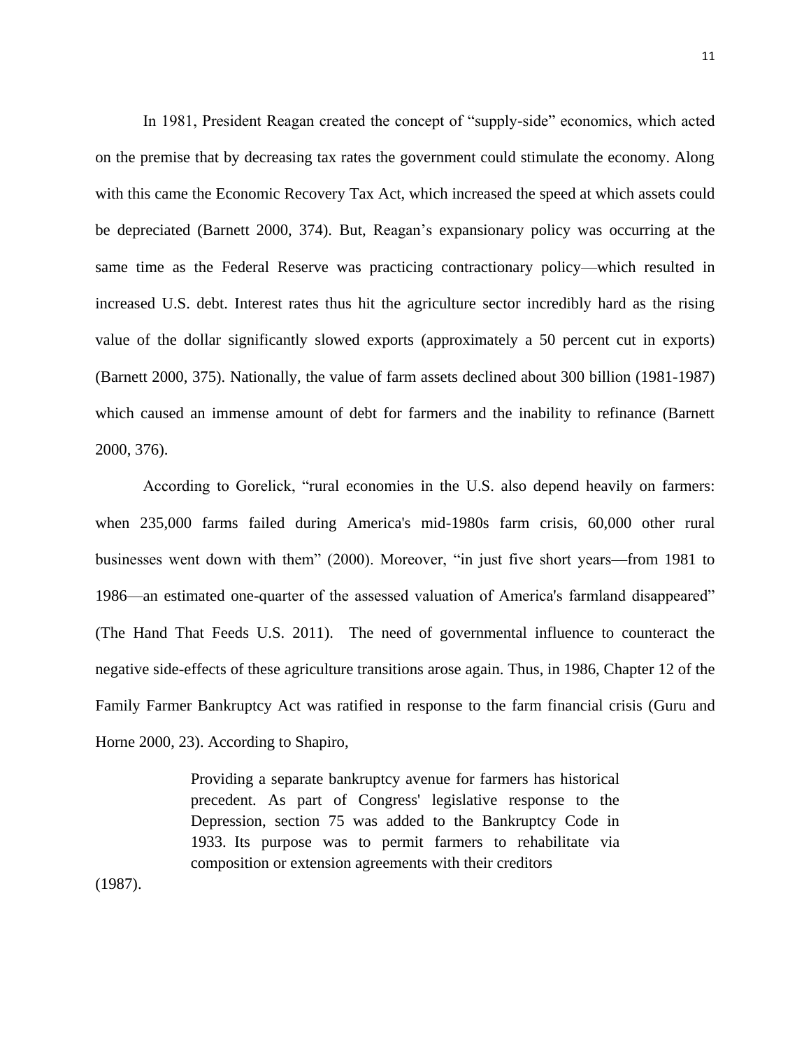In 1981, President Reagan created the concept of "supply-side" economics, which acted on the premise that by decreasing tax rates the government could stimulate the economy. Along with this came the Economic Recovery Tax Act, which increased the speed at which assets could be depreciated (Barnett 2000, 374). But, Reagan's expansionary policy was occurring at the same time as the Federal Reserve was practicing contractionary policy—which resulted in increased U.S. debt. Interest rates thus hit the agriculture sector incredibly hard as the rising value of the dollar significantly slowed exports (approximately a 50 percent cut in exports) (Barnett 2000, 375). Nationally, the value of farm assets declined about 300 billion (1981-1987) which caused an immense amount of debt for farmers and the inability to refinance (Barnett 2000, 376).

According to Gorelick, "rural economies in the U.S. also depend heavily on farmers: when 235,000 farms failed during America's mid-1980s farm crisis, 60,000 other rural businesses went down with them" (2000). Moreover, "in just five short years—from 1981 to 1986—an estimated one-quarter of the assessed valuation of America's farmland disappeared" (The Hand That Feeds U.S. 2011). The need of governmental influence to counteract the negative side-effects of these agriculture transitions arose again. Thus, in 1986, Chapter 12 of the Family Farmer Bankruptcy Act was ratified in response to the farm financial crisis (Guru and Horne 2000, 23). According to Shapiro,

> Providing a separate bankruptcy avenue for farmers has historical precedent. As part of Congress' legislative response to the Depression, section 75 was added to the Bankruptcy Code in 1933. Its purpose was to permit farmers to rehabilitate via composition or extension agreements with their creditors

(1987).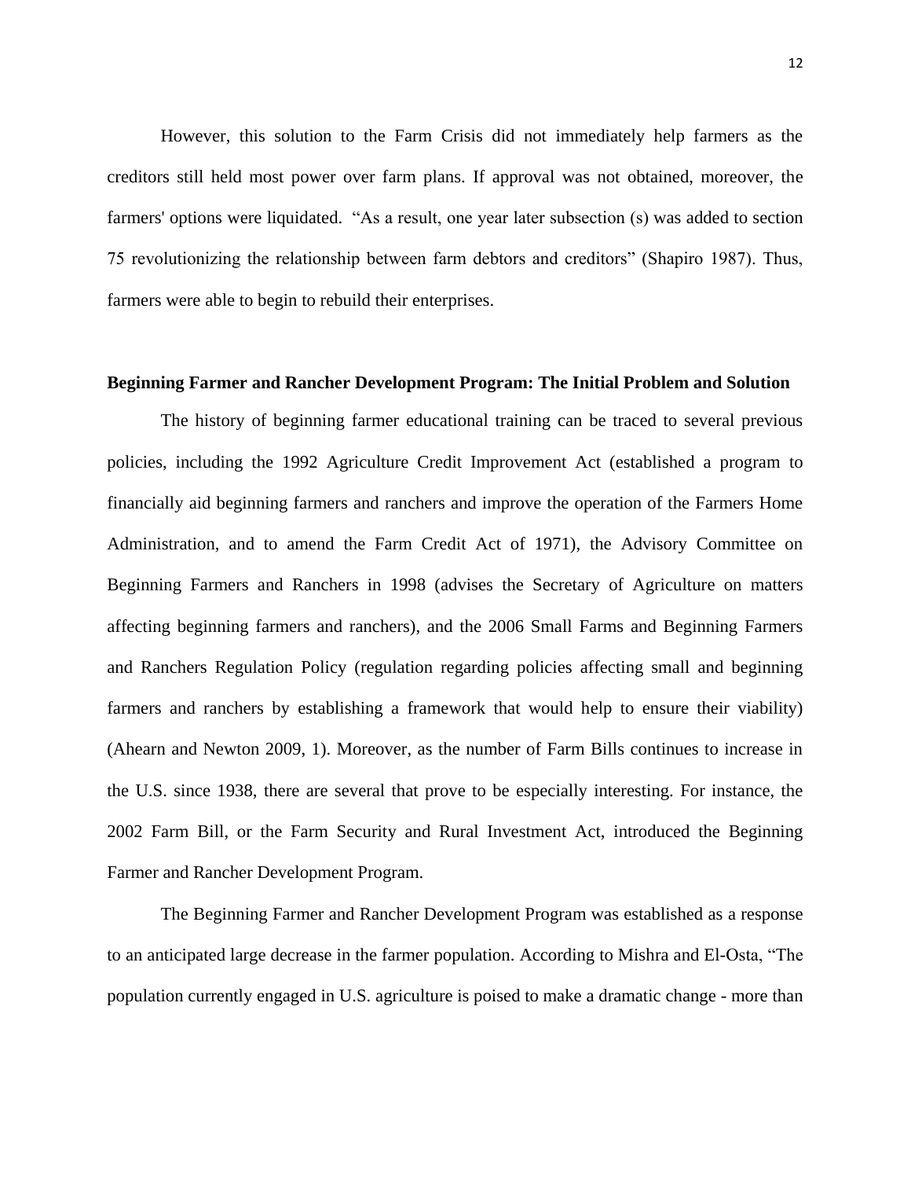However, this solution to the Farm Crisis did not immediately help farmers as the creditors still held most power over farm plans. If approval was not obtained, moreover, the farmers' options were liquidated. "As a result, one year later subsection (s) was added to section 75 revolutionizing the relationship between farm debtors and creditors" (Shapiro 1987). Thus, farmers were able to begin to rebuild their enterprises.

**Beginning Farmer and Rancher Development Program: The Initial Problem and Solution**

The history of beginning farmer educational training can be traced to several previous policies, including the 1992 Agriculture Credit Improvement Act (established a program to financially aid beginning farmers and ranchers and improve the operation of the Farmers Home Administration, and to amend the Farm Credit Act of 1971), the Advisory Committee on Beginning Farmers and Ranchers in 1998 (advises the Secretary of Agriculture on matters affecting beginning farmers and ranchers), and the 2006 Small Farms and Beginning Farmers and Ranchers Regulation Policy (regulation regarding policies affecting small and beginning farmers and ranchers by establishing a framework that would help to ensure their viability) (Ahearn and Newton 2009, 1). Moreover, as the number of Farm Bills continues to increase in the U.S. since 1938, there are several that prove to be especially interesting. For instance, the 2002 Farm Bill, or the Farm Security and Rural Investment Act, introduced the Beginning Farmer and Rancher Development Program.

The Beginning Farmer and Rancher Development Program was established as a response to an anticipated large decrease in the farmer population. According to Mishra and El-Osta, "The population currently engaged in U.S. agriculture is poised to make a dramatic change - more than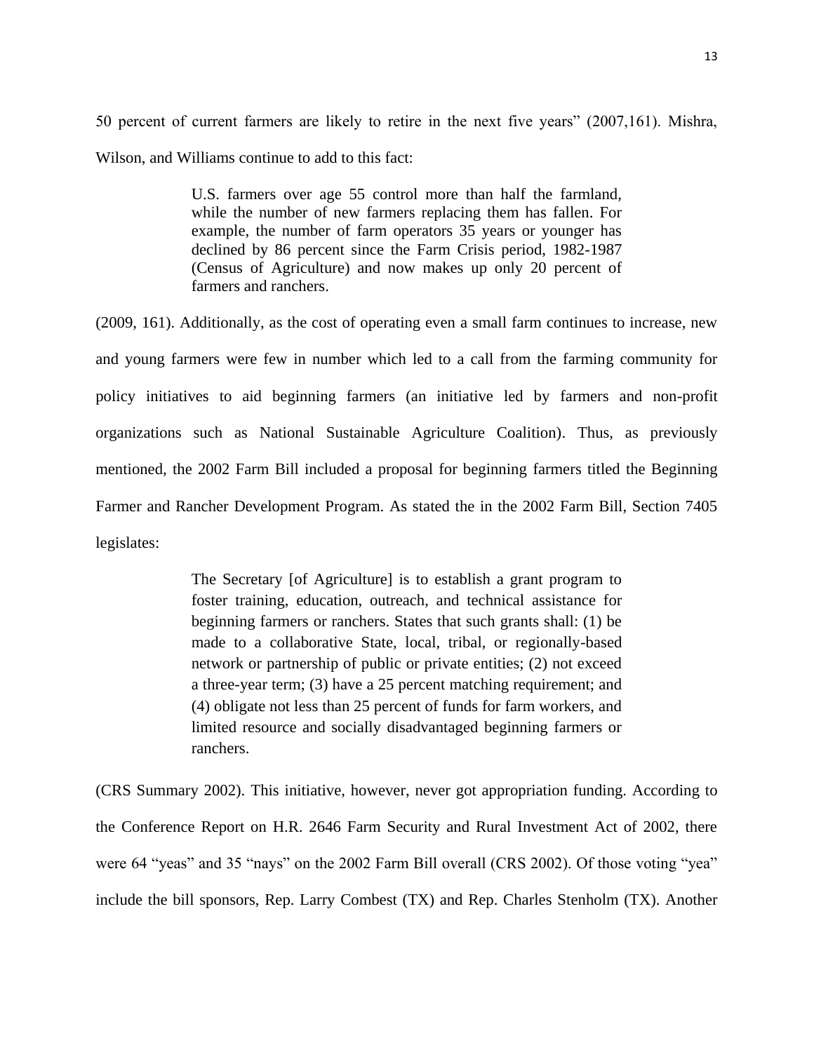50 percent of current farmers are likely to retire in the next five years" (2007,161). Mishra, Wilson, and Williams continue to add to this fact:

> U.S. farmers over age 55 control more than half the farmland, while the number of new farmers replacing them has fallen. For example, the number of farm operators 35 years or younger has declined by 86 percent since the Farm Crisis period, 1982-1987 (Census of Agriculture) and now makes up only 20 percent of farmers and ranchers.

(2009, 161). Additionally, as the cost of operating even a small farm continues to increase, new and young farmers were few in number which led to a call from the farming community for policy initiatives to aid beginning farmers (an initiative led by farmers and non-profit organizations such as National Sustainable Agriculture Coalition). Thus, as previously mentioned, the 2002 Farm Bill included a proposal for beginning farmers titled the Beginning Farmer and Rancher Development Program. As stated the in the 2002 Farm Bill, Section 7405 legislates:

> The Secretary [of Agriculture] is to establish a grant program to foster training, education, outreach, and technical assistance for beginning farmers or ranchers. States that such grants shall: (1) be made to a collaborative State, local, tribal, or regionally-based network or partnership of public or private entities; (2) not exceed a three-year term; (3) have a 25 percent matching requirement; and (4) obligate not less than 25 percent of funds for farm workers, and limited resource and socially disadvantaged beginning farmers or ranchers.

(CRS Summary 2002). This initiative, however, never got appropriation funding. According to the Conference Report on H.R. 2646 Farm Security and Rural Investment Act of 2002, there were 64 "yeas" and 35 "nays" on the 2002 Farm Bill overall (CRS 2002). Of those voting "yea" include the bill sponsors, Rep. Larry Combest (TX) and Rep. Charles Stenholm (TX). Another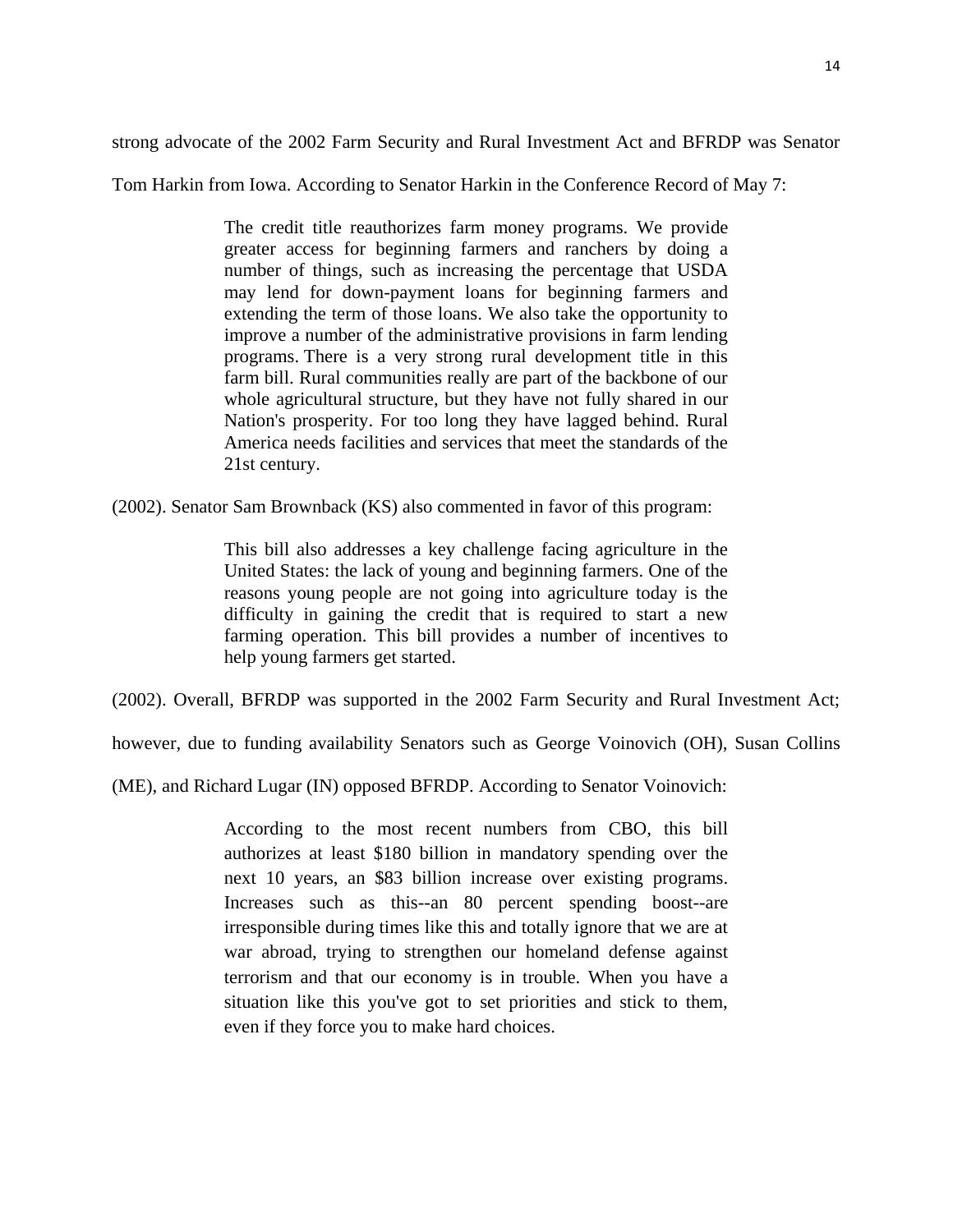strong advocate of the 2002 Farm Security and Rural Investment Act and BFRDP was Senator Tom Harkin from Iowa. According to Senator Harkin in the Conference Record of May 7:

> The credit title reauthorizes farm money programs. We provide greater access for beginning farmers and ranchers by doing a number of things, such as increasing the percentage that USDA may lend for down-payment loans for beginning farmers and extending the term of those loans. We also take the opportunity to improve a number of the administrative provisions in farm lending programs. There is a very strong rural development title in this farm bill. Rural communities really are part of the backbone of our whole agricultural structure, but they have not fully shared in our Nation's prosperity. For too long they have lagged behind. Rural America needs facilities and services that meet the standards of the 21st century.

(2002). Senator Sam Brownback (KS) also commented in favor of this program:

> This bill also addresses a key challenge facing agriculture in the United States: the lack of young and beginning farmers. One of the reasons young people are not going into agriculture today is the difficulty in gaining the credit that is required to start a new farming operation. This bill provides a number of incentives to help young farmers get started.

(2002). Overall, BFRDP was supported in the 2002 Farm Security and Rural Investment Act; however, due to funding availability Senators such as George Voinovich (OH), Susan Collins (ME), and Richard Lugar (IN) opposed BFRDP. According to Senator Voinovich:

> According to the most recent numbers from CBO, this bill authorizes at least $180 billion in mandatory spending over the next 10 years, an $83 billion increase over existing programs. Increases such as this--an 80 percent spending boost--are irresponsible during times like this and totally ignore that we are at war abroad, trying to strengthen our homeland defense against terrorism and that our economy is in trouble. When you have a situation like this you've got to set priorities and stick to them, even if they force you to make hard choices.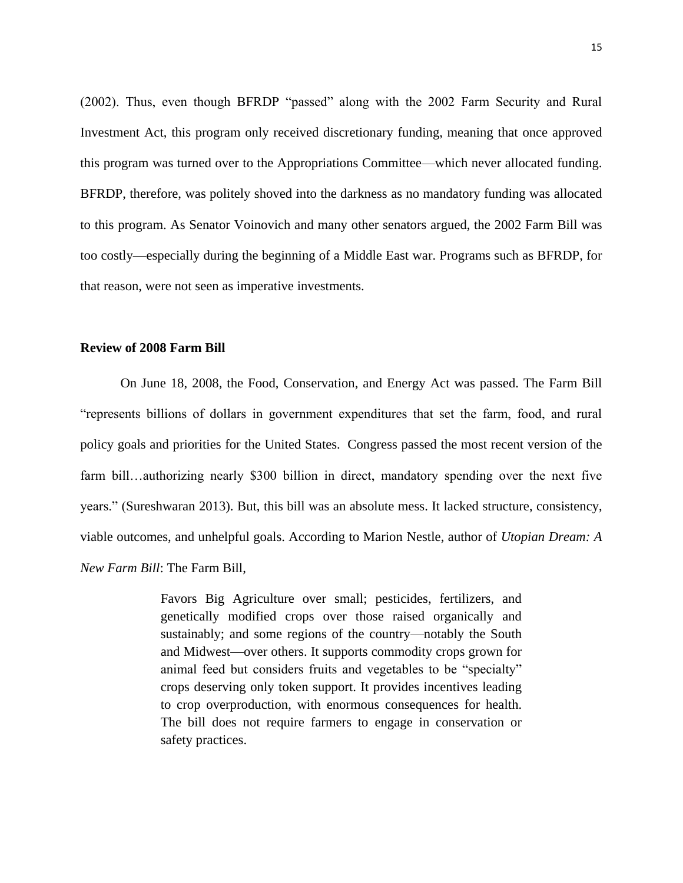(2002). Thus, even though BFRDP "passed" along with the 2002 Farm Security and Rural Investment Act, this program only received discretionary funding, meaning that once approved this program was turned over to the Appropriations Committee—which never allocated funding. BFRDP, therefore, was politely shoved into the darkness as no mandatory funding was allocated to this program. As Senator Voinovich and many other senators argued, the 2002 Farm Bill was too costly—especially during the beginning of a Middle East war. Programs such as BFRDP, for that reason, were not seen as imperative investments.

**Review of 2008 Farm Bill**

On June 18, 2008, the Food, Conservation, and Energy Act was passed. The Farm Bill "represents billions of dollars in government expenditures that set the farm, food, and rural policy goals and priorities for the United States. Congress passed the most recent version of the farm bill…authorizing nearly $300 billion in direct, mandatory spending over the next five years." (Sureshwaran 2013). But, this bill was an absolute mess. It lacked structure, consistency, viable outcomes, and unhelpful goals. According to Marion Nestle, author of *Utopian Dream: A New Farm Bill*: The Farm Bill,

> Favors Big Agriculture over small; pesticides, fertilizers, and genetically modified crops over those raised organically and sustainably; and some regions of the country—notably the South and Midwest—over others. It supports commodity crops grown for animal feed but considers fruits and vegetables to be "specialty" crops deserving only token support. It provides incentives leading to crop overproduction, with enormous consequences for health. The bill does not require farmers to engage in conservation or safety practices.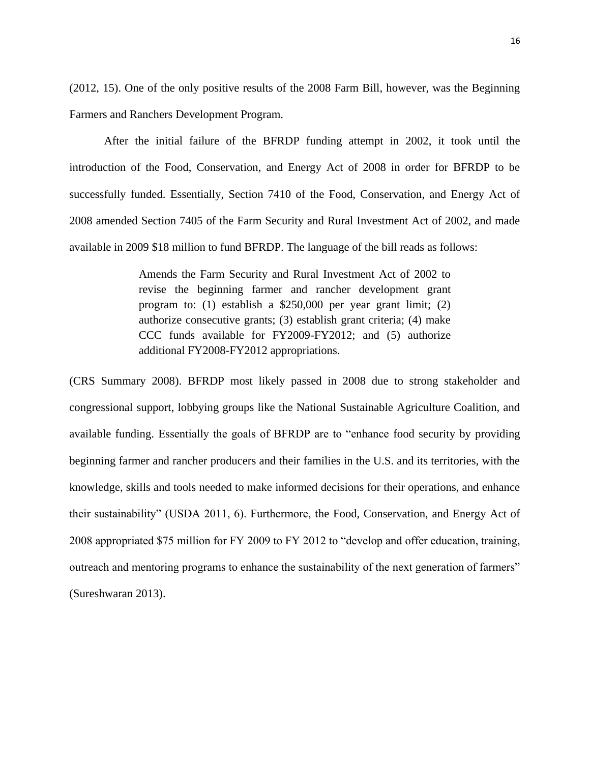(2012, 15). One of the only positive results of the 2008 Farm Bill, however, was the Beginning Farmers and Ranchers Development Program.

After the initial failure of the BFRDP funding attempt in 2002, it took until the introduction of the Food, Conservation, and Energy Act of 2008 in order for BFRDP to be successfully funded. Essentially, Section 7410 of the Food, Conservation, and Energy Act of 2008 amended Section 7405 of the Farm Security and Rural Investment Act of 2002, and made available in 2009 $18 million to fund BFRDP. The language of the bill reads as follows:

> Amends the Farm Security and Rural Investment Act of 2002 to revise the beginning farmer and rancher development grant program to: (1) establish a $250,000 per year grant limit; (2) authorize consecutive grants; (3) establish grant criteria; (4) make CCC funds available for FY2009-FY2012; and (5) authorize additional FY2008-FY2012 appropriations.

(CRS Summary 2008). BFRDP most likely passed in 2008 due to strong stakeholder and congressional support, lobbying groups like the National Sustainable Agriculture Coalition, and available funding. Essentially the goals of BFRDP are to "enhance food security by providing beginning farmer and rancher producers and their families in the U.S. and its territories, with the knowledge, skills and tools needed to make informed decisions for their operations, and enhance their sustainability" (USDA 2011, 6). Furthermore, the Food, Conservation, and Energy Act of 2008 appropriated $75 million for FY 2009 to FY 2012 to "develop and offer education, training, outreach and mentoring programs to enhance the sustainability of the next generation of farmers" (Sureshwaran 2013).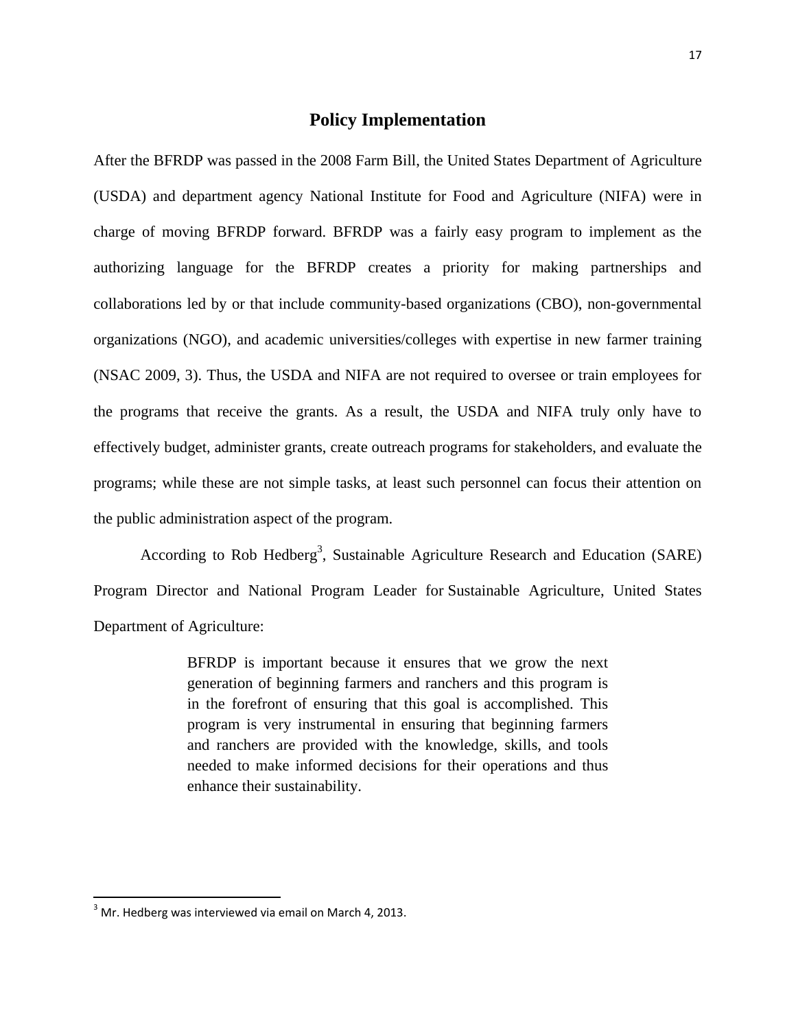## Policy Implementation

After the BFRDP was passed in the 2008 Farm Bill, the United States Department of Agriculture (USDA) and department agency National Institute for Food and Agriculture (NIFA) were in charge of moving BFRDP forward. BFRDP was a fairly easy program to implement as the authorizing language for the BFRDP creates a priority for making partnerships and collaborations led by or that include community-based organizations (CBO), non-governmental organizations (NGO), and academic universities/colleges with expertise in new farmer training (NSAC 2009, 3). Thus, the USDA and NIFA are not required to oversee or train employees for the programs that receive the grants. As a result, the USDA and NIFA truly only have to effectively budget, administer grants, create outreach programs for stakeholders, and evaluate the programs; while these are not simple tasks, at least such personnel can focus their attention on the public administration aspect of the program.

According to Rob Hedberg[3], Sustainable Agriculture Research and Education (SARE) Program Director and National Program Leader for Sustainable Agriculture, United States Department of Agriculture:

> BFRDP is important because it ensures that we grow the next generation of beginning farmers and ranchers and this program is in the forefront of ensuring that this goal is accomplished. This program is very instrumental in ensuring that beginning farmers and ranchers are provided with the knowledge, skills, and tools needed to make informed decisions for their operations and thus enhance their sustainability.

[3] Mr. Hedberg was interviewed via email on March 4, 2013.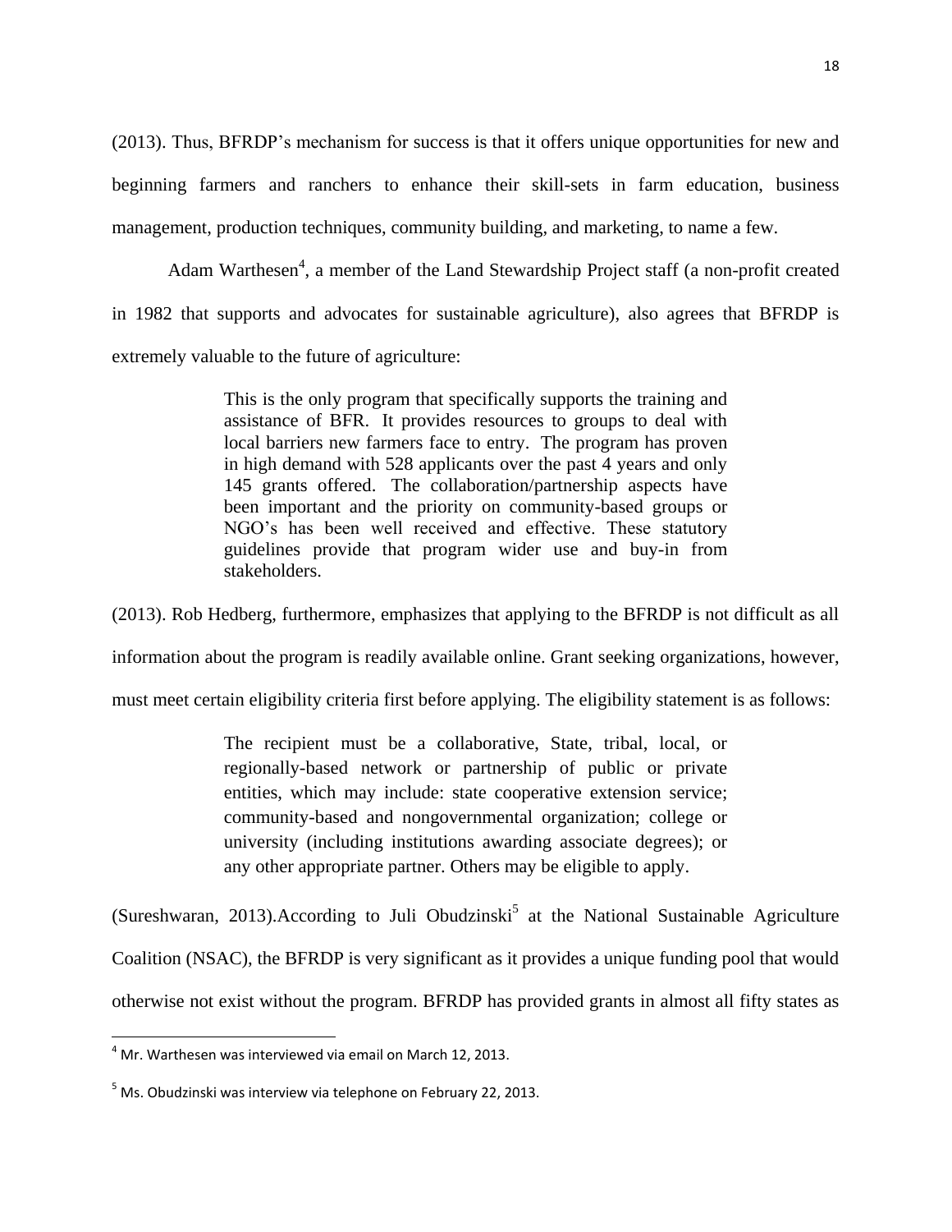(2013). Thus, BFRDP's mechanism for success is that it offers unique opportunities for new and beginning farmers and ranchers to enhance their skill-sets in farm education, business management, production techniques, community building, and marketing, to name a few.

Adam Warthesen[4], a member of the Land Stewardship Project staff (a non-profit created in 1982 that supports and advocates for sustainable agriculture), also agrees that BFRDP is extremely valuable to the future of agriculture:

> This is the only program that specifically supports the training and assistance of BFR. It provides resources to groups to deal with local barriers new farmers face to entry. The program has proven in high demand with 528 applicants over the past 4 years and only 145 grants offered. The collaboration/partnership aspects have been important and the priority on community-based groups or NGO's has been well received and effective. These statutory guidelines provide that program wider use and buy-in from stakeholders.

(2013). Rob Hedberg, furthermore, emphasizes that applying to the BFRDP is not difficult as all information about the program is readily available online. Grant seeking organizations, however, must meet certain eligibility criteria first before applying. The eligibility statement is as follows:

> The recipient must be a collaborative, State, tribal, local, or regionally-based network or partnership of public or private entities, which may include: state cooperative extension service; community-based and nongovernmental organization; college or university (including institutions awarding associate degrees); or any other appropriate partner. Others may be eligible to apply.

(Sureshwaran, 2013).According to Juli Obudzinski[5] at the National Sustainable Agriculture Coalition (NSAC), the BFRDP is very significant as it provides a unique funding pool that would otherwise not exist without the program. BFRDP has provided grants in almost all fifty states as

---

[4] Mr. Warthesen was interviewed via email on March 12, 2013.

[5] Ms. Obudzinski was interview via telephone on February 22, 2013.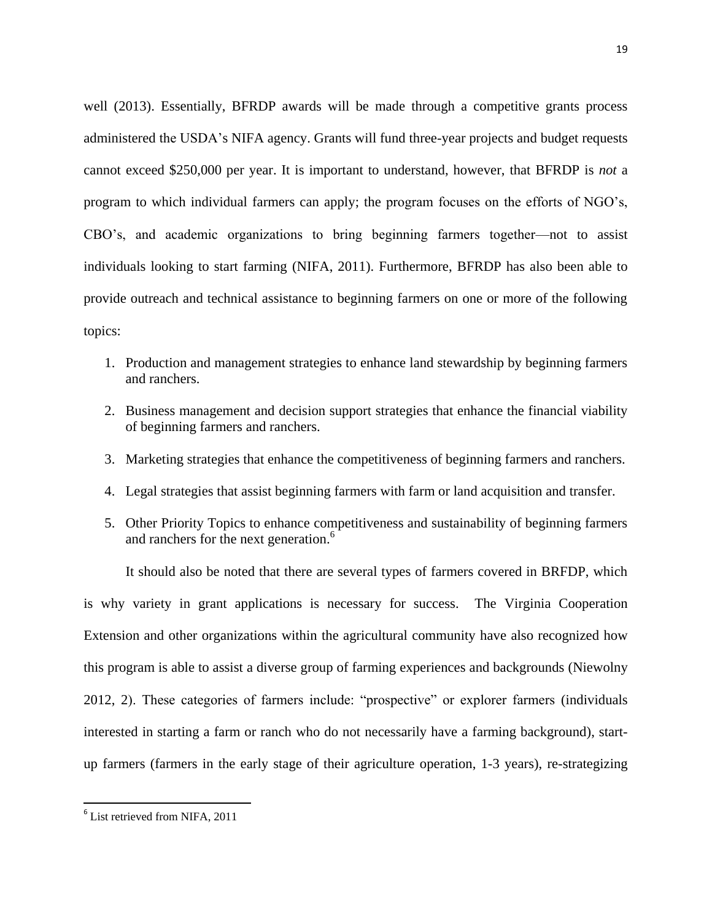well (2013). Essentially, BFRDP awards will be made through a competitive grants process administered the USDA's NIFA agency. Grants will fund three-year projects and budget requests cannot exceed $250,000 per year. It is important to understand, however, that BFRDP is *not* a program to which individual farmers can apply; the program focuses on the efforts of NGO's, CBO's, and academic organizations to bring beginning farmers together—not to assist individuals looking to start farming (NIFA, 2011). Furthermore, BFRDP has also been able to provide outreach and technical assistance to beginning farmers on one or more of the following topics:

1. Production and management strategies to enhance land stewardship by beginning farmers and ranchers.
2. Business management and decision support strategies that enhance the financial viability of beginning farmers and ranchers.
3. Marketing strategies that enhance the competitiveness of beginning farmers and ranchers.
4. Legal strategies that assist beginning farmers with farm or land acquisition and transfer.
5. Other Priority Topics to enhance competitiveness and sustainability of beginning farmers and ranchers for the next generation.[6]

It should also be noted that there are several types of farmers covered in BRFDP, which is why variety in grant applications is necessary for success. The Virginia Cooperation Extension and other organizations within the agricultural community have also recognized how this program is able to assist a diverse group of farming experiences and backgrounds (Niewolny 2012, 2). These categories of farmers include: "prospective" or explorer farmers (individuals interested in starting a farm or ranch who do not necessarily have a farming background), start-up farmers (farmers in the early stage of their agriculture operation, 1-3 years), re-strategizing

[6] List retrieved from NIFA, 2011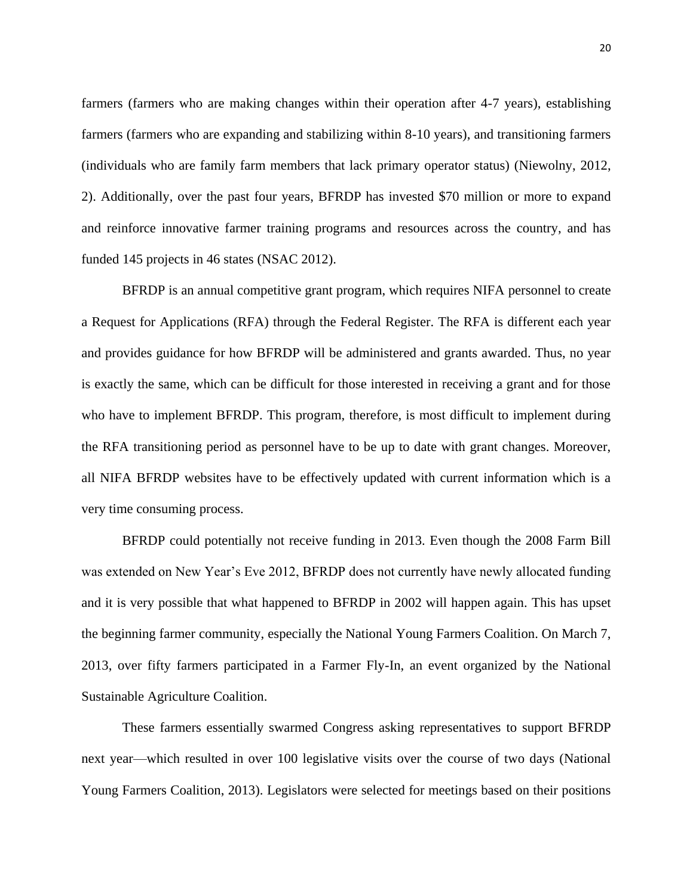farmers (farmers who are making changes within their operation after 4-7 years), establishing farmers (farmers who are expanding and stabilizing within 8-10 years), and transitioning farmers (individuals who are family farm members that lack primary operator status) (Niewolny, 2012, 2). Additionally, over the past four years, BFRDP has invested $70 million or more to expand and reinforce innovative farmer training programs and resources across the country, and has funded 145 projects in 46 states (NSAC 2012).

BFRDP is an annual competitive grant program, which requires NIFA personnel to create a Request for Applications (RFA) through the Federal Register. The RFA is different each year and provides guidance for how BFRDP will be administered and grants awarded. Thus, no year is exactly the same, which can be difficult for those interested in receiving a grant and for those who have to implement BFRDP. This program, therefore, is most difficult to implement during the RFA transitioning period as personnel have to be up to date with grant changes. Moreover, all NIFA BFRDP websites have to be effectively updated with current information which is a very time consuming process.

BFRDP could potentially not receive funding in 2013. Even though the 2008 Farm Bill was extended on New Year's Eve 2012, BFRDP does not currently have newly allocated funding and it is very possible that what happened to BFRDP in 2002 will happen again. This has upset the beginning farmer community, especially the National Young Farmers Coalition. On March 7, 2013, over fifty farmers participated in a Farmer Fly-In, an event organized by the National Sustainable Agriculture Coalition.

These farmers essentially swarmed Congress asking representatives to support BFRDP next year—which resulted in over 100 legislative visits over the course of two days (National Young Farmers Coalition, 2013). Legislators were selected for meetings based on their positions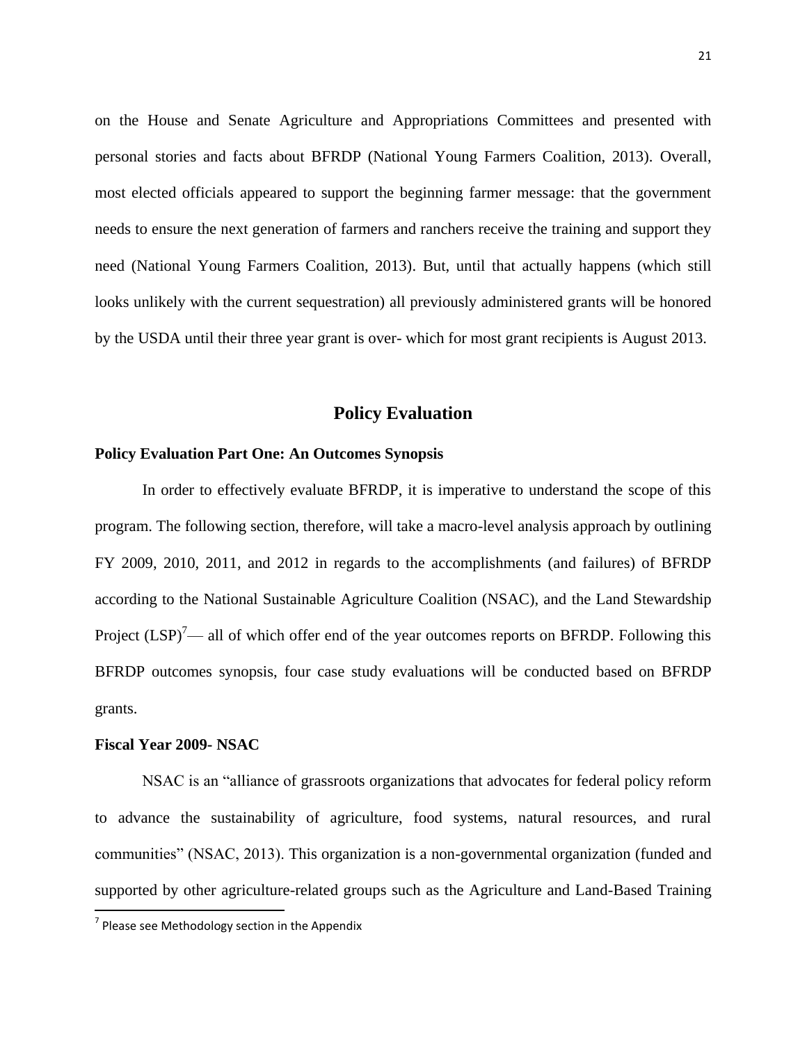on the House and Senate Agriculture and Appropriations Committees and presented with personal stories and facts about BFRDP (National Young Farmers Coalition, 2013). Overall, most elected officials appeared to support the beginning farmer message: that the government needs to ensure the next generation of farmers and ranchers receive the training and support they need (National Young Farmers Coalition, 2013). But, until that actually happens (which still looks unlikely with the current sequestration) all previously administered grants will be honored by the USDA until their three year grant is over- which for most grant recipients is August 2013.

## Policy Evaluation

### Policy Evaluation Part One: An Outcomes Synopsis

In order to effectively evaluate BFRDP, it is imperative to understand the scope of this program. The following section, therefore, will take a macro-level analysis approach by outlining FY 2009, 2010, 2011, and 2012 in regards to the accomplishments (and failures) of BFRDP according to the National Sustainable Agriculture Coalition (NSAC), and the Land Stewardship Project (LSP)[7]— all of which offer end of the year outcomes reports on BFRDP. Following this BFRDP outcomes synopsis, four case study evaluations will be conducted based on BFRDP grants.

### Fiscal Year 2009- NSAC

NSAC is an "alliance of grassroots organizations that advocates for federal policy reform to advance the sustainability of agriculture, food systems, natural resources, and rural communities" (NSAC, 2013). This organization is a non-governmental organization (funded and supported by other agriculture-related groups such as the Agriculture and Land-Based Training

[7] Please see Methodology section in the Appendix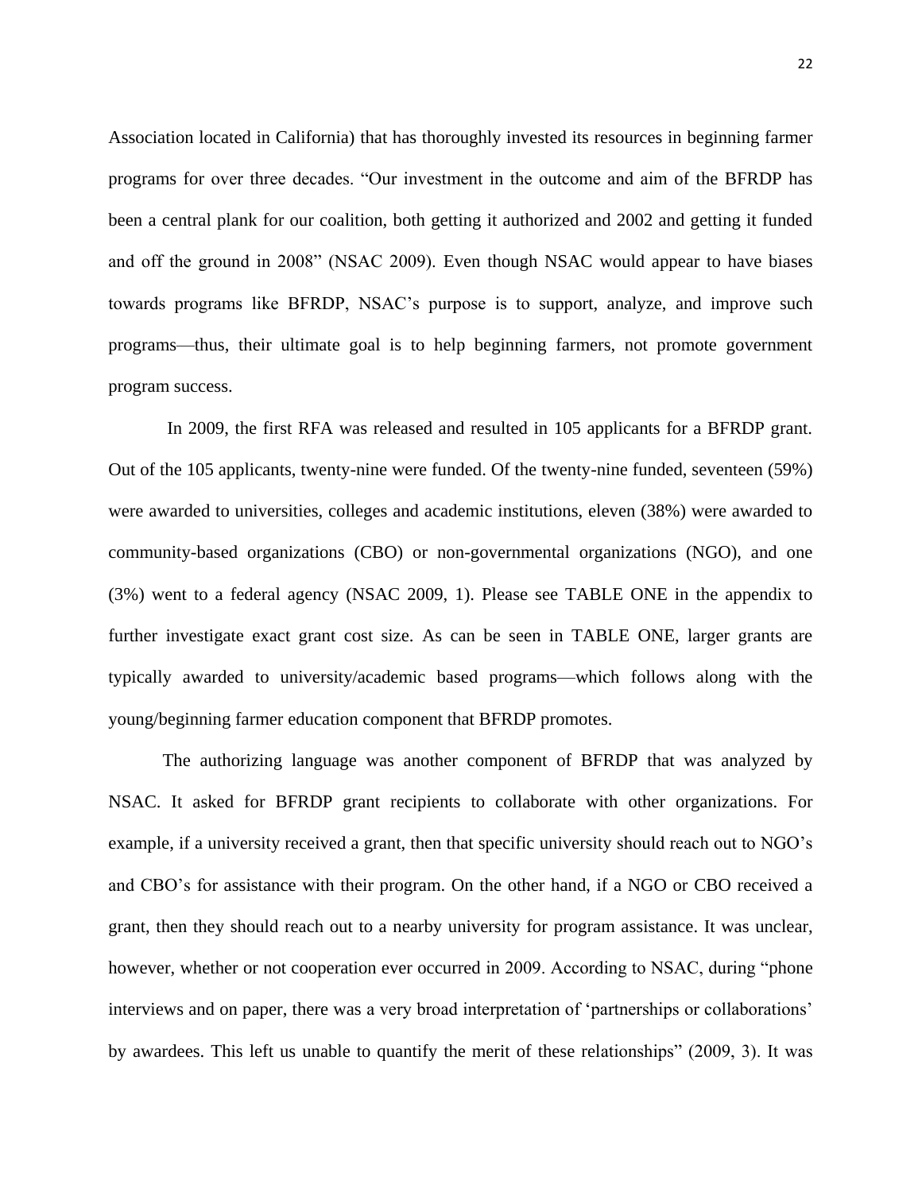Association located in California) that has thoroughly invested its resources in beginning farmer programs for over three decades. "Our investment in the outcome and aim of the BFRDP has been a central plank for our coalition, both getting it authorized and 2002 and getting it funded and off the ground in 2008" (NSAC 2009). Even though NSAC would appear to have biases towards programs like BFRDP, NSAC's purpose is to support, analyze, and improve such programs—thus, their ultimate goal is to help beginning farmers, not promote government program success.

In 2009, the first RFA was released and resulted in 105 applicants for a BFRDP grant. Out of the 105 applicants, twenty-nine were funded. Of the twenty-nine funded, seventeen (59%) were awarded to universities, colleges and academic institutions, eleven (38%) were awarded to community-based organizations (CBO) or non-governmental organizations (NGO), and one (3%) went to a federal agency (NSAC 2009, 1). Please see TABLE ONE in the appendix to further investigate exact grant cost size. As can be seen in TABLE ONE, larger grants are typically awarded to university/academic based programs—which follows along with the young/beginning farmer education component that BFRDP promotes.

The authorizing language was another component of BFRDP that was analyzed by NSAC. It asked for BFRDP grant recipients to collaborate with other organizations. For example, if a university received a grant, then that specific university should reach out to NGO's and CBO's for assistance with their program. On the other hand, if a NGO or CBO received a grant, then they should reach out to a nearby university for program assistance. It was unclear, however, whether or not cooperation ever occurred in 2009. According to NSAC, during "phone interviews and on paper, there was a very broad interpretation of 'partnerships or collaborations' by awardees. This left us unable to quantify the merit of these relationships" (2009, 3). It was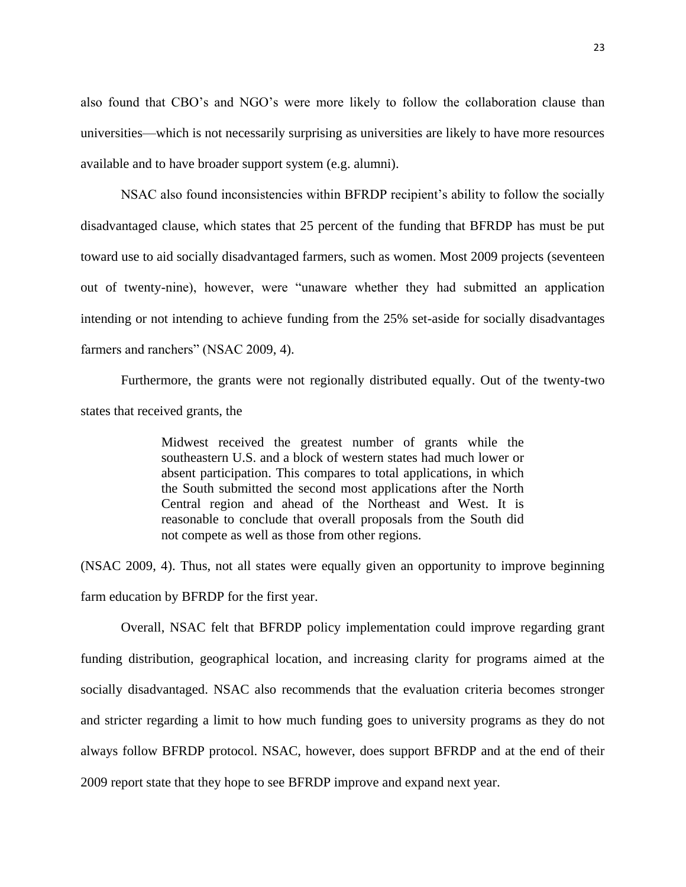also found that CBO's and NGO's were more likely to follow the collaboration clause than universities—which is not necessarily surprising as universities are likely to have more resources available and to have broader support system (e.g. alumni).

NSAC also found inconsistencies within BFRDP recipient's ability to follow the socially disadvantaged clause, which states that 25 percent of the funding that BFRDP has must be put toward use to aid socially disadvantaged farmers, such as women. Most 2009 projects (seventeen out of twenty-nine), however, were "unaware whether they had submitted an application intending or not intending to achieve funding from the 25% set-aside for socially disadvantages farmers and ranchers" (NSAC 2009, 4).

Furthermore, the grants were not regionally distributed equally. Out of the twenty-two states that received grants, the

> Midwest received the greatest number of grants while the southeastern U.S. and a block of western states had much lower or absent participation. This compares to total applications, in which the South submitted the second most applications after the North Central region and ahead of the Northeast and West. It is reasonable to conclude that overall proposals from the South did not compete as well as those from other regions.

(NSAC 2009, 4). Thus, not all states were equally given an opportunity to improve beginning farm education by BFRDP for the first year.

Overall, NSAC felt that BFRDP policy implementation could improve regarding grant funding distribution, geographical location, and increasing clarity for programs aimed at the socially disadvantaged. NSAC also recommends that the evaluation criteria becomes stronger and stricter regarding a limit to how much funding goes to university programs as they do not always follow BFRDP protocol. NSAC, however, does support BFRDP and at the end of their 2009 report state that they hope to see BFRDP improve and expand next year.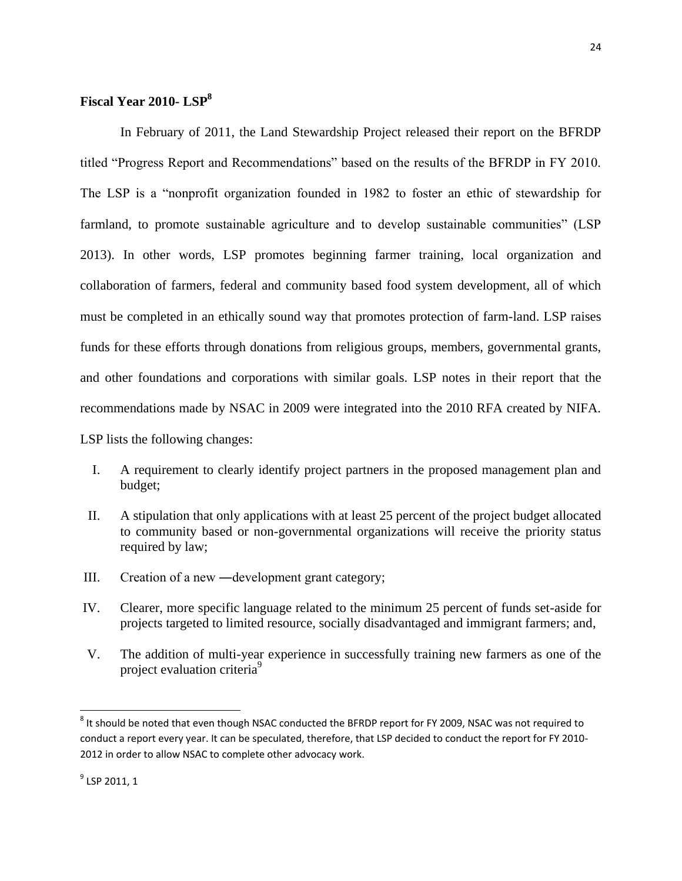### Fiscal Year 2010- LSP[8]

In February of 2011, the Land Stewardship Project released their report on the BFRDP titled "Progress Report and Recommendations" based on the results of the BFRDP in FY 2010. The LSP is a "nonprofit organization founded in 1982 to foster an ethic of stewardship for farmland, to promote sustainable agriculture and to develop sustainable communities" (LSP 2013). In other words, LSP promotes beginning farmer training, local organization and collaboration of farmers, federal and community based food system development, all of which must be completed in an ethically sound way that promotes protection of farm-land. LSP raises funds for these efforts through donations from religious groups, members, governmental grants, and other foundations and corporations with similar goals. LSP notes in their report that the recommendations made by NSAC in 2009 were integrated into the 2010 RFA created by NIFA. LSP lists the following changes:

I. A requirement to clearly identify project partners in the proposed management plan and budget;

II. A stipulation that only applications with at least 25 percent of the project budget allocated to community based or non-governmental organizations will receive the priority status required by law;

III. Creation of a new ―development grant category;

IV. Clearer, more specific language related to the minimum 25 percent of funds set-aside for projects targeted to limited resource, socially disadvantaged and immigrant farmers; and,

V. The addition of multi-year experience in successfully training new farmers as one of the project evaluation criteria[9]

---

[8] It should be noted that even though NSAC conducted the BFRDP report for FY 2009, NSAC was not required to conduct a report every year. It can be speculated, therefore, that LSP decided to conduct the report for FY 2010-2012 in order to allow NSAC to complete other advocacy work.

[9] LSP 2011, 1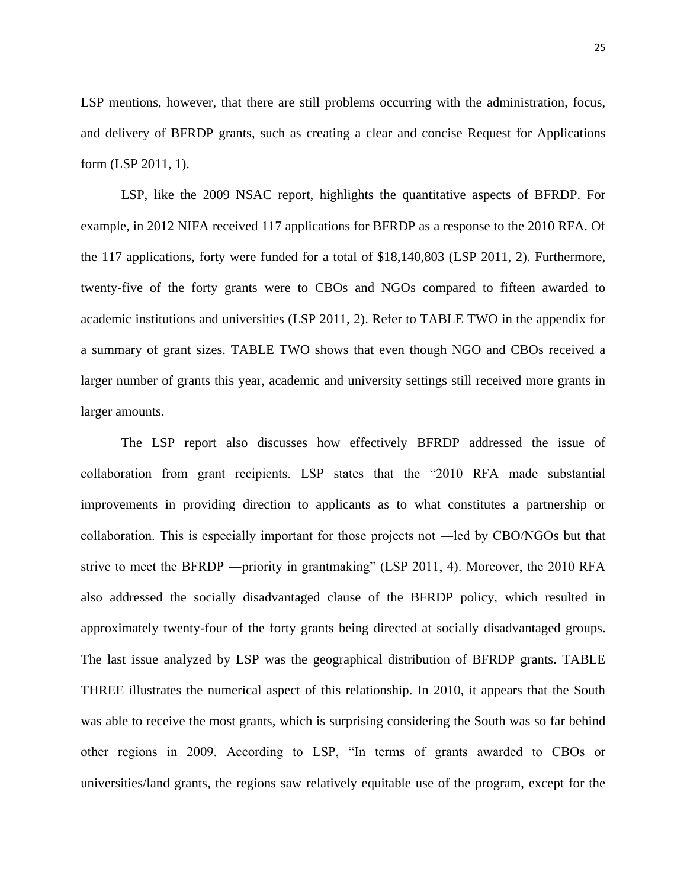LSP mentions, however, that there are still problems occurring with the administration, focus, and delivery of BFRDP grants, such as creating a clear and concise Request for Applications form (LSP 2011, 1).

LSP, like the 2009 NSAC report, highlights the quantitative aspects of BFRDP. For example, in 2012 NIFA received 117 applications for BFRDP as a response to the 2010 RFA. Of the 117 applications, forty were funded for a total of $18,140,803 (LSP 2011, 2). Furthermore, twenty-five of the forty grants were to CBOs and NGOs compared to fifteen awarded to academic institutions and universities (LSP 2011, 2). Refer to TABLE TWO in the appendix for a summary of grant sizes. TABLE TWO shows that even though NGO and CBOs received a larger number of grants this year, academic and university settings still received more grants in larger amounts.

The LSP report also discusses how effectively BFRDP addressed the issue of collaboration from grant recipients. LSP states that the "2010 RFA made substantial improvements in providing direction to applicants as to what constitutes a partnership or collaboration. This is especially important for those projects not ―led by CBO/NGOs but that strive to meet the BFRDP ―priority in grantmaking" (LSP 2011, 4). Moreover, the 2010 RFA also addressed the socially disadvantaged clause of the BFRDP policy, which resulted in approximately twenty-four of the forty grants being directed at socially disadvantaged groups. The last issue analyzed by LSP was the geographical distribution of BFRDP grants. TABLE THREE illustrates the numerical aspect of this relationship. In 2010, it appears that the South was able to receive the most grants, which is surprising considering the South was so far behind other regions in 2009. According to LSP, "In terms of grants awarded to CBOs or universities/land grants, the regions saw relatively equitable use of the program, except for the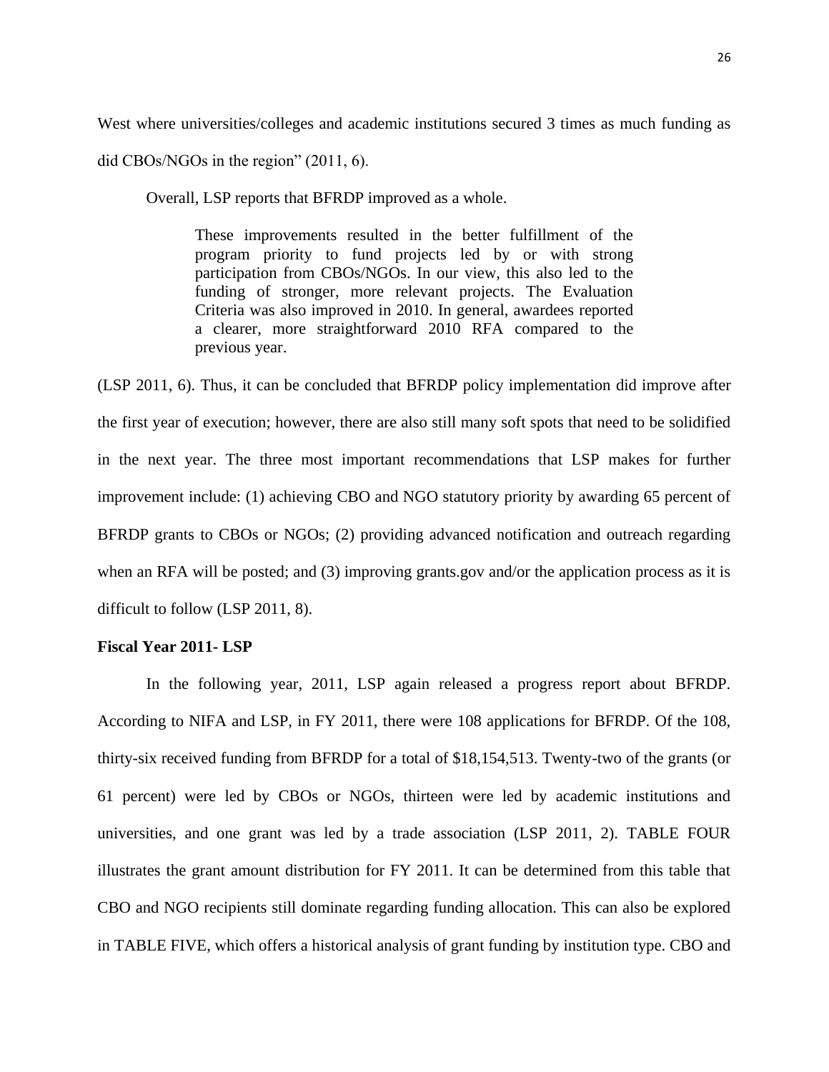West where universities/colleges and academic institutions secured 3 times as much funding as did CBOs/NGOs in the region" (2011, 6).

Overall, LSP reports that BFRDP improved as a whole.

> These improvements resulted in the better fulfillment of the program priority to fund projects led by or with strong participation from CBOs/NGOs. In our view, this also led to the funding of stronger, more relevant projects. The Evaluation Criteria was also improved in 2010. In general, awardees reported a clearer, more straightforward 2010 RFA compared to the previous year.

(LSP 2011, 6). Thus, it can be concluded that BFRDP policy implementation did improve after the first year of execution; however, there are also still many soft spots that need to be solidified in the next year. The three most important recommendations that LSP makes for further improvement include: (1) achieving CBO and NGO statutory priority by awarding 65 percent of BFRDP grants to CBOs or NGOs; (2) providing advanced notification and outreach regarding when an RFA will be posted; and (3) improving grants.gov and/or the application process as it is difficult to follow (LSP 2011, 8).

**Fiscal Year 2011- LSP**

In the following year, 2011, LSP again released a progress report about BFRDP. According to NIFA and LSP, in FY 2011, there were 108 applications for BFRDP. Of the 108, thirty-six received funding from BFRDP for a total of $18,154,513. Twenty-two of the grants (or 61 percent) were led by CBOs or NGOs, thirteen were led by academic institutions and universities, and one grant was led by a trade association (LSP 2011, 2). TABLE FOUR illustrates the grant amount distribution for FY 2011. It can be determined from this table that CBO and NGO recipients still dominate regarding funding allocation. This can also be explored in TABLE FIVE, which offers a historical analysis of grant funding by institution type. CBO and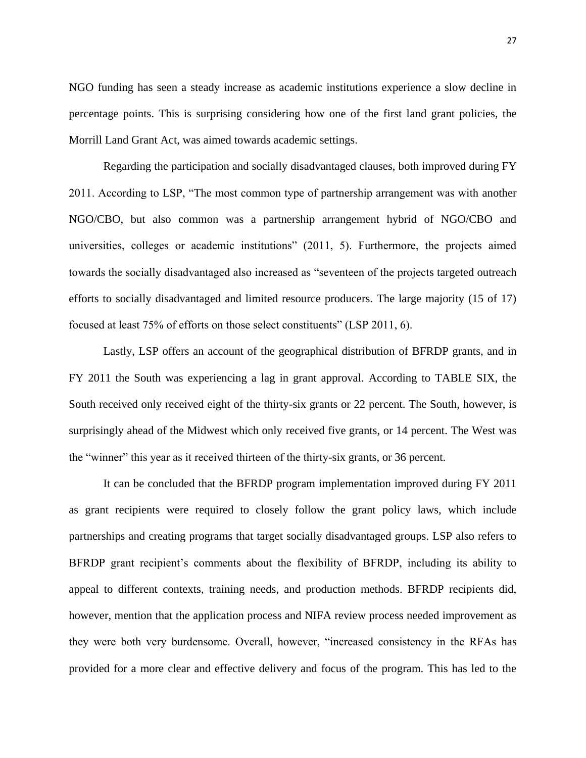NGO funding has seen a steady increase as academic institutions experience a slow decline in percentage points. This is surprising considering how one of the first land grant policies, the Morrill Land Grant Act, was aimed towards academic settings.

Regarding the participation and socially disadvantaged clauses, both improved during FY 2011. According to LSP, "The most common type of partnership arrangement was with another NGO/CBO, but also common was a partnership arrangement hybrid of NGO/CBO and universities, colleges or academic institutions" (2011, 5). Furthermore, the projects aimed towards the socially disadvantaged also increased as "seventeen of the projects targeted outreach efforts to socially disadvantaged and limited resource producers. The large majority (15 of 17) focused at least 75% of efforts on those select constituents" (LSP 2011, 6).

Lastly, LSP offers an account of the geographical distribution of BFRDP grants, and in FY 2011 the South was experiencing a lag in grant approval. According to TABLE SIX, the South received only received eight of the thirty-six grants or 22 percent. The South, however, is surprisingly ahead of the Midwest which only received five grants, or 14 percent. The West was the "winner" this year as it received thirteen of the thirty-six grants, or 36 percent.

It can be concluded that the BFRDP program implementation improved during FY 2011 as grant recipients were required to closely follow the grant policy laws, which include partnerships and creating programs that target socially disadvantaged groups. LSP also refers to BFRDP grant recipient's comments about the flexibility of BFRDP, including its ability to appeal to different contexts, training needs, and production methods. BFRDP recipients did, however, mention that the application process and NIFA review process needed improvement as they were both very burdensome. Overall, however, "increased consistency in the RFAs has provided for a more clear and effective delivery and focus of the program. This has led to the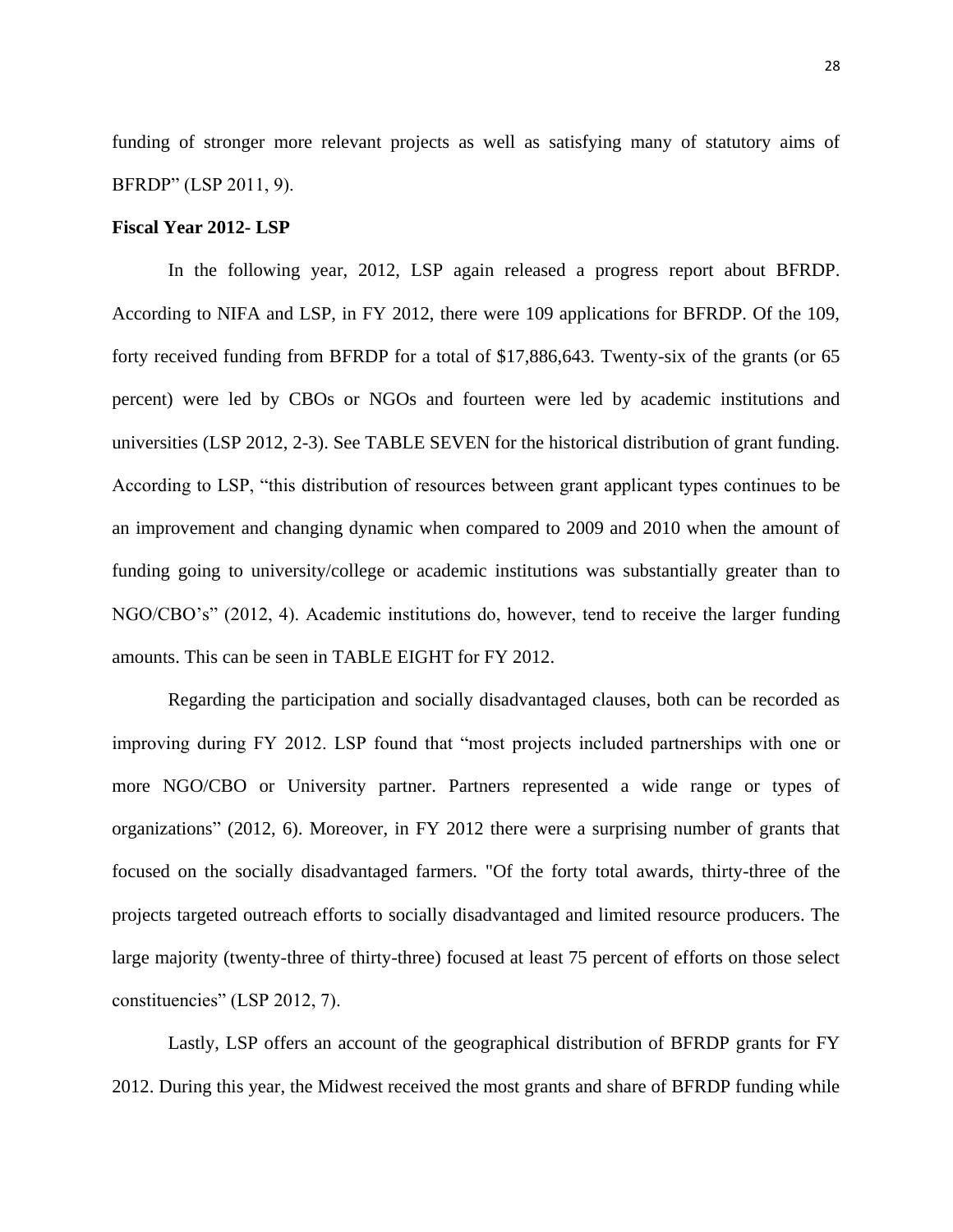funding of stronger more relevant projects as well as satisfying many of statutory aims of BFRDP" (LSP 2011, 9).

**Fiscal Year 2012- LSP**

In the following year, 2012, LSP again released a progress report about BFRDP. According to NIFA and LSP, in FY 2012, there were 109 applications for BFRDP. Of the 109, forty received funding from BFRDP for a total of $17,886,643. Twenty-six of the grants (or 65 percent) were led by CBOs or NGOs and fourteen were led by academic institutions and universities (LSP 2012, 2-3). See TABLE SEVEN for the historical distribution of grant funding. According to LSP, "this distribution of resources between grant applicant types continues to be an improvement and changing dynamic when compared to 2009 and 2010 when the amount of funding going to university/college or academic institutions was substantially greater than to NGO/CBO's" (2012, 4). Academic institutions do, however, tend to receive the larger funding amounts. This can be seen in TABLE EIGHT for FY 2012.

Regarding the participation and socially disadvantaged clauses, both can be recorded as improving during FY 2012. LSP found that "most projects included partnerships with one or more NGO/CBO or University partner. Partners represented a wide range or types of organizations" (2012, 6). Moreover, in FY 2012 there were a surprising number of grants that focused on the socially disadvantaged farmers. "Of the forty total awards, thirty-three of the projects targeted outreach efforts to socially disadvantaged and limited resource producers. The large majority (twenty-three of thirty-three) focused at least 75 percent of efforts on those select constituencies" (LSP 2012, 7).

Lastly, LSP offers an account of the geographical distribution of BFRDP grants for FY 2012. During this year, the Midwest received the most grants and share of BFRDP funding while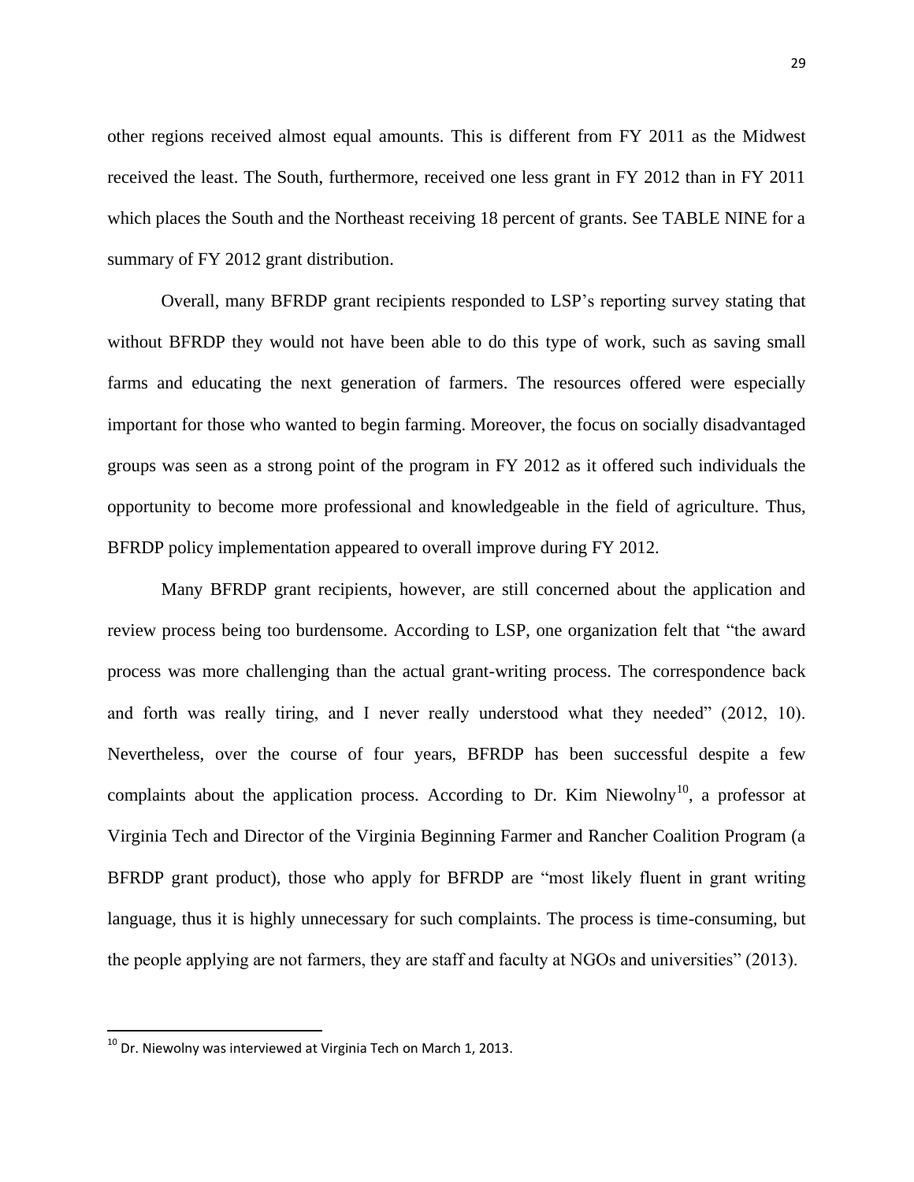other regions received almost equal amounts. This is different from FY 2011 as the Midwest received the least. The South, furthermore, received one less grant in FY 2012 than in FY 2011 which places the South and the Northeast receiving 18 percent of grants. See TABLE NINE for a summary of FY 2012 grant distribution.

Overall, many BFRDP grant recipients responded to LSP's reporting survey stating that without BFRDP they would not have been able to do this type of work, such as saving small farms and educating the next generation of farmers. The resources offered were especially important for those who wanted to begin farming. Moreover, the focus on socially disadvantaged groups was seen as a strong point of the program in FY 2012 as it offered such individuals the opportunity to become more professional and knowledgeable in the field of agriculture. Thus, BFRDP policy implementation appeared to overall improve during FY 2012.

Many BFRDP grant recipients, however, are still concerned about the application and review process being too burdensome. According to LSP, one organization felt that "the award process was more challenging than the actual grant-writing process. The correspondence back and forth was really tiring, and I never really understood what they needed" (2012, 10). Nevertheless, over the course of four years, BFRDP has been successful despite a few complaints about the application process. According to Dr. Kim Niewolny[10], a professor at Virginia Tech and Director of the Virginia Beginning Farmer and Rancher Coalition Program (a BFRDP grant product), those who apply for BFRDP are "most likely fluent in grant writing language, thus it is highly unnecessary for such complaints. The process is time-consuming, but the people applying are not farmers, they are staff and faculty at NGOs and universities" (2013).

[10] Dr. Niewolny was interviewed at Virginia Tech on March 1, 2013.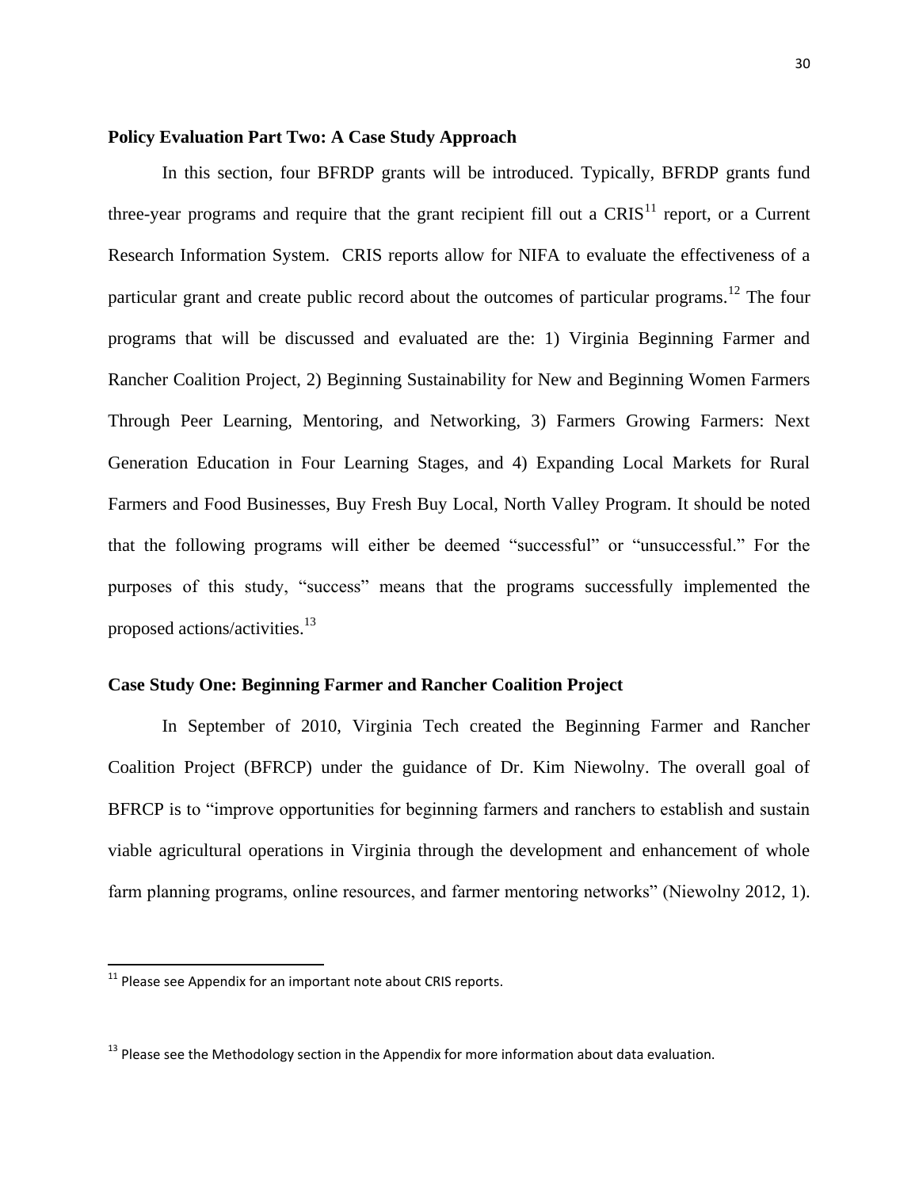## Policy Evaluation Part Two: A Case Study Approach

In this section, four BFRDP grants will be introduced. Typically, BFRDP grants fund three-year programs and require that the grant recipient fill out a CRIS[11] report, or a Current Research Information System. CRIS reports allow for NIFA to evaluate the effectiveness of a particular grant and create public record about the outcomes of particular programs.[12] The four programs that will be discussed and evaluated are the: 1) Virginia Beginning Farmer and Rancher Coalition Project, 2) Beginning Sustainability for New and Beginning Women Farmers Through Peer Learning, Mentoring, and Networking, 3) Farmers Growing Farmers: Next Generation Education in Four Learning Stages, and 4) Expanding Local Markets for Rural Farmers and Food Businesses, Buy Fresh Buy Local, North Valley Program. It should be noted that the following programs will either be deemed "successful" or "unsuccessful." For the purposes of this study, "success" means that the programs successfully implemented the proposed actions/activities.[13]

## Case Study One: Beginning Farmer and Rancher Coalition Project

In September of 2010, Virginia Tech created the Beginning Farmer and Rancher Coalition Project (BFRCP) under the guidance of Dr. Kim Niewolny. The overall goal of BFRCP is to "improve opportunities for beginning farmers and ranchers to establish and sustain viable agricultural operations in Virginia through the development and enhancement of whole farm planning programs, online resources, and farmer mentoring networks" (Niewolny 2012, 1).

---

[11] Please see Appendix for an important note about CRIS reports.

[13] Please see the Methodology section in the Appendix for more information about data evaluation.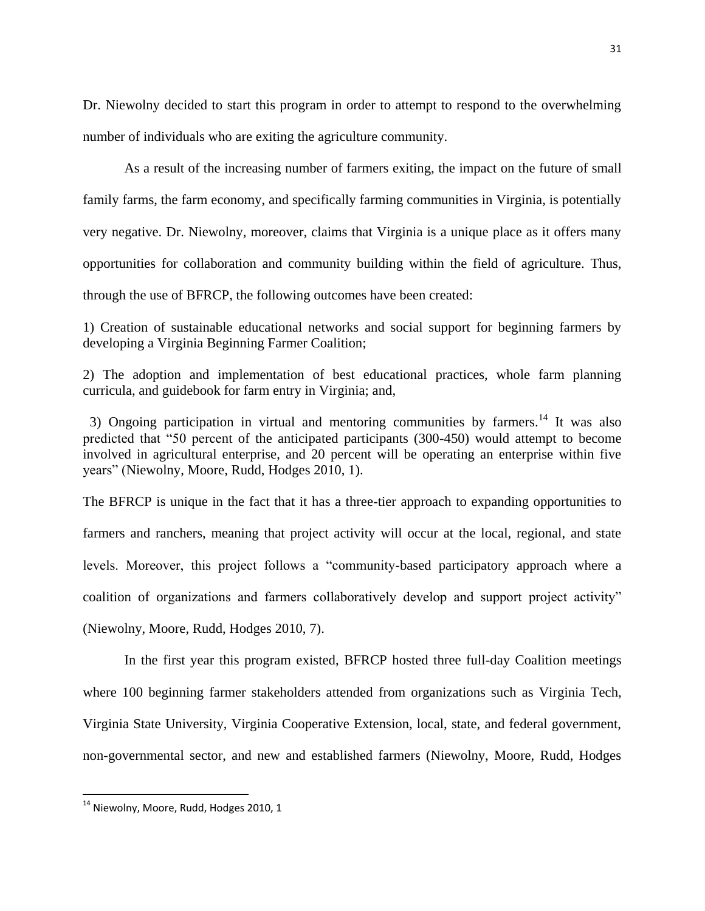Dr. Niewolny decided to start this program in order to attempt to respond to the overwhelming number of individuals who are exiting the agriculture community.

As a result of the increasing number of farmers exiting, the impact on the future of small family farms, the farm economy, and specifically farming communities in Virginia, is potentially very negative. Dr. Niewolny, moreover, claims that Virginia is a unique place as it offers many opportunities for collaboration and community building within the field of agriculture. Thus, through the use of BFRCP, the following outcomes have been created:

1) Creation of sustainable educational networks and social support for beginning farmers by developing a Virginia Beginning Farmer Coalition;

2) The adoption and implementation of best educational practices, whole farm planning curricula, and guidebook for farm entry in Virginia; and,

3) Ongoing participation in virtual and mentoring communities by farmers.[14] It was also predicted that "50 percent of the anticipated participants (300-450) would attempt to become involved in agricultural enterprise, and 20 percent will be operating an enterprise within five years" (Niewolny, Moore, Rudd, Hodges 2010, 1).

The BFRCP is unique in the fact that it has a three-tier approach to expanding opportunities to farmers and ranchers, meaning that project activity will occur at the local, regional, and state levels. Moreover, this project follows a "community-based participatory approach where a coalition of organizations and farmers collaboratively develop and support project activity" (Niewolny, Moore, Rudd, Hodges 2010, 7).

In the first year this program existed, BFRCP hosted three full-day Coalition meetings where 100 beginning farmer stakeholders attended from organizations such as Virginia Tech, Virginia State University, Virginia Cooperative Extension, local, state, and federal government, non-governmental sector, and new and established farmers (Niewolny, Moore, Rudd, Hodges

[14] Niewolny, Moore, Rudd, Hodges 2010, 1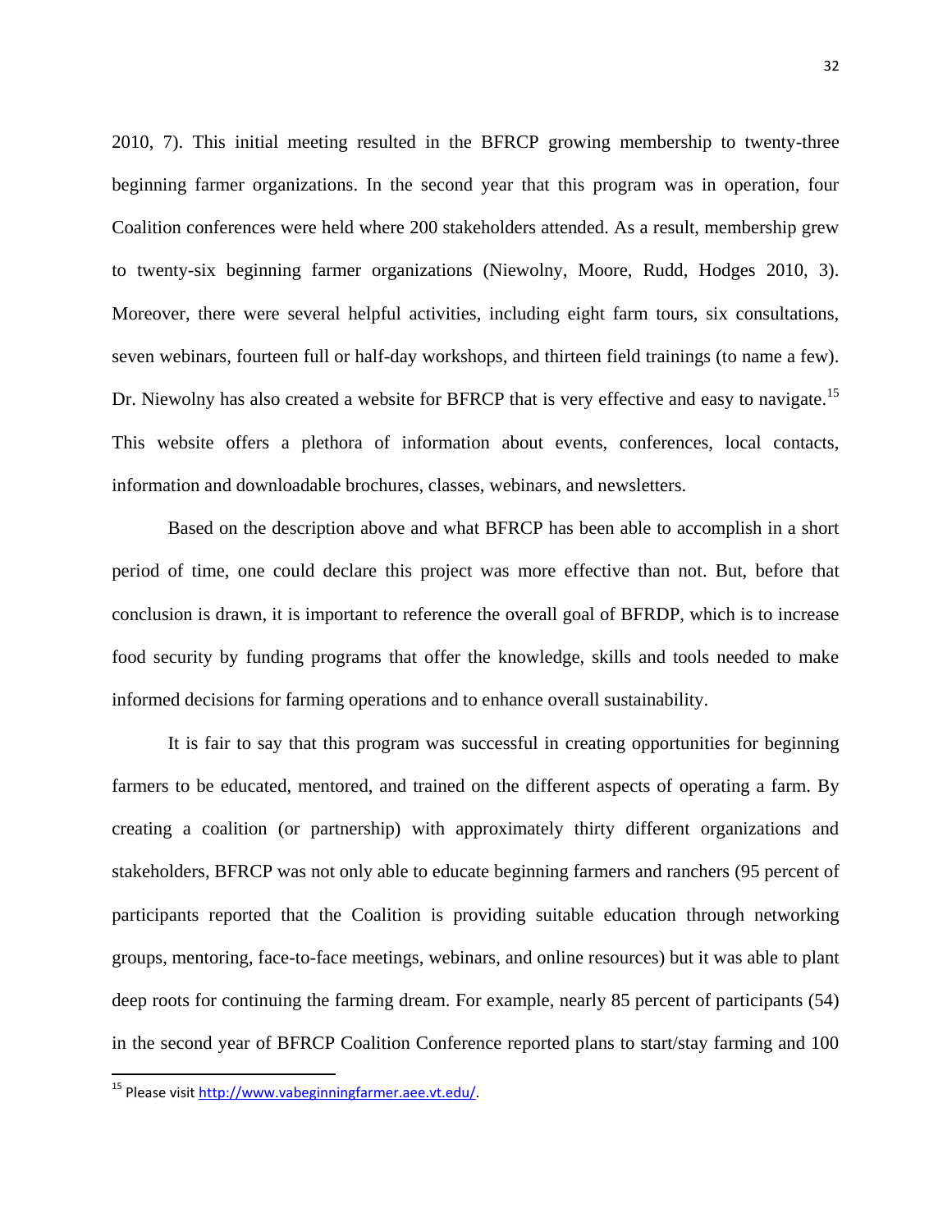2010, 7). This initial meeting resulted in the BFRCP growing membership to twenty-three beginning farmer organizations. In the second year that this program was in operation, four Coalition conferences were held where 200 stakeholders attended. As a result, membership grew to twenty-six beginning farmer organizations (Niewolny, Moore, Rudd, Hodges 2010, 3). Moreover, there were several helpful activities, including eight farm tours, six consultations, seven webinars, fourteen full or half-day workshops, and thirteen field trainings (to name a few). Dr. Niewolny has also created a website for BFRCP that is very effective and easy to navigate.[15] This website offers a plethora of information about events, conferences, local contacts, information and downloadable brochures, classes, webinars, and newsletters.

Based on the description above and what BFRCP has been able to accomplish in a short period of time, one could declare this project was more effective than not. But, before that conclusion is drawn, it is important to reference the overall goal of BFRDP, which is to increase food security by funding programs that offer the knowledge, skills and tools needed to make informed decisions for farming operations and to enhance overall sustainability.

It is fair to say that this program was successful in creating opportunities for beginning farmers to be educated, mentored, and trained on the different aspects of operating a farm. By creating a coalition (or partnership) with approximately thirty different organizations and stakeholders, BFRCP was not only able to educate beginning farmers and ranchers (95 percent of participants reported that the Coalition is providing suitable education through networking groups, mentoring, face-to-face meetings, webinars, and online resources) but it was able to plant deep roots for continuing the farming dream. For example, nearly 85 percent of participants (54) in the second year of BFRCP Coalition Conference reported plans to start/stay farming and 100

---

[15] Please visit http://www.vabeginningfarmer.aee.vt.edu/.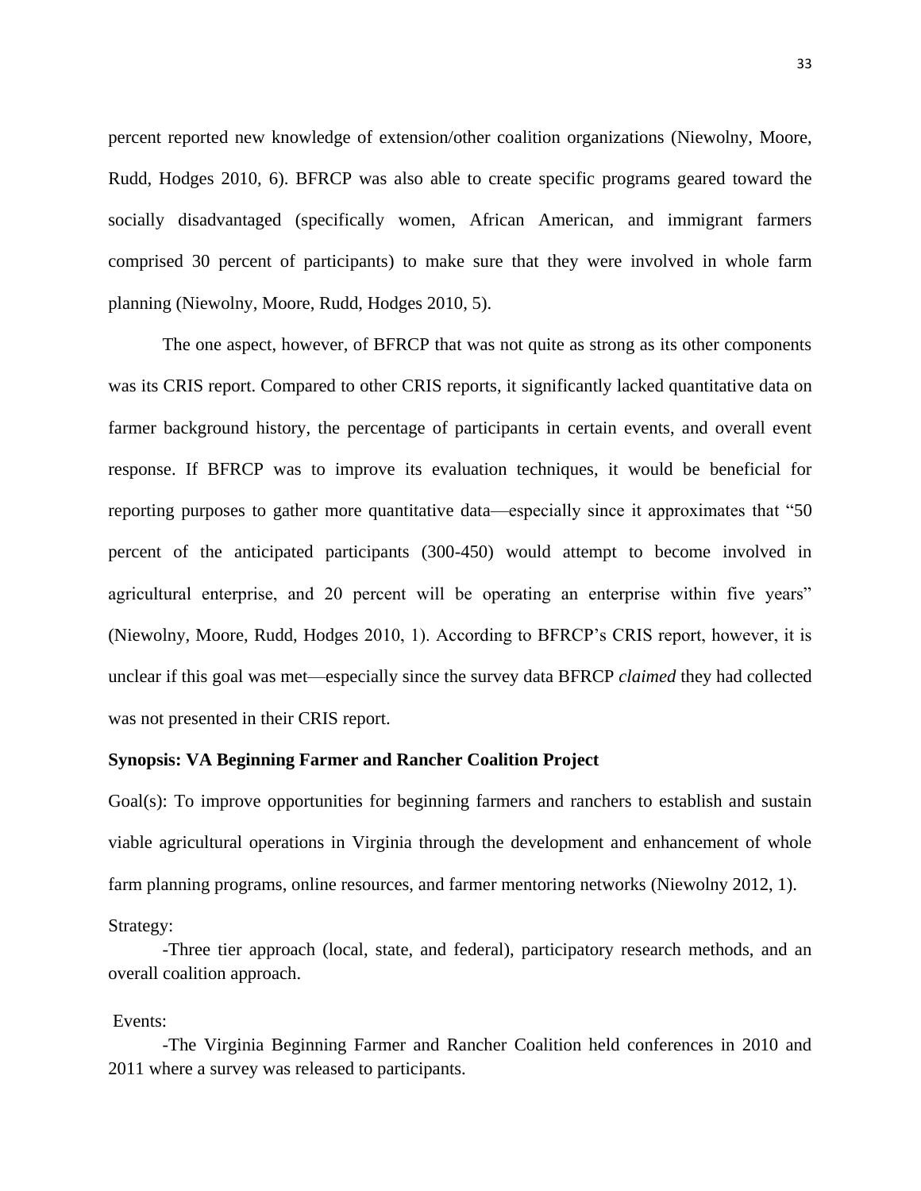percent reported new knowledge of extension/other coalition organizations (Niewolny, Moore, Rudd, Hodges 2010, 6). BFRCP was also able to create specific programs geared toward the socially disadvantaged (specifically women, African American, and immigrant farmers comprised 30 percent of participants) to make sure that they were involved in whole farm planning (Niewolny, Moore, Rudd, Hodges 2010, 5).

The one aspect, however, of BFRCP that was not quite as strong as its other components was its CRIS report. Compared to other CRIS reports, it significantly lacked quantitative data on farmer background history, the percentage of participants in certain events, and overall event response. If BFRCP was to improve its evaluation techniques, it would be beneficial for reporting purposes to gather more quantitative data—especially since it approximates that "50 percent of the anticipated participants (300-450) would attempt to become involved in agricultural enterprise, and 20 percent will be operating an enterprise within five years" (Niewolny, Moore, Rudd, Hodges 2010, 1). According to BFRCP's CRIS report, however, it is unclear if this goal was met—especially since the survey data BFRCP *claimed* they had collected was not presented in their CRIS report.

**Synopsis: VA Beginning Farmer and Rancher Coalition Project**

Goal(s): To improve opportunities for beginning farmers and ranchers to establish and sustain viable agricultural operations in Virginia through the development and enhancement of whole farm planning programs, online resources, and farmer mentoring networks (Niewolny 2012, 1).

Strategy:

-Three tier approach (local, state, and federal), participatory research methods, and an overall coalition approach.

Events:

-The Virginia Beginning Farmer and Rancher Coalition held conferences in 2010 and 2011 where a survey was released to participants.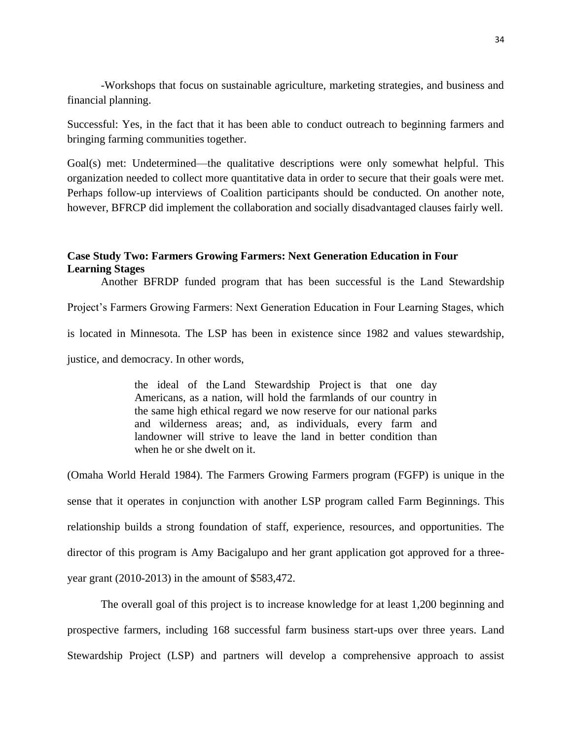-Workshops that focus on sustainable agriculture, marketing strategies, and business and financial planning.

Successful: Yes, in the fact that it has been able to conduct outreach to beginning farmers and bringing farming communities together.

Goal(s) met: Undetermined—the qualitative descriptions were only somewhat helpful. This organization needed to collect more quantitative data in order to secure that their goals were met. Perhaps follow-up interviews of Coalition participants should be conducted. On another note, however, BFRCP did implement the collaboration and socially disadvantaged clauses fairly well.

**Case Study Two: Farmers Growing Farmers: Next Generation Education in Four Learning Stages**

Another BFRDP funded program that has been successful is the Land Stewardship Project's Farmers Growing Farmers: Next Generation Education in Four Learning Stages, which is located in Minnesota. The LSP has been in existence since 1982 and values stewardship, justice, and democracy. In other words,

> the ideal of the Land Stewardship Project is that one day Americans, as a nation, will hold the farmlands of our country in the same high ethical regard we now reserve for our national parks and wilderness areas; and, as individuals, every farm and landowner will strive to leave the land in better condition than when he or she dwelt on it.

(Omaha World Herald 1984). The Farmers Growing Farmers program (FGFP) is unique in the sense that it operates in conjunction with another LSP program called Farm Beginnings. This relationship builds a strong foundation of staff, experience, resources, and opportunities. The director of this program is Amy Bacigalupo and her grant application got approved for a three-year grant (2010-2013) in the amount of $583,472.

The overall goal of this project is to increase knowledge for at least 1,200 beginning and prospective farmers, including 168 successful farm business start-ups over three years. Land Stewardship Project (LSP) and partners will develop a comprehensive approach to assist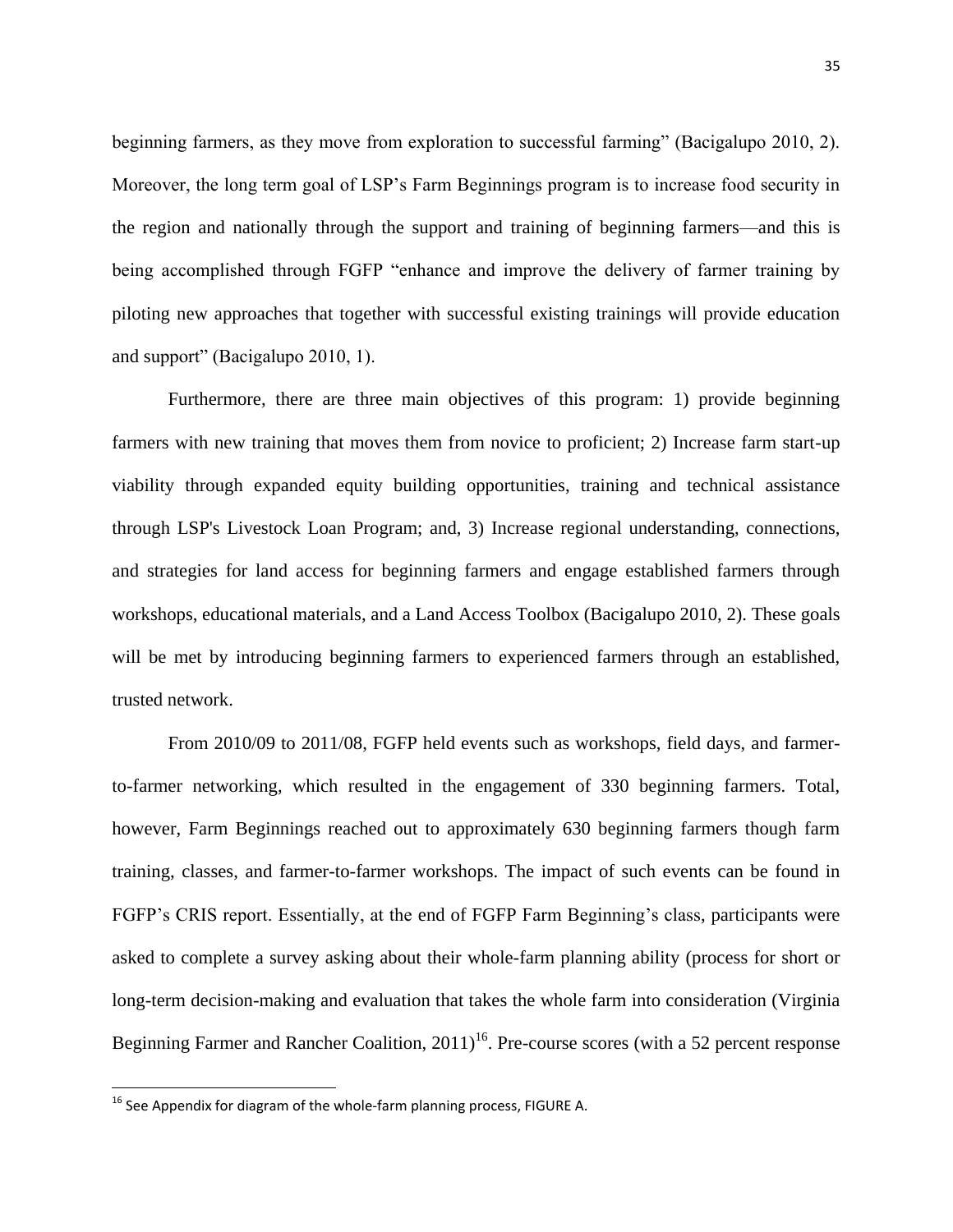beginning farmers, as they move from exploration to successful farming" (Bacigalupo 2010, 2). Moreover, the long term goal of LSP's Farm Beginnings program is to increase food security in the region and nationally through the support and training of beginning farmers—and this is being accomplished through FGFP "enhance and improve the delivery of farmer training by piloting new approaches that together with successful existing trainings will provide education and support" (Bacigalupo 2010, 1).

Furthermore, there are three main objectives of this program: 1) provide beginning farmers with new training that moves them from novice to proficient; 2) Increase farm start-up viability through expanded equity building opportunities, training and technical assistance through LSP's Livestock Loan Program; and, 3) Increase regional understanding, connections, and strategies for land access for beginning farmers and engage established farmers through workshops, educational materials, and a Land Access Toolbox (Bacigalupo 2010, 2). These goals will be met by introducing beginning farmers to experienced farmers through an established, trusted network.

From 2010/09 to 2011/08, FGFP held events such as workshops, field days, and farmer-to-farmer networking, which resulted in the engagement of 330 beginning farmers. Total, however, Farm Beginnings reached out to approximately 630 beginning farmers though farm training, classes, and farmer-to-farmer workshops. The impact of such events can be found in FGFP's CRIS report. Essentially, at the end of FGFP Farm Beginning's class, participants were asked to complete a survey asking about their whole-farm planning ability (process for short or long-term decision-making and evaluation that takes the whole farm into consideration (Virginia Beginning Farmer and Rancher Coalition, 2011)[16]. Pre-course scores (with a 52 percent response

[16] See Appendix for diagram of the whole-farm planning process, FIGURE A.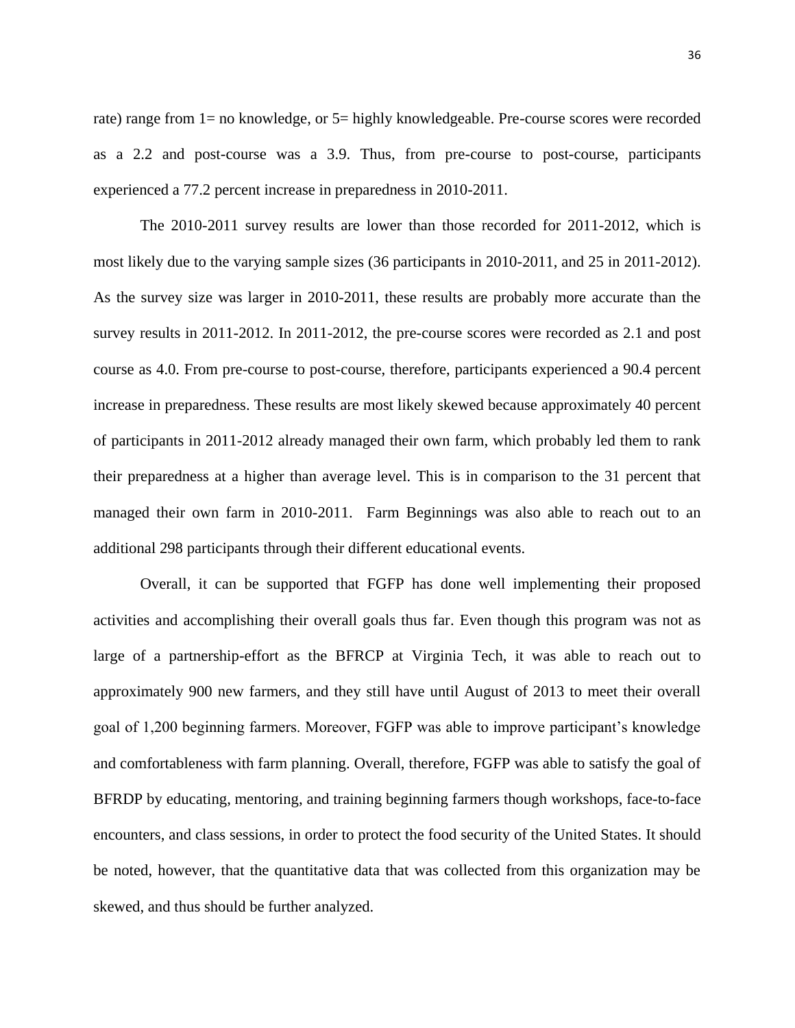rate) range from 1= no knowledge, or 5= highly knowledgeable. Pre-course scores were recorded as a 2.2 and post-course was a 3.9. Thus, from pre-course to post-course, participants experienced a 77.2 percent increase in preparedness in 2010-2011.

The 2010-2011 survey results are lower than those recorded for 2011-2012, which is most likely due to the varying sample sizes (36 participants in 2010-2011, and 25 in 2011-2012). As the survey size was larger in 2010-2011, these results are probably more accurate than the survey results in 2011-2012. In 2011-2012, the pre-course scores were recorded as 2.1 and post course as 4.0. From pre-course to post-course, therefore, participants experienced a 90.4 percent increase in preparedness. These results are most likely skewed because approximately 40 percent of participants in 2011-2012 already managed their own farm, which probably led them to rank their preparedness at a higher than average level. This is in comparison to the 31 percent that managed their own farm in 2010-2011. Farm Beginnings was also able to reach out to an additional 298 participants through their different educational events.

Overall, it can be supported that FGFP has done well implementing their proposed activities and accomplishing their overall goals thus far. Even though this program was not as large of a partnership-effort as the BFRCP at Virginia Tech, it was able to reach out to approximately 900 new farmers, and they still have until August of 2013 to meet their overall goal of 1,200 beginning farmers. Moreover, FGFP was able to improve participant's knowledge and comfortableness with farm planning. Overall, therefore, FGFP was able to satisfy the goal of BFRDP by educating, mentoring, and training beginning farmers though workshops, face-to-face encounters, and class sessions, in order to protect the food security of the United States. It should be noted, however, that the quantitative data that was collected from this organization may be skewed, and thus should be further analyzed.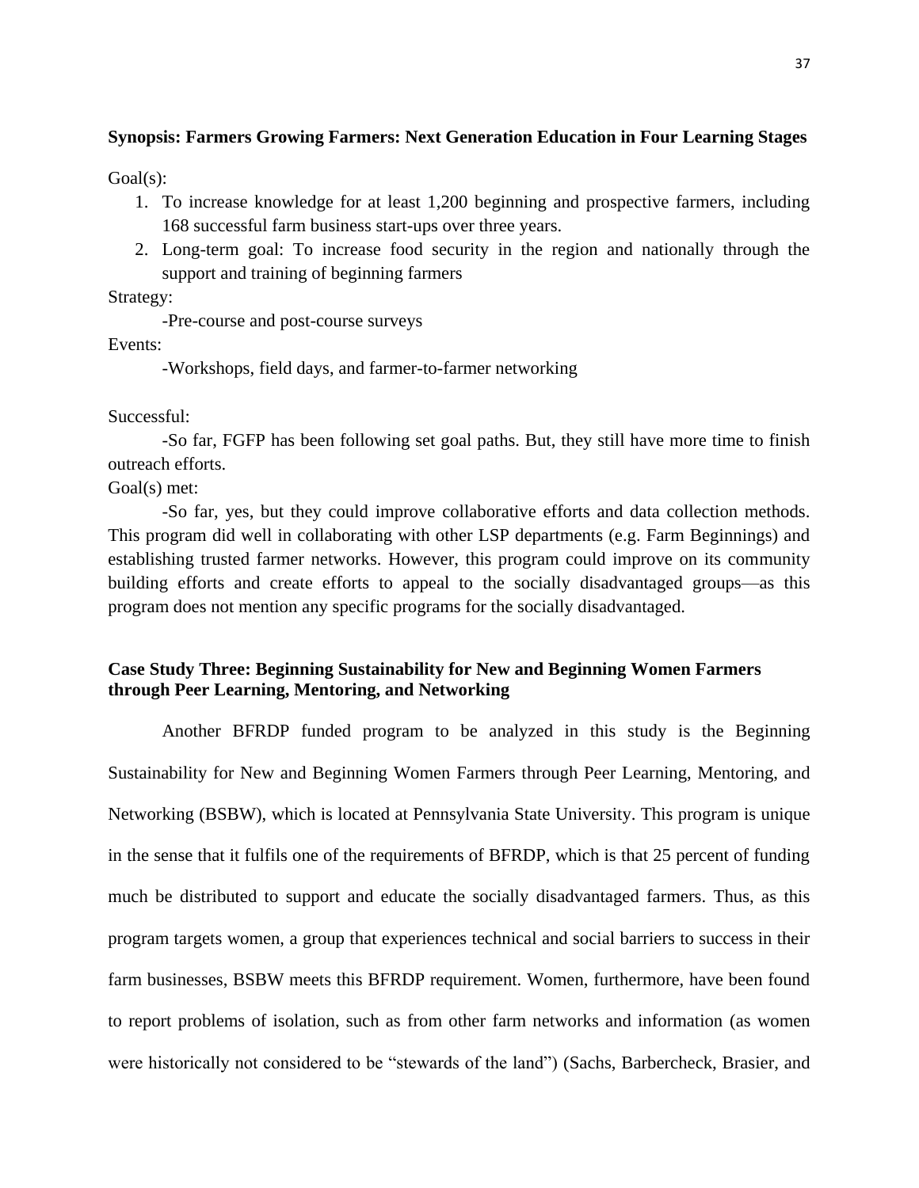**Synopsis: Farmers Growing Farmers: Next Generation Education in Four Learning Stages**

Goal(s):

1. To increase knowledge for at least 1,200 beginning and prospective farmers, including 168 successful farm business start-ups over three years.
2. Long-term goal: To increase food security in the region and nationally through the support and training of beginning farmers

Strategy:

-Pre-course and post-course surveys

Events:

-Workshops, field days, and farmer-to-farmer networking

Successful:

-So far, FGFP has been following set goal paths. But, they still have more time to finish outreach efforts.

Goal(s) met:

-So far, yes, but they could improve collaborative efforts and data collection methods. This program did well in collaborating with other LSP departments (e.g. Farm Beginnings) and establishing trusted farmer networks. However, this program could improve on its community building efforts and create efforts to appeal to the socially disadvantaged groups—as this program does not mention any specific programs for the socially disadvantaged.

**Case Study Three: Beginning Sustainability for New and Beginning Women Farmers through Peer Learning, Mentoring, and Networking**

Another BFRDP funded program to be analyzed in this study is the Beginning Sustainability for New and Beginning Women Farmers through Peer Learning, Mentoring, and Networking (BSBW), which is located at Pennsylvania State University. This program is unique in the sense that it fulfils one of the requirements of BFRDP, which is that 25 percent of funding much be distributed to support and educate the socially disadvantaged farmers. Thus, as this program targets women, a group that experiences technical and social barriers to success in their farm businesses, BSBW meets this BFRDP requirement. Women, furthermore, have been found to report problems of isolation, such as from other farm networks and information (as women were historically not considered to be "stewards of the land") (Sachs, Barbercheck, Brasier, and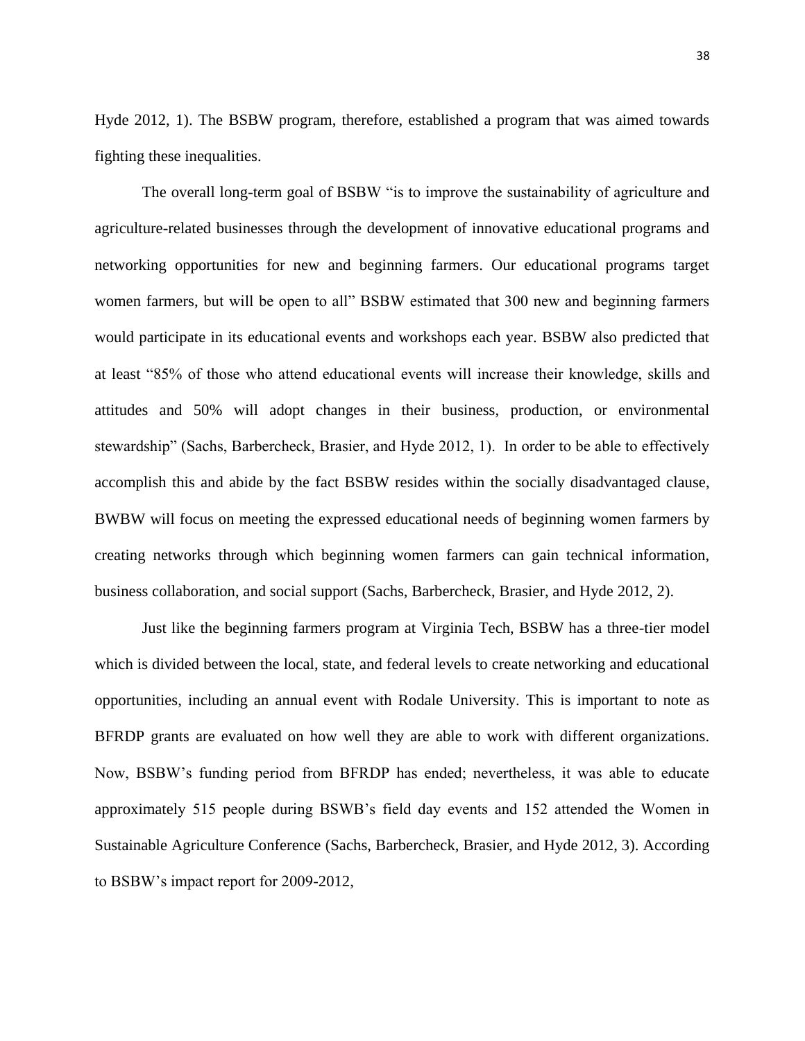Hyde 2012, 1). The BSBW program, therefore, established a program that was aimed towards fighting these inequalities.

The overall long-term goal of BSBW "is to improve the sustainability of agriculture and agriculture-related businesses through the development of innovative educational programs and networking opportunities for new and beginning farmers. Our educational programs target women farmers, but will be open to all" BSBW estimated that 300 new and beginning farmers would participate in its educational events and workshops each year. BSBW also predicted that at least "85% of those who attend educational events will increase their knowledge, skills and attitudes and 50% will adopt changes in their business, production, or environmental stewardship" (Sachs, Barbercheck, Brasier, and Hyde 2012, 1). In order to be able to effectively accomplish this and abide by the fact BSBW resides within the socially disadvantaged clause, BWBW will focus on meeting the expressed educational needs of beginning women farmers by creating networks through which beginning women farmers can gain technical information, business collaboration, and social support (Sachs, Barbercheck, Brasier, and Hyde 2012, 2).

Just like the beginning farmers program at Virginia Tech, BSBW has a three-tier model which is divided between the local, state, and federal levels to create networking and educational opportunities, including an annual event with Rodale University. This is important to note as BFRDP grants are evaluated on how well they are able to work with different organizations. Now, BSBW's funding period from BFRDP has ended; nevertheless, it was able to educate approximately 515 people during BSWB's field day events and 152 attended the Women in Sustainable Agriculture Conference (Sachs, Barbercheck, Brasier, and Hyde 2012, 3). According to BSBW's impact report for 2009-2012,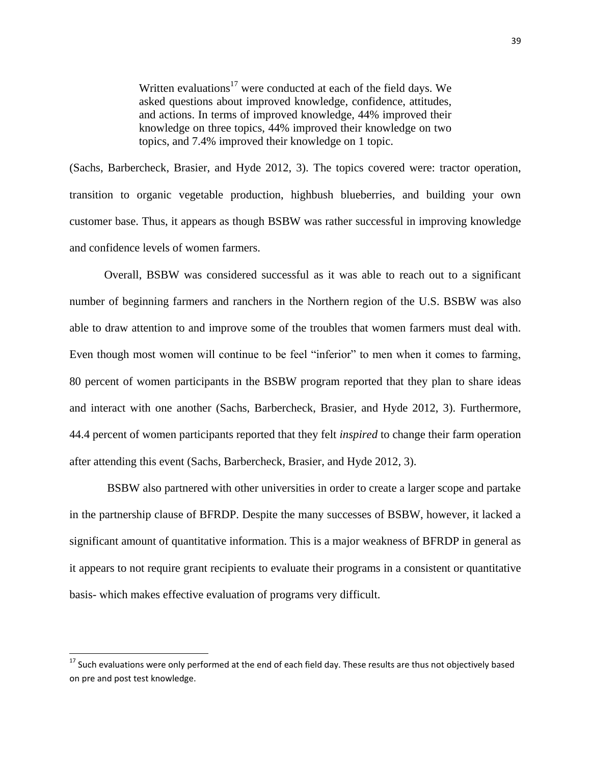> Written evaluations[17] were conducted at each of the field days. We asked questions about improved knowledge, confidence, attitudes, and actions. In terms of improved knowledge, 44% improved their knowledge on three topics, 44% improved their knowledge on two topics, and 7.4% improved their knowledge on 1 topic.

(Sachs, Barbercheck, Brasier, and Hyde 2012, 3). The topics covered were: tractor operation, transition to organic vegetable production, highbush blueberries, and building your own customer base. Thus, it appears as though BSBW was rather successful in improving knowledge and confidence levels of women farmers.

Overall, BSBW was considered successful as it was able to reach out to a significant number of beginning farmers and ranchers in the Northern region of the U.S. BSBW was also able to draw attention to and improve some of the troubles that women farmers must deal with. Even though most women will continue to be feel "inferior" to men when it comes to farming, 80 percent of women participants in the BSBW program reported that they plan to share ideas and interact with one another (Sachs, Barbercheck, Brasier, and Hyde 2012, 3). Furthermore, 44.4 percent of women participants reported that they felt *inspired* to change their farm operation after attending this event (Sachs, Barbercheck, Brasier, and Hyde 2012, 3).

BSBW also partnered with other universities in order to create a larger scope and partake in the partnership clause of BFRDP. Despite the many successes of BSBW, however, it lacked a significant amount of quantitative information. This is a major weakness of BFRDP in general as it appears to not require grant recipients to evaluate their programs in a consistent or quantitative basis- which makes effective evaluation of programs very difficult.

[17] Such evaluations were only performed at the end of each field day. These results are thus not objectively based on pre and post test knowledge.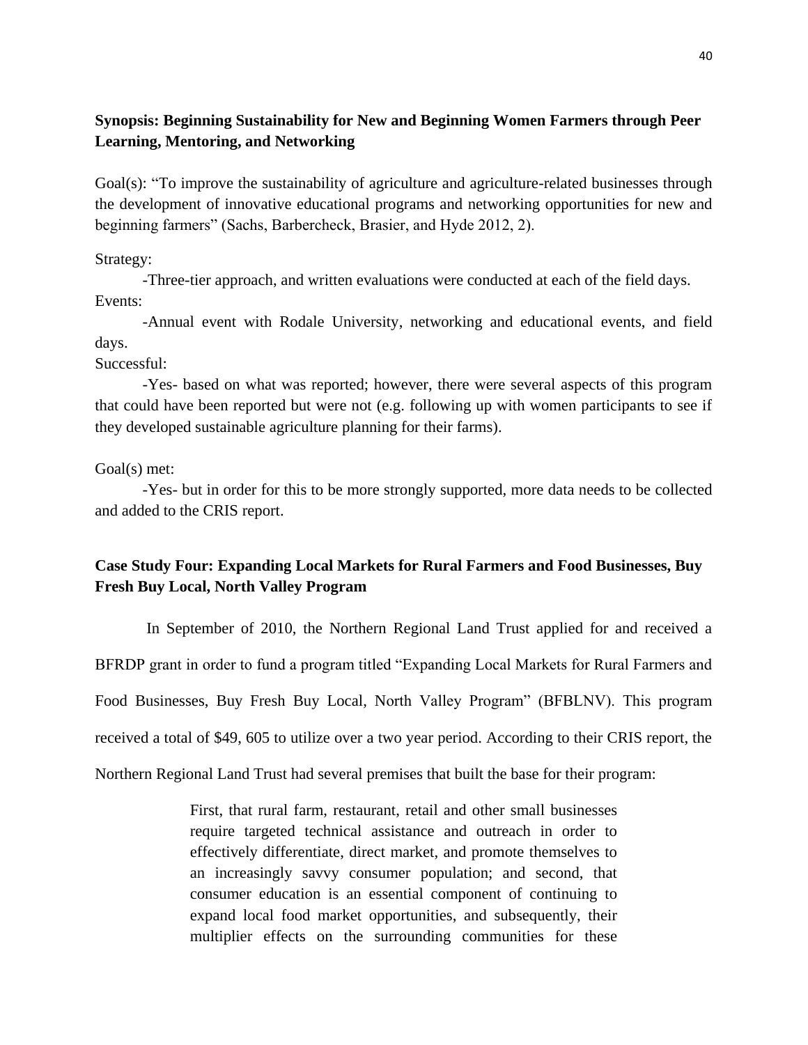**Synopsis: Beginning Sustainability for New and Beginning Women Farmers through Peer Learning, Mentoring, and Networking**

Goal(s): "To improve the sustainability of agriculture and agriculture-related businesses through the development of innovative educational programs and networking opportunities for new and beginning farmers" (Sachs, Barbercheck, Brasier, and Hyde 2012, 2).

Strategy:

-Three-tier approach, and written evaluations were conducted at each of the field days.

Events:

-Annual event with Rodale University, networking and educational events, and field days.

Successful:

-Yes- based on what was reported; however, there were several aspects of this program that could have been reported but were not (e.g. following up with women participants to see if they developed sustainable agriculture planning for their farms).

Goal(s) met:

-Yes- but in order for this to be more strongly supported, more data needs to be collected and added to the CRIS report.

**Case Study Four: Expanding Local Markets for Rural Farmers and Food Businesses, Buy Fresh Buy Local, North Valley Program**

In September of 2010, the Northern Regional Land Trust applied for and received a BFRDP grant in order to fund a program titled "Expanding Local Markets for Rural Farmers and Food Businesses, Buy Fresh Buy Local, North Valley Program" (BFBLNV). This program received a total of $49, 605 to utilize over a two year period. According to their CRIS report, the Northern Regional Land Trust had several premises that built the base for their program:

> First, that rural farm, restaurant, retail and other small businesses require targeted technical assistance and outreach in order to effectively differentiate, direct market, and promote themselves to an increasingly savvy consumer population; and second, that consumer education is an essential component of continuing to expand local food market opportunities, and subsequently, their multiplier effects on the surrounding communities for these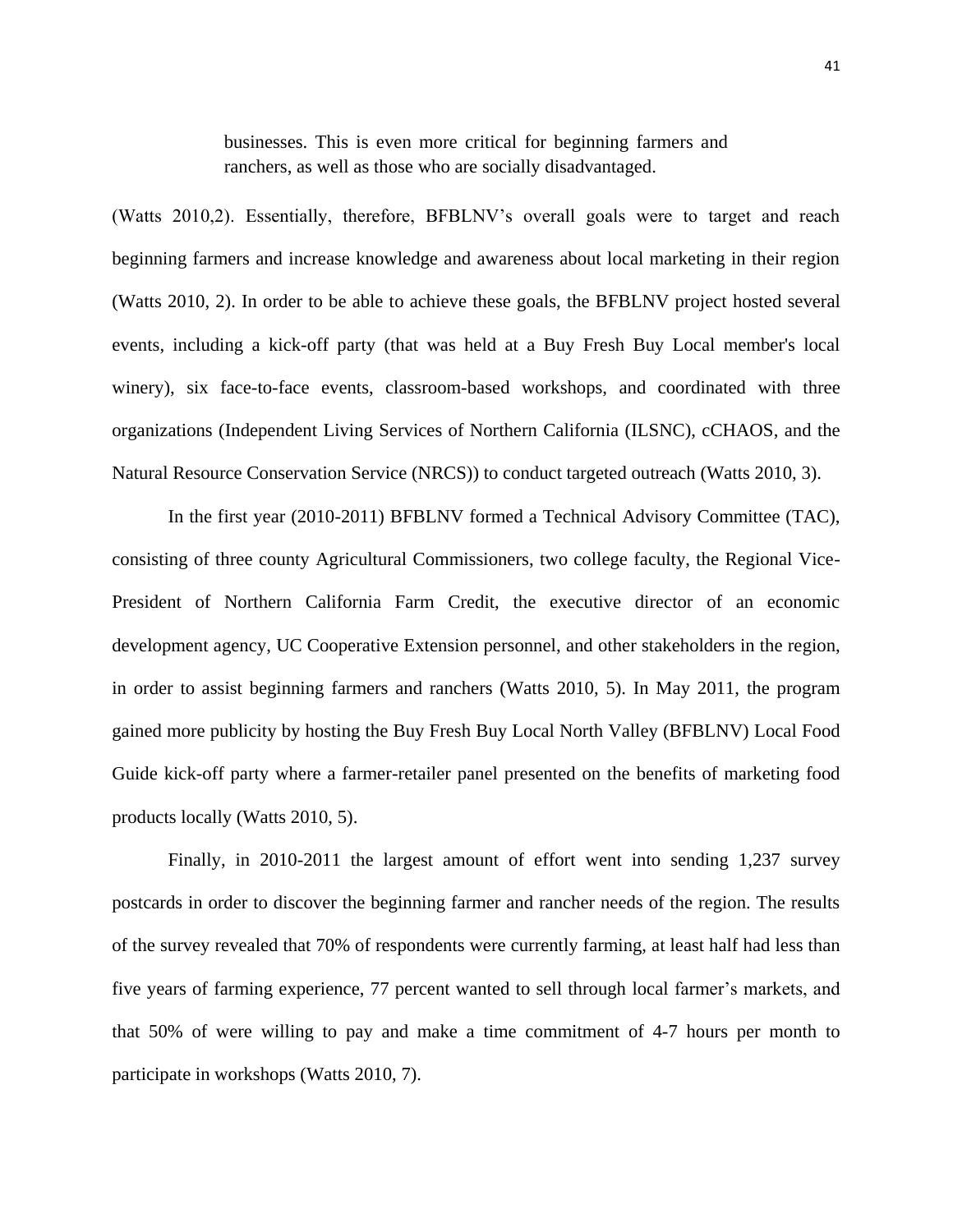> businesses. This is even more critical for beginning farmers and ranchers, as well as those who are socially disadvantaged.

(Watts 2010,2). Essentially, therefore, BFBLNV's overall goals were to target and reach beginning farmers and increase knowledge and awareness about local marketing in their region (Watts 2010, 2). In order to be able to achieve these goals, the BFBLNV project hosted several events, including a kick-off party (that was held at a Buy Fresh Buy Local member's local winery), six face-to-face events, classroom-based workshops, and coordinated with three organizations (Independent Living Services of Northern California (ILSNC), cCHAOS, and the Natural Resource Conservation Service (NRCS)) to conduct targeted outreach (Watts 2010, 3).

In the first year (2010-2011) BFBLNV formed a Technical Advisory Committee (TAC), consisting of three county Agricultural Commissioners, two college faculty, the Regional Vice-President of Northern California Farm Credit, the executive director of an economic development agency, UC Cooperative Extension personnel, and other stakeholders in the region, in order to assist beginning farmers and ranchers (Watts 2010, 5). In May 2011, the program gained more publicity by hosting the Buy Fresh Buy Local North Valley (BFBLNV) Local Food Guide kick-off party where a farmer-retailer panel presented on the benefits of marketing food products locally (Watts 2010, 5).

Finally, in 2010-2011 the largest amount of effort went into sending 1,237 survey postcards in order to discover the beginning farmer and rancher needs of the region. The results of the survey revealed that 70% of respondents were currently farming, at least half had less than five years of farming experience, 77 percent wanted to sell through local farmer's markets, and that 50% of were willing to pay and make a time commitment of 4-7 hours per month to participate in workshops (Watts 2010, 7).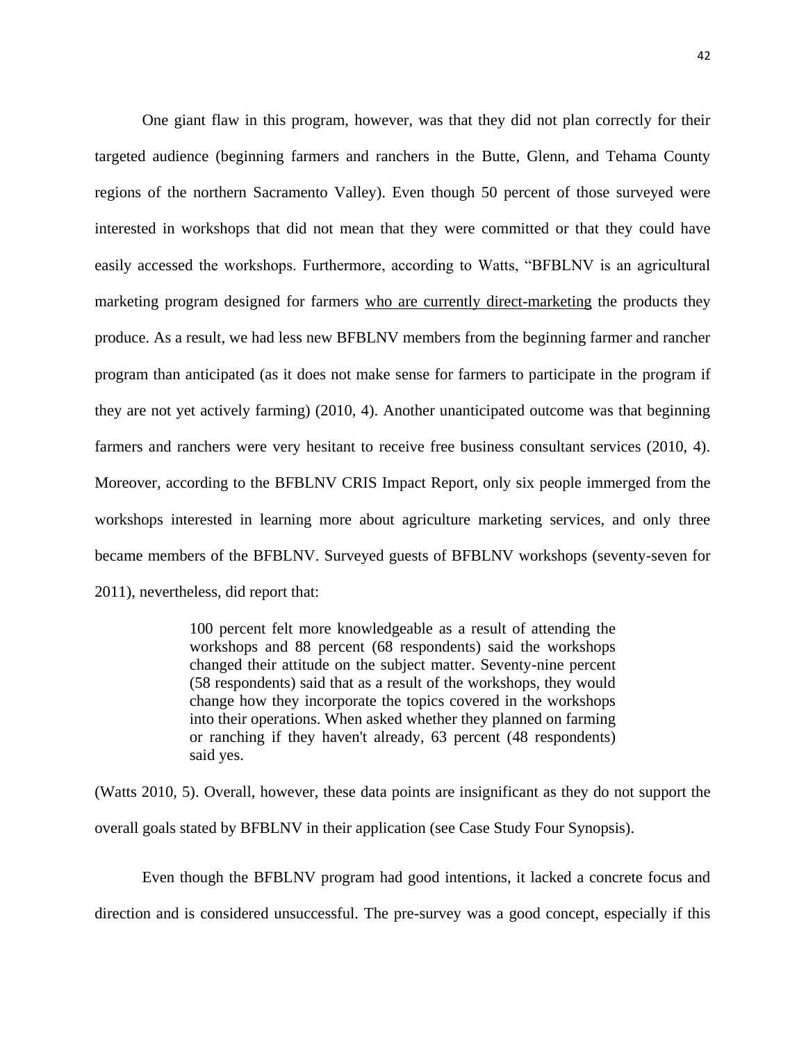One giant flaw in this program, however, was that they did not plan correctly for their targeted audience (beginning farmers and ranchers in the Butte, Glenn, and Tehama County regions of the northern Sacramento Valley). Even though 50 percent of those surveyed were interested in workshops that did not mean that they were committed or that they could have easily accessed the workshops. Furthermore, according to Watts, "BFBLNV is an agricultural marketing program designed for farmers <u>who are currently direct-marketing</u> the products they produce. As a result, we had less new BFBLNV members from the beginning farmer and rancher program than anticipated (as it does not make sense for farmers to participate in the program if they are not yet actively farming) (2010, 4). Another unanticipated outcome was that beginning farmers and ranchers were very hesitant to receive free business consultant services (2010, 4). Moreover, according to the BFBLNV CRIS Impact Report, only six people immerged from the workshops interested in learning more about agriculture marketing services, and only three became members of the BFBLNV. Surveyed guests of BFBLNV workshops (seventy-seven for 2011), nevertheless, did report that:

> 100 percent felt more knowledgeable as a result of attending the workshops and 88 percent (68 respondents) said the workshops changed their attitude on the subject matter. Seventy-nine percent (58 respondents) said that as a result of the workshops, they would change how they incorporate the topics covered in the workshops into their operations. When asked whether they planned on farming or ranching if they haven't already, 63 percent (48 respondents) said yes.

(Watts 2010, 5). Overall, however, these data points are insignificant as they do not support the overall goals stated by BFBLNV in their application (see Case Study Four Synopsis).

Even though the BFBLNV program had good intentions, it lacked a concrete focus and direction and is considered unsuccessful. The pre-survey was a good concept, especially if this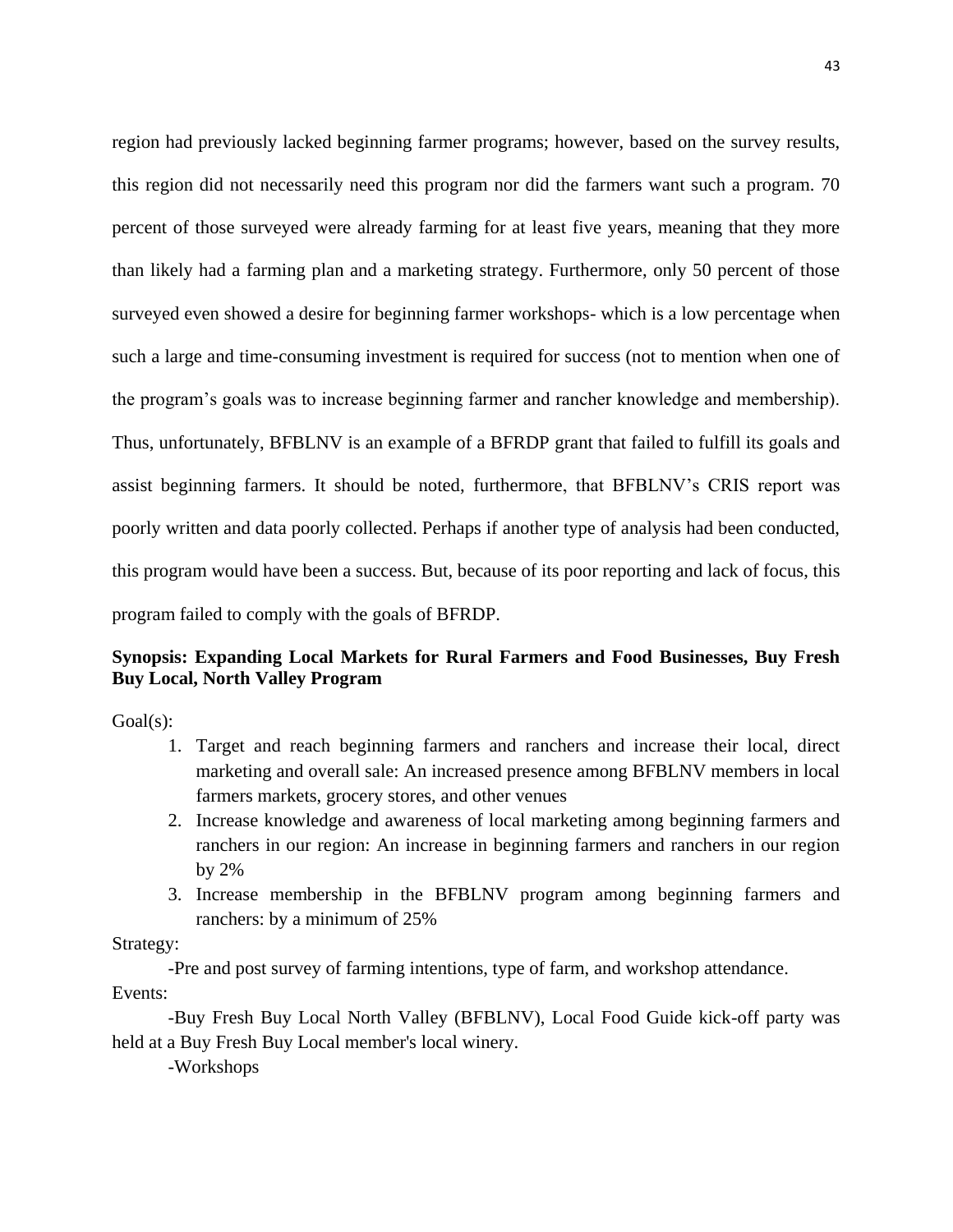region had previously lacked beginning farmer programs; however, based on the survey results, this region did not necessarily need this program nor did the farmers want such a program. 70 percent of those surveyed were already farming for at least five years, meaning that they more than likely had a farming plan and a marketing strategy. Furthermore, only 50 percent of those surveyed even showed a desire for beginning farmer workshops- which is a low percentage when such a large and time-consuming investment is required for success (not to mention when one of the program's goals was to increase beginning farmer and rancher knowledge and membership). Thus, unfortunately, BFBLNV is an example of a BFRDP grant that failed to fulfill its goals and assist beginning farmers. It should be noted, furthermore, that BFBLNV's CRIS report was poorly written and data poorly collected. Perhaps if another type of analysis had been conducted, this program would have been a success. But, because of its poor reporting and lack of focus, this program failed to comply with the goals of BFRDP.

**Synopsis: Expanding Local Markets for Rural Farmers and Food Businesses, Buy Fresh Buy Local, North Valley Program**

Goal(s):

1. Target and reach beginning farmers and ranchers and increase their local, direct marketing and overall sale: An increased presence among BFBLNV members in local farmers markets, grocery stores, and other venues
2. Increase knowledge and awareness of local marketing among beginning farmers and ranchers in our region: An increase in beginning farmers and ranchers in our region by 2%
3. Increase membership in the BFBLNV program among beginning farmers and ranchers: by a minimum of 25%

Strategy:

-Pre and post survey of farming intentions, type of farm, and workshop attendance.

Events:

-Buy Fresh Buy Local North Valley (BFBLNV), Local Food Guide kick-off party was held at a Buy Fresh Buy Local member's local winery.

-Workshops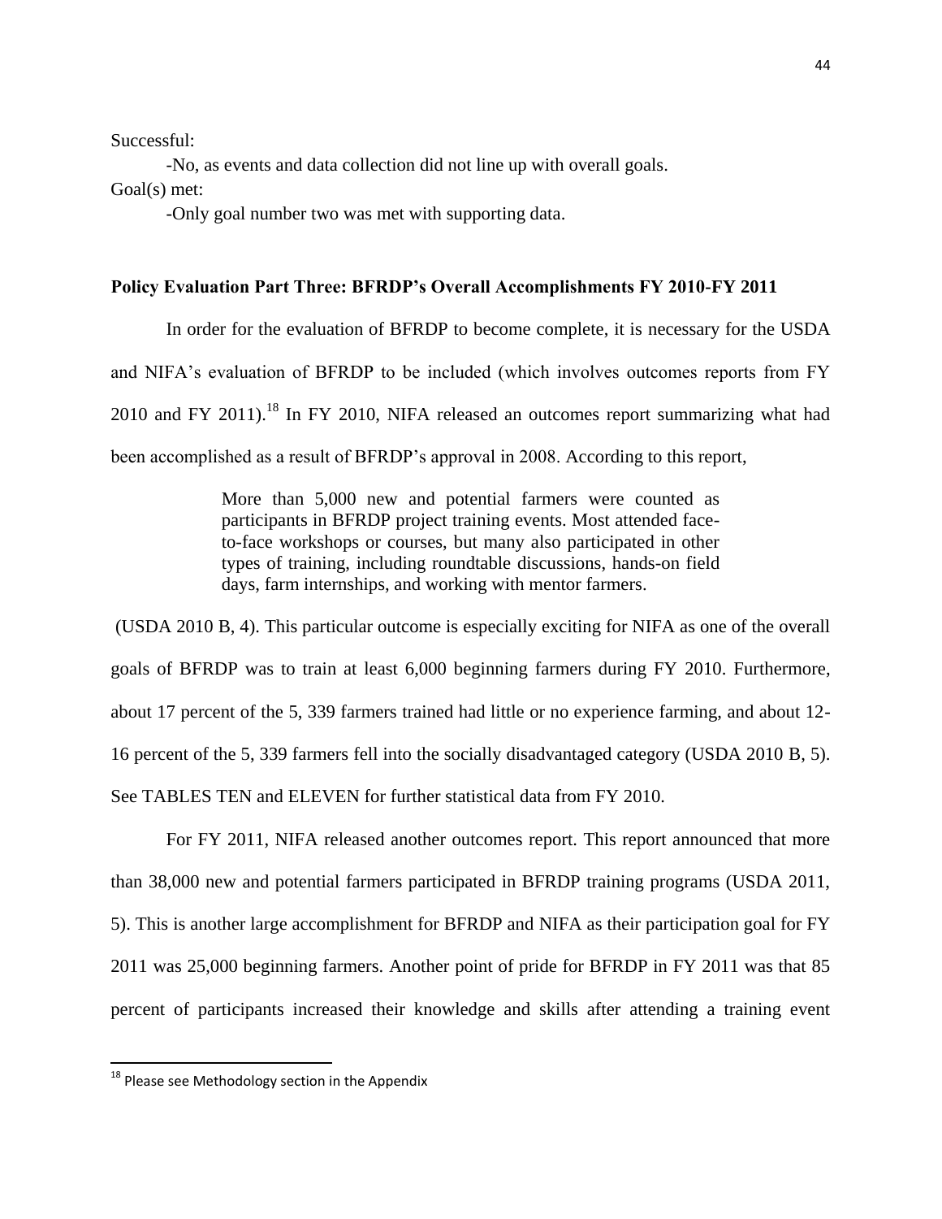Successful:

-No, as events and data collection did not line up with overall goals.

Goal(s) met:

-Only goal number two was met with supporting data.

### Policy Evaluation Part Three: BFRDP's Overall Accomplishments FY 2010-FY 2011

In order for the evaluation of BFRDP to become complete, it is necessary for the USDA and NIFA's evaluation of BFRDP to be included (which involves outcomes reports from FY 2010 and FY 2011).[18] In FY 2010, NIFA released an outcomes report summarizing what had been accomplished as a result of BFRDP's approval in 2008. According to this report,

> More than 5,000 new and potential farmers were counted as participants in BFRDP project training events. Most attended face-to-face workshops or courses, but many also participated in other types of training, including roundtable discussions, hands-on field days, farm internships, and working with mentor farmers.

(USDA 2010 B, 4). This particular outcome is especially exciting for NIFA as one of the overall goals of BFRDP was to train at least 6,000 beginning farmers during FY 2010. Furthermore, about 17 percent of the 5, 339 farmers trained had little or no experience farming, and about 12-16 percent of the 5, 339 farmers fell into the socially disadvantaged category (USDA 2010 B, 5). See TABLES TEN and ELEVEN for further statistical data from FY 2010.

For FY 2011, NIFA released another outcomes report. This report announced that more than 38,000 new and potential farmers participated in BFRDP training programs (USDA 2011, 5). This is another large accomplishment for BFRDP and NIFA as their participation goal for FY 2011 was 25,000 beginning farmers. Another point of pride for BFRDP in FY 2011 was that 85 percent of participants increased their knowledge and skills after attending a training event

[18] Please see Methodology section in the Appendix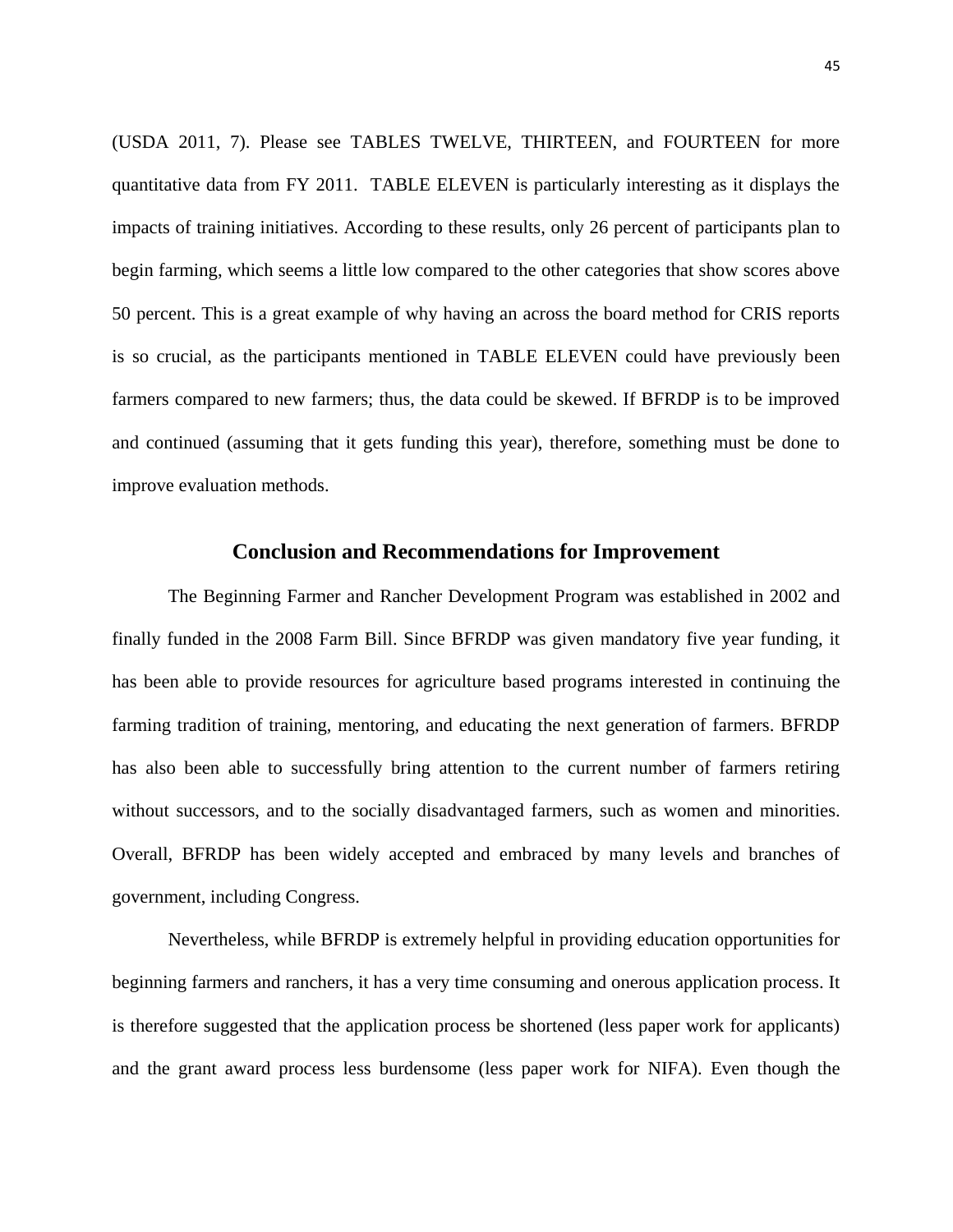(USDA 2011, 7). Please see TABLES TWELVE, THIRTEEN, and FOURTEEN for more quantitative data from FY 2011. TABLE ELEVEN is particularly interesting as it displays the impacts of training initiatives. According to these results, only 26 percent of participants plan to begin farming, which seems a little low compared to the other categories that show scores above 50 percent. This is a great example of why having an across the board method for CRIS reports is so crucial, as the participants mentioned in TABLE ELEVEN could have previously been farmers compared to new farmers; thus, the data could be skewed. If BFRDP is to be improved and continued (assuming that it gets funding this year), therefore, something must be done to improve evaluation methods.

## Conclusion and Recommendations for Improvement

The Beginning Farmer and Rancher Development Program was established in 2002 and finally funded in the 2008 Farm Bill. Since BFRDP was given mandatory five year funding, it has been able to provide resources for agriculture based programs interested in continuing the farming tradition of training, mentoring, and educating the next generation of farmers. BFRDP has also been able to successfully bring attention to the current number of farmers retiring without successors, and to the socially disadvantaged farmers, such as women and minorities. Overall, BFRDP has been widely accepted and embraced by many levels and branches of government, including Congress.

Nevertheless, while BFRDP is extremely helpful in providing education opportunities for beginning farmers and ranchers, it has a very time consuming and onerous application process. It is therefore suggested that the application process be shortened (less paper work for applicants) and the grant award process less burdensome (less paper work for NIFA). Even though the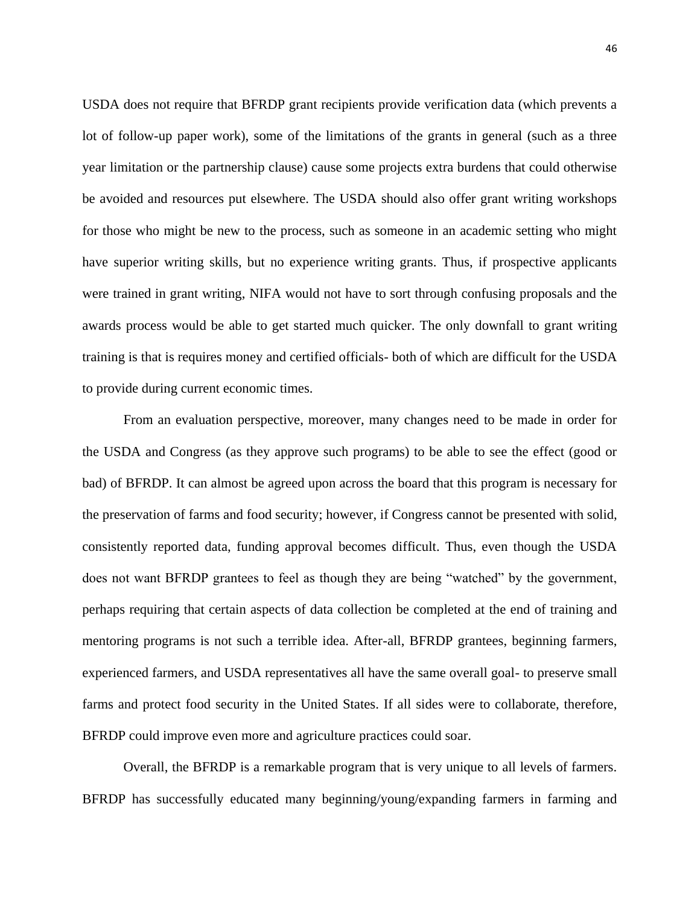USDA does not require that BFRDP grant recipients provide verification data (which prevents a lot of follow-up paper work), some of the limitations of the grants in general (such as a three year limitation or the partnership clause) cause some projects extra burdens that could otherwise be avoided and resources put elsewhere. The USDA should also offer grant writing workshops for those who might be new to the process, such as someone in an academic setting who might have superior writing skills, but no experience writing grants. Thus, if prospective applicants were trained in grant writing, NIFA would not have to sort through confusing proposals and the awards process would be able to get started much quicker. The only downfall to grant writing training is that is requires money and certified officials- both of which are difficult for the USDA to provide during current economic times.

From an evaluation perspective, moreover, many changes need to be made in order for the USDA and Congress (as they approve such programs) to be able to see the effect (good or bad) of BFRDP. It can almost be agreed upon across the board that this program is necessary for the preservation of farms and food security; however, if Congress cannot be presented with solid, consistently reported data, funding approval becomes difficult. Thus, even though the USDA does not want BFRDP grantees to feel as though they are being "watched" by the government, perhaps requiring that certain aspects of data collection be completed at the end of training and mentoring programs is not such a terrible idea. After-all, BFRDP grantees, beginning farmers, experienced farmers, and USDA representatives all have the same overall goal- to preserve small farms and protect food security in the United States. If all sides were to collaborate, therefore, BFRDP could improve even more and agriculture practices could soar.

Overall, the BFRDP is a remarkable program that is very unique to all levels of farmers. BFRDP has successfully educated many beginning/young/expanding farmers in farming and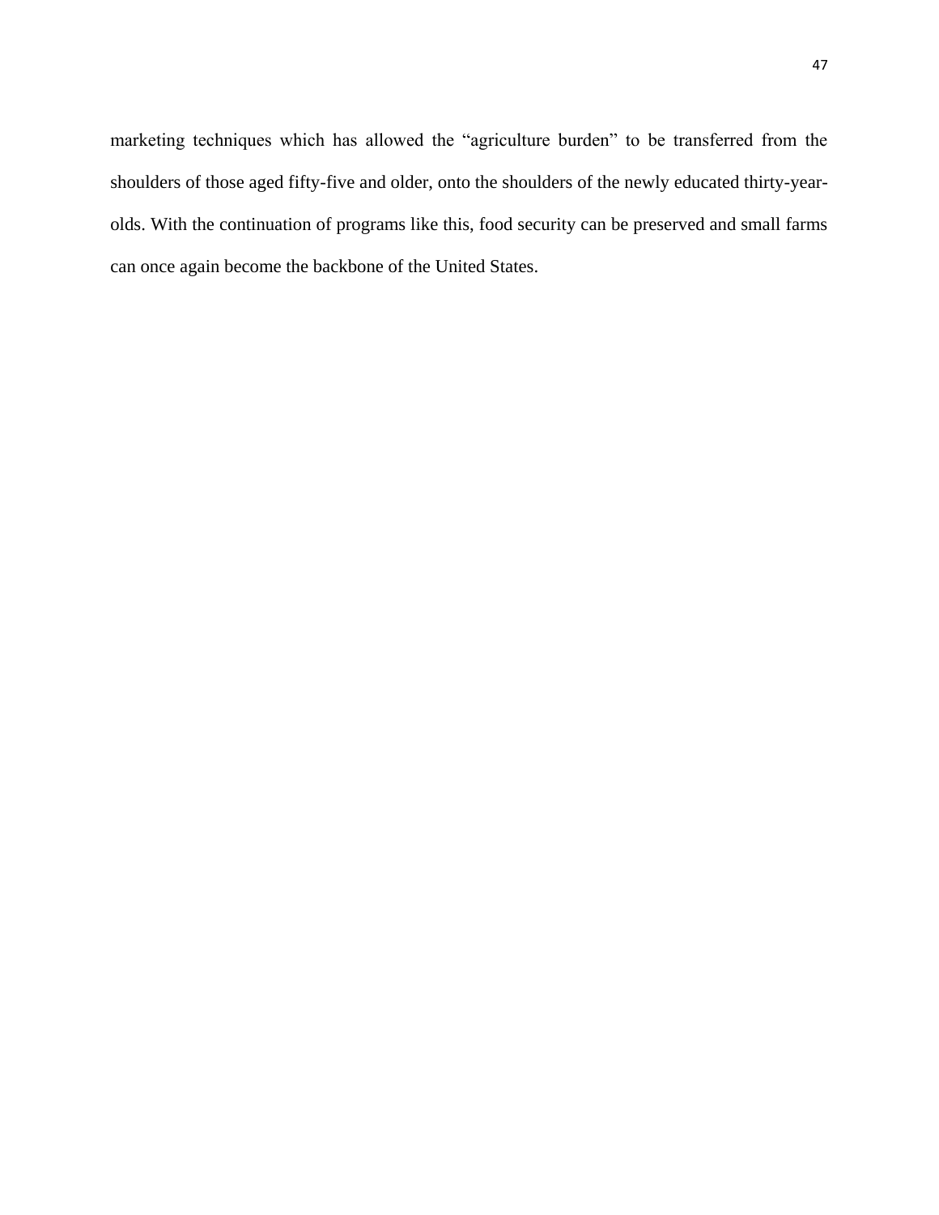marketing techniques which has allowed the “agriculture burden” to be transferred from the shoulders of those aged fifty-five and older, onto the shoulders of the newly educated thirty-year-olds. With the continuation of programs like this, food security can be preserved and small farms can once again become the backbone of the United States.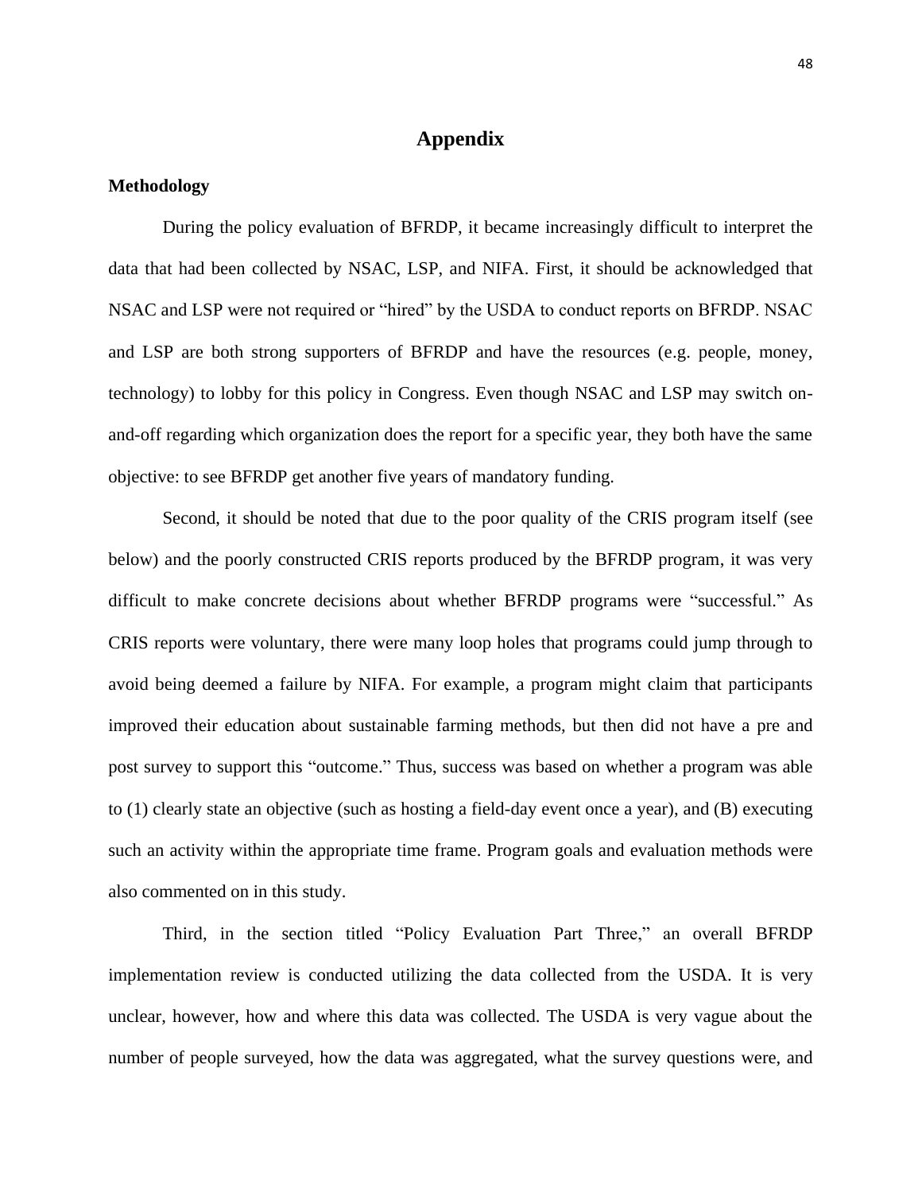# Appendix

**Methodology**

During the policy evaluation of BFRDP, it became increasingly difficult to interpret the data that had been collected by NSAC, LSP, and NIFA. First, it should be acknowledged that NSAC and LSP were not required or "hired" by the USDA to conduct reports on BFRDP. NSAC and LSP are both strong supporters of BFRDP and have the resources (e.g. people, money, technology) to lobby for this policy in Congress. Even though NSAC and LSP may switch on-and-off regarding which organization does the report for a specific year, they both have the same objective: to see BFRDP get another five years of mandatory funding.

Second, it should be noted that due to the poor quality of the CRIS program itself (see below) and the poorly constructed CRIS reports produced by the BFRDP program, it was very difficult to make concrete decisions about whether BFRDP programs were "successful." As CRIS reports were voluntary, there were many loop holes that programs could jump through to avoid being deemed a failure by NIFA. For example, a program might claim that participants improved their education about sustainable farming methods, but then did not have a pre and post survey to support this "outcome." Thus, success was based on whether a program was able to (1) clearly state an objective (such as hosting a field-day event once a year), and (B) executing such an activity within the appropriate time frame. Program goals and evaluation methods were also commented on in this study.

Third, in the section titled "Policy Evaluation Part Three," an overall BFRDP implementation review is conducted utilizing the data collected from the USDA. It is very unclear, however, how and where this data was collected. The USDA is very vague about the number of people surveyed, how the data was aggregated, what the survey questions were, and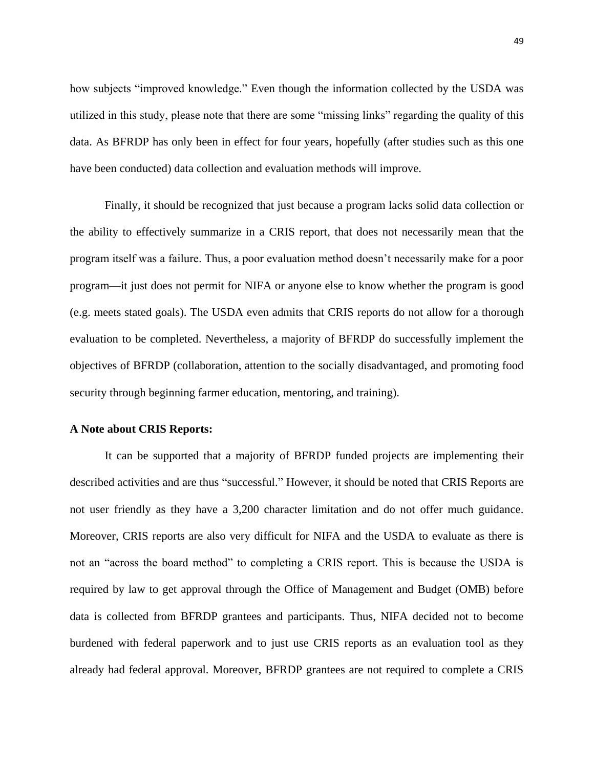how subjects "improved knowledge." Even though the information collected by the USDA was utilized in this study, please note that there are some "missing links" regarding the quality of this data. As BFRDP has only been in effect for four years, hopefully (after studies such as this one have been conducted) data collection and evaluation methods will improve.

Finally, it should be recognized that just because a program lacks solid data collection or the ability to effectively summarize in a CRIS report, that does not necessarily mean that the program itself was a failure. Thus, a poor evaluation method doesn't necessarily make for a poor program—it just does not permit for NIFA or anyone else to know whether the program is good (e.g. meets stated goals). The USDA even admits that CRIS reports do not allow for a thorough evaluation to be completed. Nevertheless, a majority of BFRDP do successfully implement the objectives of BFRDP (collaboration, attention to the socially disadvantaged, and promoting food security through beginning farmer education, mentoring, and training).

**A Note about CRIS Reports:**

It can be supported that a majority of BFRDP funded projects are implementing their described activities and are thus "successful." However, it should be noted that CRIS Reports are not user friendly as they have a 3,200 character limitation and do not offer much guidance. Moreover, CRIS reports are also very difficult for NIFA and the USDA to evaluate as there is not an "across the board method" to completing a CRIS report. This is because the USDA is required by law to get approval through the Office of Management and Budget (OMB) before data is collected from BFRDP grantees and participants. Thus, NIFA decided not to become burdened with federal paperwork and to just use CRIS reports as an evaluation tool as they already had federal approval. Moreover, BFRDP grantees are not required to complete a CRIS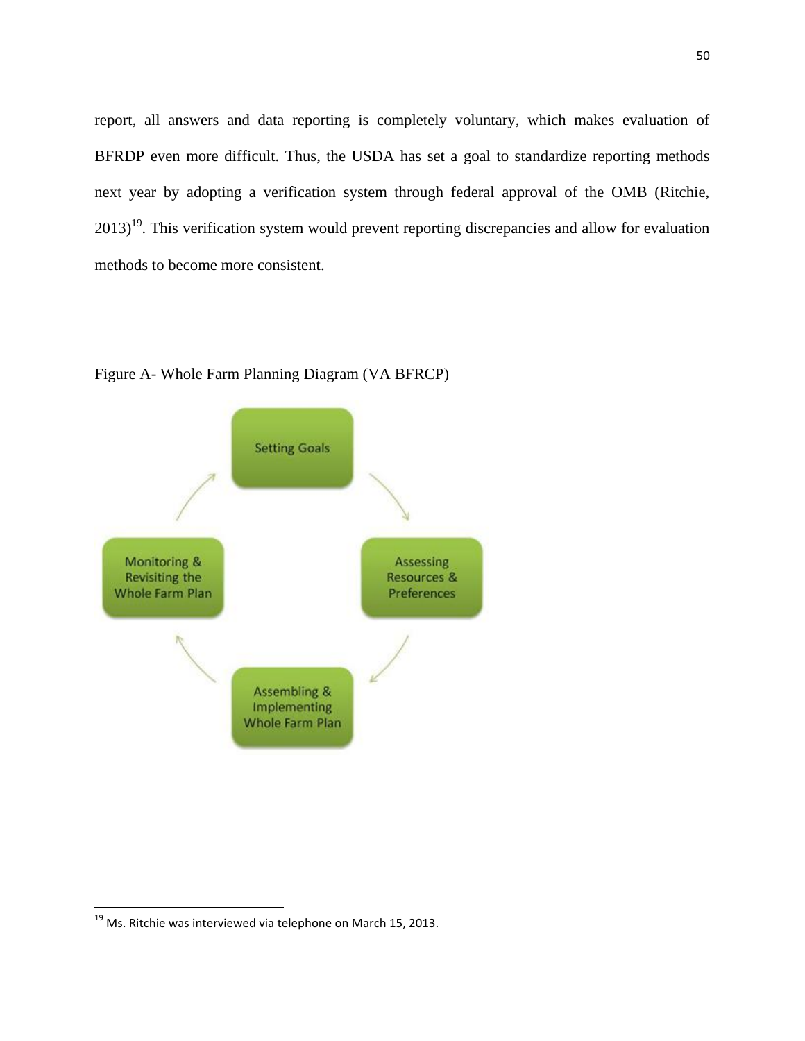report, all answers and data reporting is completely voluntary, which makes evaluation of BFRDP even more difficult. Thus, the USDA has set a goal to standardize reporting methods next year by adopting a verification system through federal approval of the OMB (Ritchie, 2013)[19]. This verification system would prevent reporting discrepancies and allow for evaluation methods to become more consistent.

Figure A- Whole Farm Planning Diagram (VA BFRCP)

Setting Goals

Assessing Resources & Preferences

Assembling & Implementing Whole Farm Plan

Monitoring & Revisiting the Whole Farm Plan

---

[19] Ms. Ritchie was interviewed via telephone on March 15, 2013.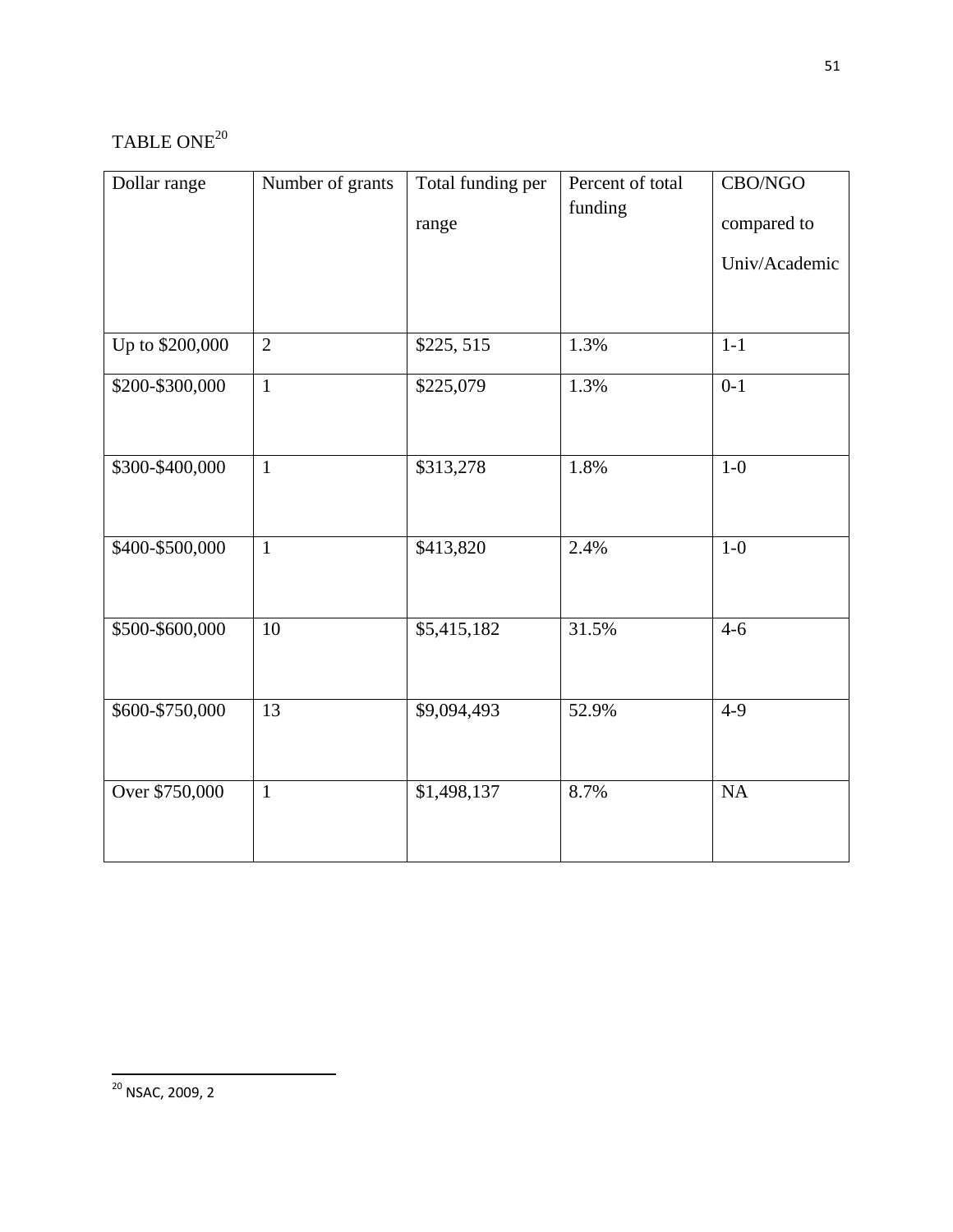TABLE ONE[20]

| Dollar range | Number of grants | Total funding per range | Percent of total funding | CBO/NGO compared to Univ/Academic |
|---|---|---|---|---|
| Up to $200,000 | 2 | $225, 515 | 1.3% | 1-1 |
| $200-$300,000 | 1 | $225,079 | 1.3% | 0-1 |
| $300-$400,000 | 1 | $313,278 | 1.8% | 1-0 |
| $400-$500,000 | 1 | $413,820 | 2.4% | 1-0 |
| $500-$600,000 | 10 | $5,415,182 | 31.5% | 4-6 |
| $600-$750,000 | 13 | $9,094,493 | 52.9% | 4-9 |
| Over $750,000 | 1 | $1,498,137 | 8.7% | NA |

[20] NSAC, 2009, 2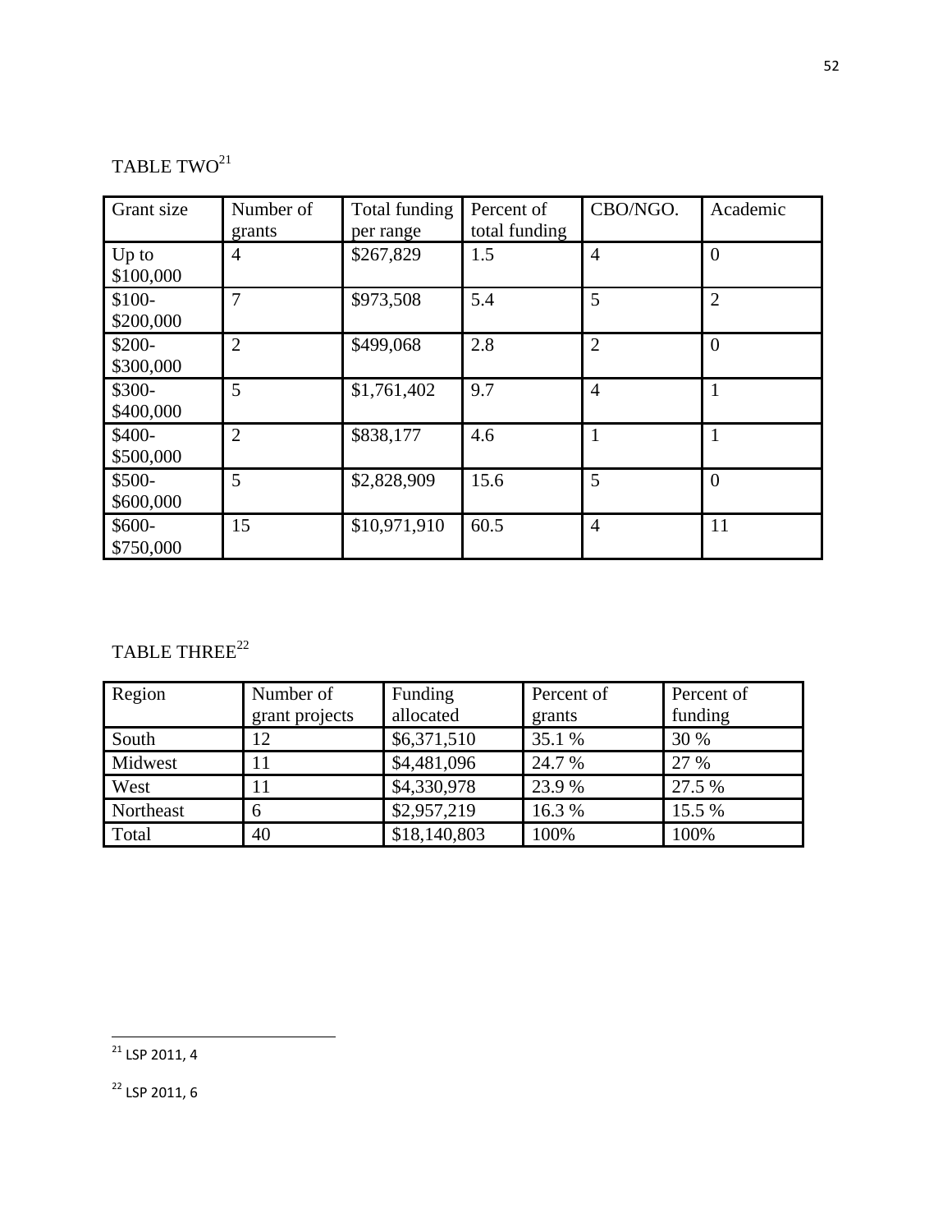TABLE TWO[21]

| Grant size | Number of grants | Total funding per range | Percent of total funding | CBO/NGO. | Academic |
|---|---|---|---|---|---|
| Up to $100,000 | 4 | $267,829 | 1.5 | 4 | 0 |
| $100-$200,000 | 7 | $973,508 | 5.4 | 5 | 2 |
| $200-$300,000 | 2 | $499,068 | 2.8 | 2 | 0 |
| $300-$400,000 | 5 | $1,761,402 | 9.7 | 4 | 1 |
| $400-$500,000 | 2 | $838,177 | 4.6 | 1 | 1 |
| $500-$600,000 | 5 | $2,828,909 | 15.6 | 5 | 0 |
| $600-$750,000 | 15 | $10,971,910 | 60.5 | 4 | 11 |

TABLE THREE[22]

| Region | Number of grant projects | Funding allocated | Percent of grants | Percent of funding |
|---|---|---|---|---|
| South | 12 | $6,371,510 | 35.1 % | 30 % |
| Midwest | 11 | $4,481,096 | 24.7 % | 27 % |
| West | 11 | $4,330,978 | 23.9 % | 27.5 % |
| Northeast | 6 | $2,957,219 | 16.3 % | 15.5 % |
| Total | 40 | $18,140,803 | 100% | 100% |

[21] LSP 2011, 4

[22] LSP 2011, 6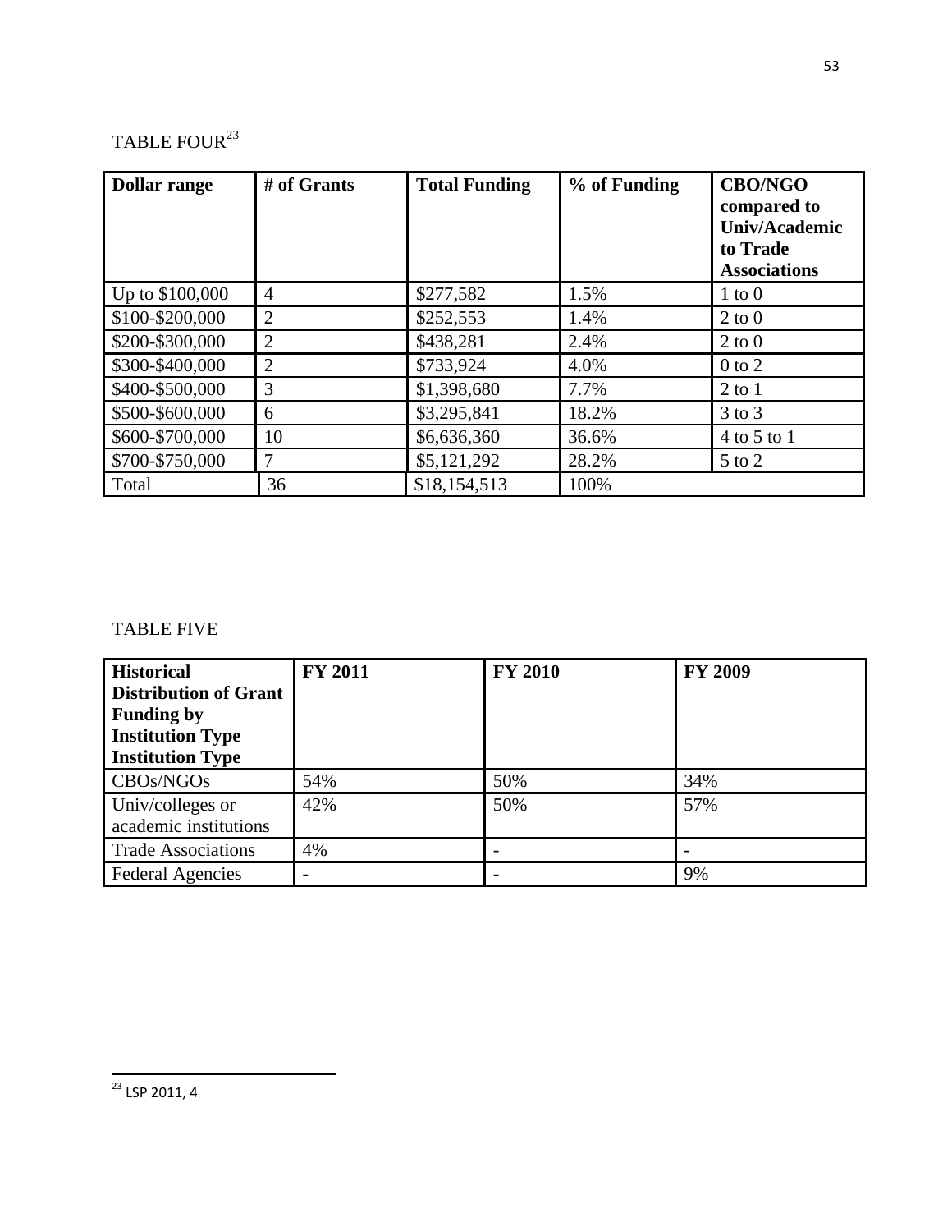TABLE FOUR[23]

| Dollar range | # of Grants | Total Funding | % of Funding | CBO/NGO compared to Univ/Academic to Trade Associations |
|---|---|---|---|---|
| Up to $100,000 | 4 | $277,582 | 1.5% | 1 to 0 |
| $100-$200,000 | 2 | $252,553 | 1.4% | 2 to 0 |
| $200-$300,000 | 2 | $438,281 | 2.4% | 2 to 0 |
| $300-$400,000 | 2 | $733,924 | 4.0% | 0 to 2 |
| $400-$500,000 | 3 | $1,398,680 | 7.7% | 2 to 1 |
| $500-$600,000 | 6 | $3,295,841 | 18.2% | 3 to 3 |
| $600-$700,000 | 10 | $6,636,360 | 36.6% | 4 to 5 to 1 |
| $700-$750,000 | 7 | $5,121,292 | 28.2% | 5 to 2 |
| Total | 36 | $18,154,513 | 100% | |

TABLE FIVE

| Historical Distribution of Grant Funding by Institution Type Institution Type | FY 2011 | FY 2010 | FY 2009 |
|---|---|---|---|
| CBOs/NGOs | 54% | 50% | 34% |
| Univ/colleges or academic institutions | 42% | 50% | 57% |
| Trade Associations | 4% | - | - |
| Federal Agencies | - | - | 9% |

[23] LSP 2011, 4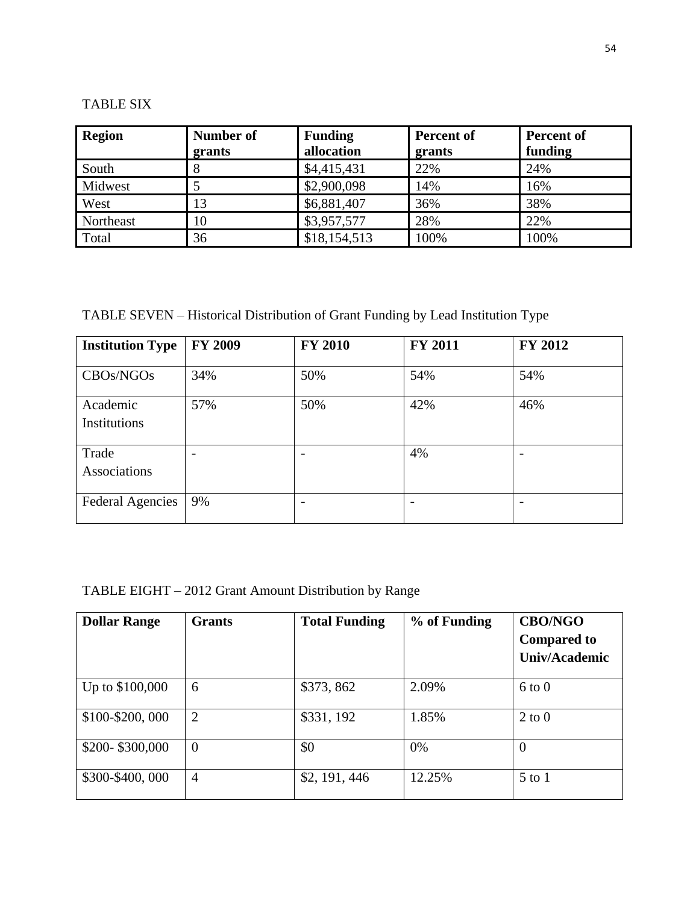TABLE SIX

| Region | Number of grants | Funding allocation | Percent of grants | Percent of funding |
| --- | --- | --- | --- | --- |
| South | 8 | $4,415,431 | 22% | 24% |
| Midwest | 5 | $2,900,098 | 14% | 16% |
| West | 13 | $6,881,407 | 36% | 38% |
| Northeast | 10 | $3,957,577 | 28% | 22% |
| Total | 36 | $18,154,513 | 100% | 100% |

TABLE SEVEN – Historical Distribution of Grant Funding by Lead Institution Type

| Institution Type | FY 2009 | FY 2010 | FY 2011 | FY 2012 |
| --- | --- | --- | --- | --- |
| CBOs/NGOs | 34% | 50% | 54% | 54% |
| Academic Institutions | 57% | 50% | 42% | 46% |
| Trade Associations | - | - | 4% | - |
| Federal Agencies | 9% | - | - | - |

TABLE EIGHT – 2012 Grant Amount Distribution by Range

| Dollar Range | Grants | Total Funding | % of Funding | CBO/NGO Compared to Univ/Academic |
| --- | --- | --- | --- | --- |
| Up to $100,000 | 6 | $373, 862 | 2.09% | 6 to 0 |
| $100-$200, 000 | 2 | $331, 192 | 1.85% | 2 to 0 |
| $200- $300,000 | 0 | $0 | 0% | 0 |
| $300-$400, 000 | 4 | $2, 191, 446 | 12.25% | 5 to 1 |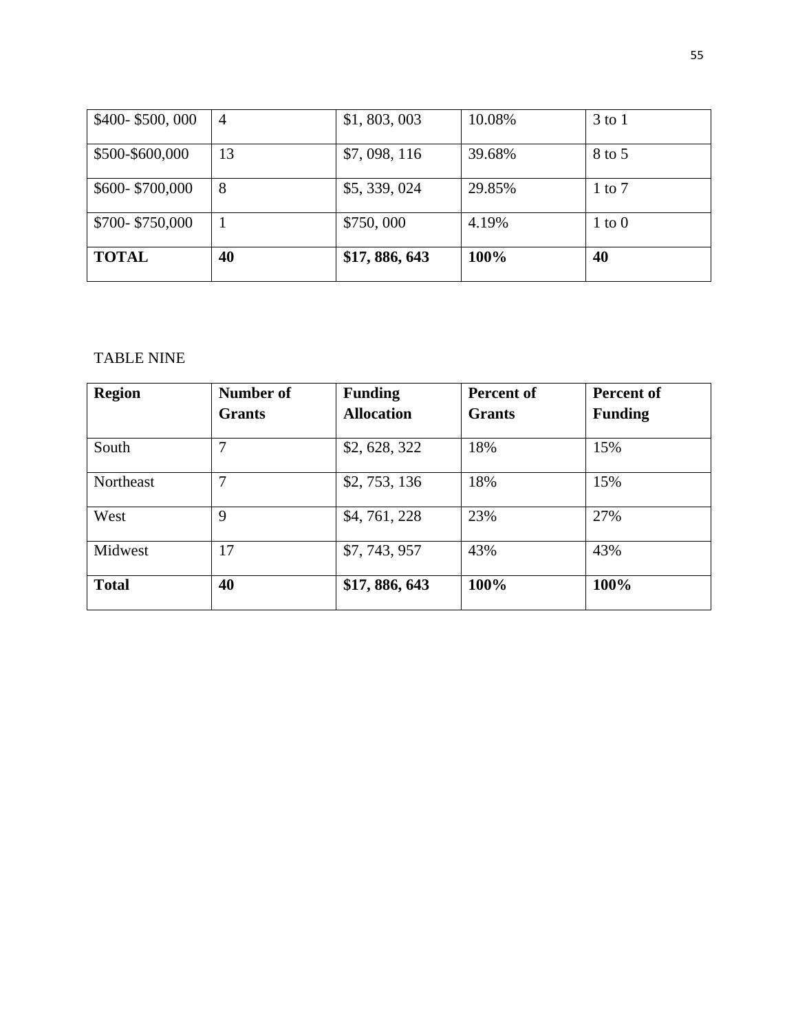| \$400- \$500, 000 | 4 | \$1, 803, 003 | 10.08% | 3 to 1 |
|---|---|---|---|---|
| \$500-\$600,000 | 13 | \$7, 098, 116 | 39.68% | 8 to 5 |
| \$600- \$700,000 | 8 | \$5, 339, 024 | 29.85% | 1 to 7 |
| \$700- \$750,000 | 1 | \$750, 000 | 4.19% | 1 to 0 |
| **TOTAL** | **40** | **\$17, 886, 643** | **100%** | **40** |

TABLE NINE

| **Region** | **Number of Grants** | **Funding Allocation** | **Percent of Grants** | **Percent of Funding** |
|---|---|---|---|---|
| South | 7 | \$2, 628, 322 | 18% | 15% |
| Northeast | 7 | \$2, 753, 136 | 18% | 15% |
| West | 9 | \$4, 761, 228 | 23% | 27% |
| Midwest | 17 | \$7, 743, 957 | 43% | 43% |
| **Total** | **40** | **\$17, 886, 643** | **100%** | **100%** |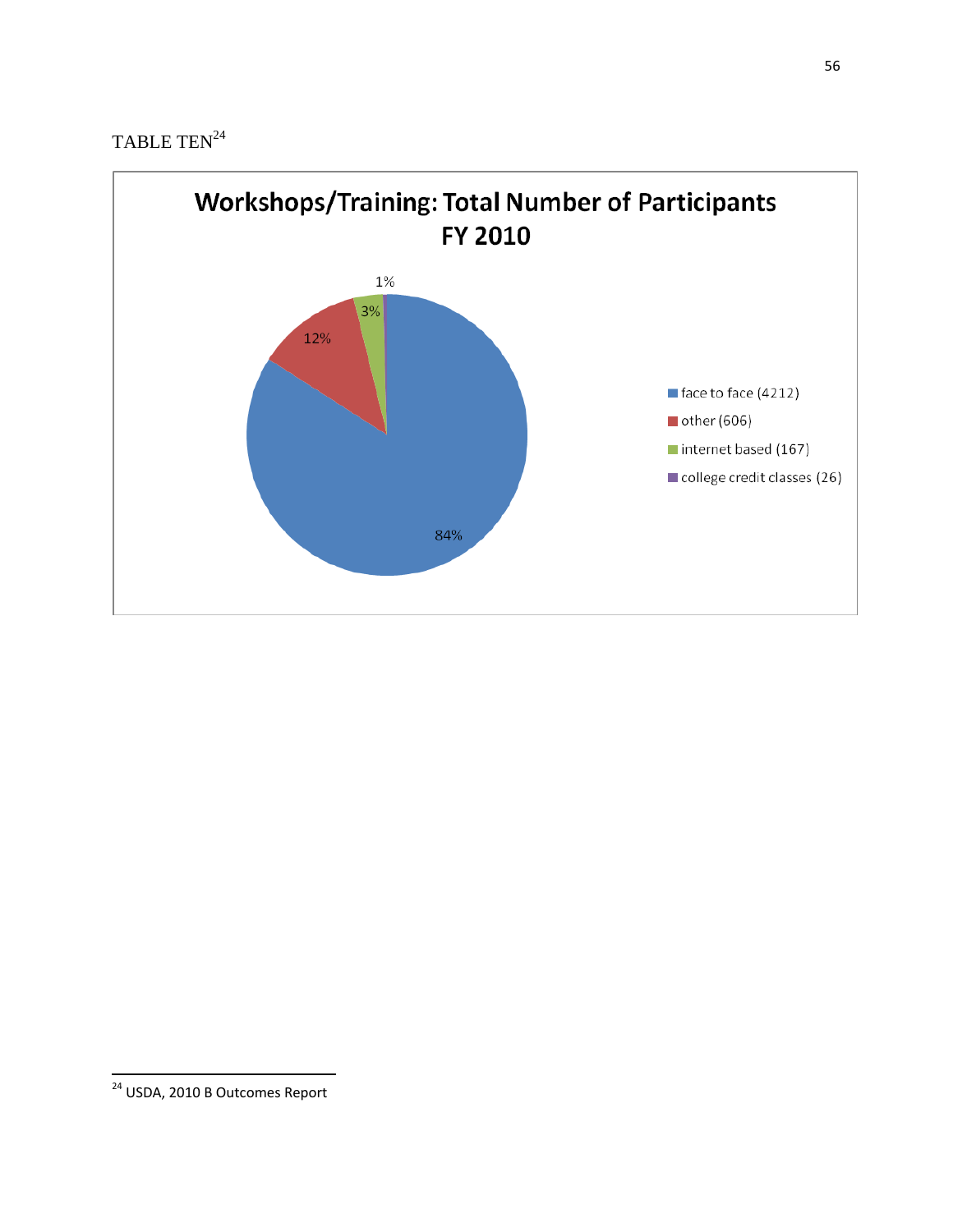TABLE TEN[24]

**Workshops/Training: Total Number of Participants FY 2010**

| Category | Participants | Percent |
|---|---|---|
| face to face | 4212 | 84% |
| other | 606 | 12% |
| internet based | 167 | 3% |
| college credit classes | 26 | 1% |

[24] USDA, 2010 B Outcomes Report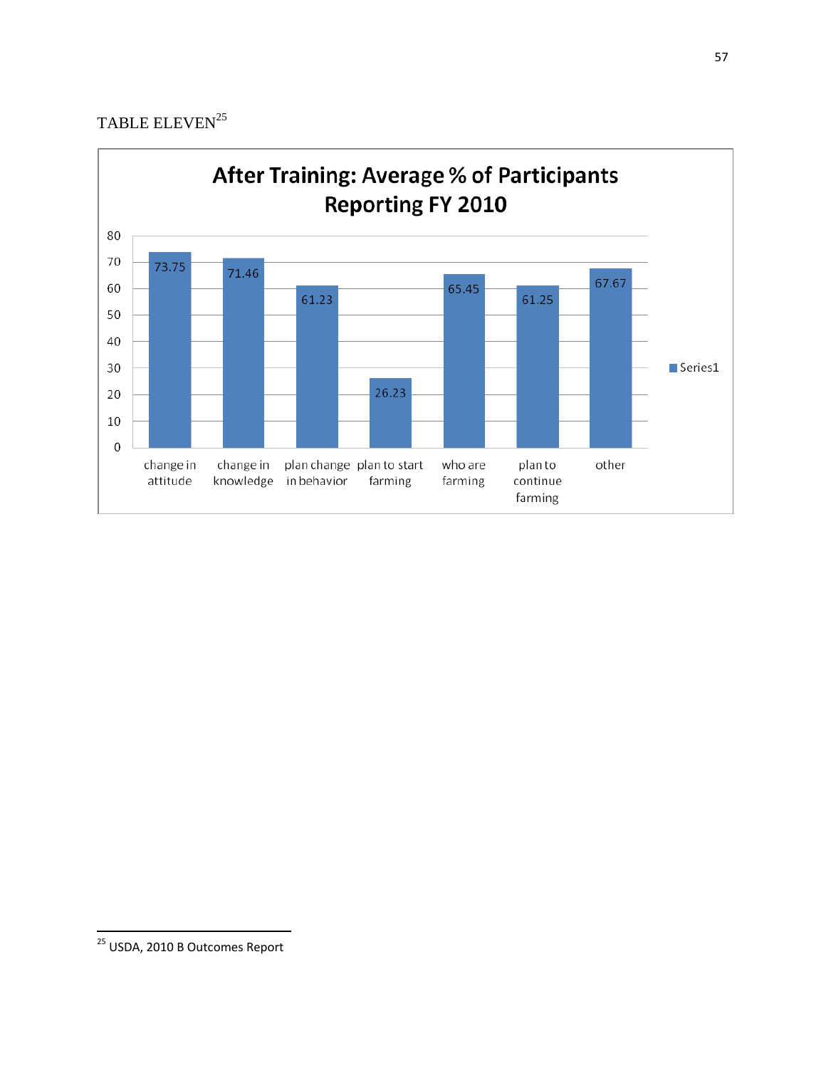TABLE ELEVEN[25]

**After Training: Average % of Participants Reporting FY 2010**

| Category | Series1 |
|---|---|
| change in attitude | 73.75 |
| change in knowledge | 71.46 |
| plan change in behavior | 61.23 |
| plan to start farming | 26.23 |
| who are farming | 65.45 |
| plan to continue farming | 61.25 |
| other | 67.67 |

[25] USDA, 2010 B Outcomes Report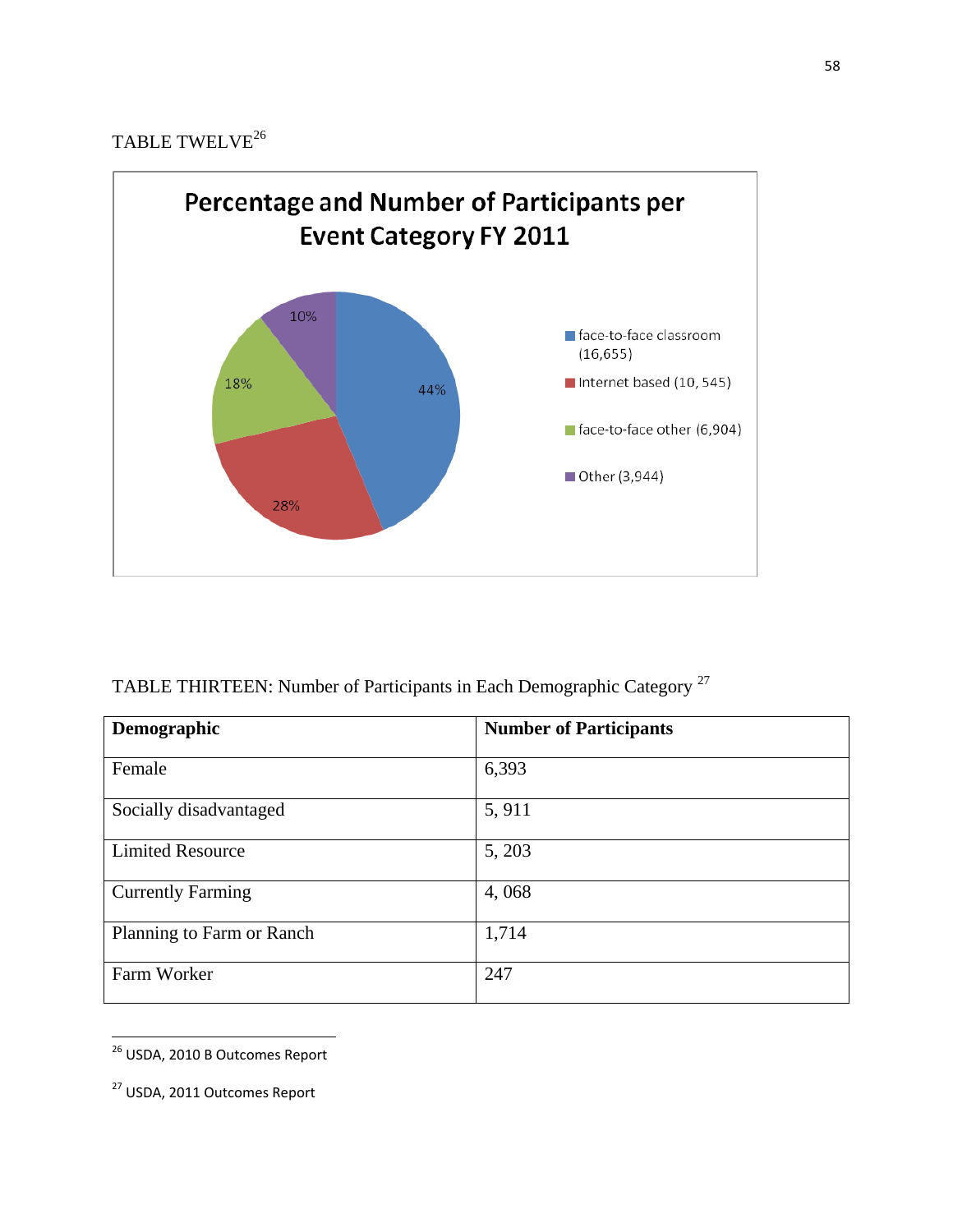TABLE TWELVE[26]

**Percentage and Number of Participants per Event Category FY 2011**

| Event Category | Participants | Percentage |
|---|---|---|
| face-to-face classroom | 16,655 | 44% |
| Internet based | 10, 545 | 28% |
| face-to-face other | 6,904 | 18% |
| Other | 3,944 | 10% |

TABLE THIRTEEN: Number of Participants in Each Demographic Category [27]

| Demographic | Number of Participants |
|---|---|
| Female | 6,393 |
| Socially disadvantaged | 5, 911 |
| Limited Resource | 5, 203 |
| Currently Farming | 4, 068 |
| Planning to Farm or Ranch | 1,714 |
| Farm Worker | 247 |

---

[26] USDA, 2010 B Outcomes Report

[27] USDA, 2011 Outcomes Report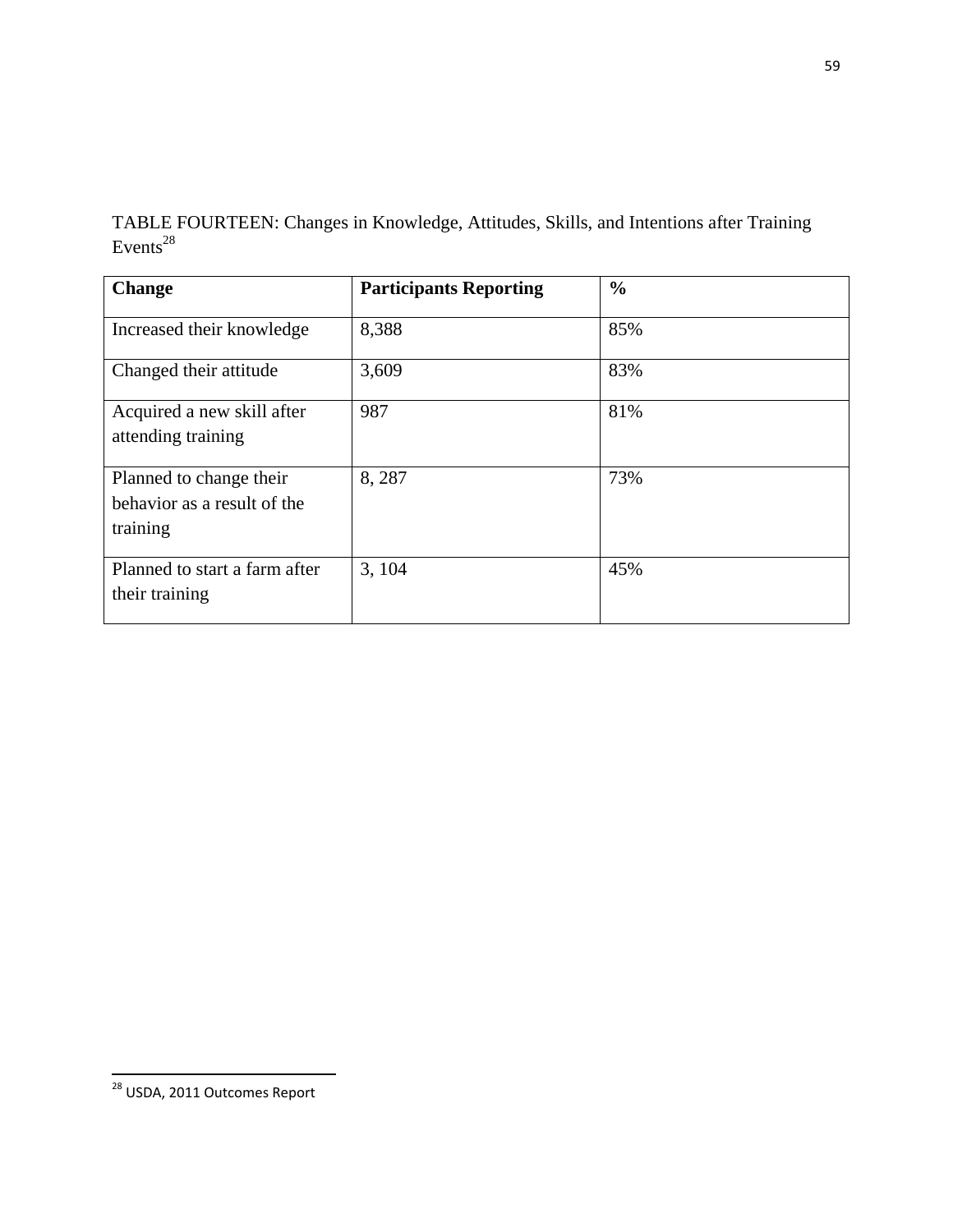TABLE FOURTEEN: Changes in Knowledge, Attitudes, Skills, and Intentions after Training Events[28]

| Change | Participants Reporting | % |
|---|---|---|
| Increased their knowledge | 8,388 | 85% |
| Changed their attitude | 3,609 | 83% |
| Acquired a new skill after attending training | 987 | 81% |
| Planned to change their behavior as a result of the training | 8, 287 | 73% |
| Planned to start a farm after their training | 3, 104 | 45% |

[28] USDA, 2011 Outcomes Report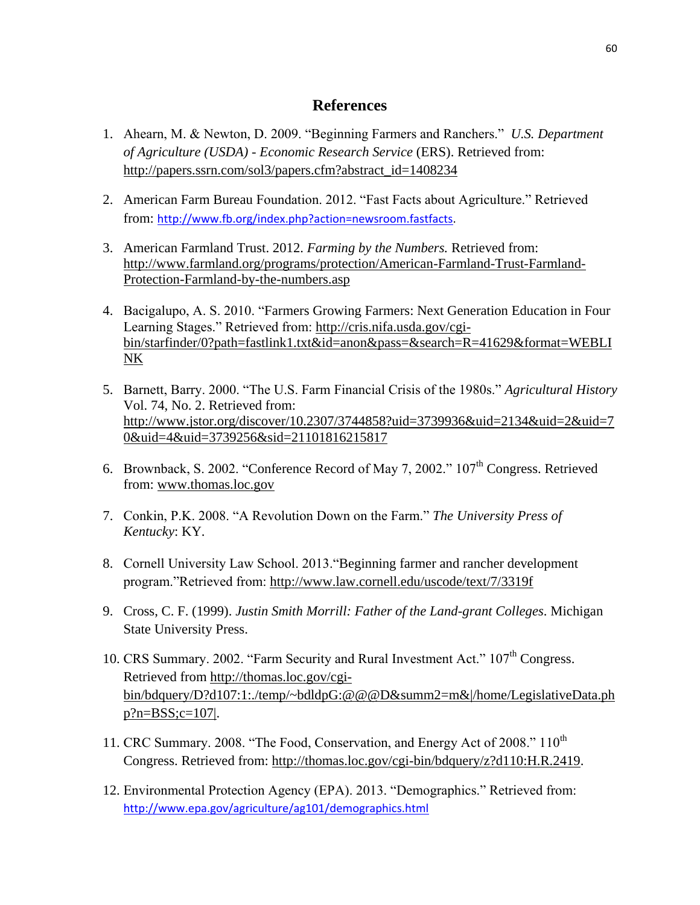# References

1. Ahearn, M. & Newton, D. 2009. "Beginning Farmers and Ranchers." *U.S. Department of Agriculture (USDA) - Economic Research Service* (ERS). Retrieved from: http://papers.ssrn.com/sol3/papers.cfm?abstract_id=1408234

2. American Farm Bureau Foundation. 2012. "Fast Facts about Agriculture." Retrieved from: http://www.fb.org/index.php?action=newsroom.fastfacts.

3. American Farmland Trust. 2012. *Farming by the Numbers.* Retrieved from: http://www.farmland.org/programs/protection/American-Farmland-Trust-Farmland-Protection-Farmland-by-the-numbers.asp

4. Bacigalupo, A. S. 2010. "Farmers Growing Farmers: Next Generation Education in Four Learning Stages." Retrieved from: http://cris.nifa.usda.gov/cgi-bin/starfinder/0?path=fastlink1.txt&id=anon&pass=&search=R=41629&format=WEBLINK

5. Barnett, Barry. 2000. "The U.S. Farm Financial Crisis of the 1980s." *Agricultural History* Vol. 74, No. 2. Retrieved from: http://www.jstor.org/discover/10.2307/3744858?uid=3739936&uid=2134&uid=2&uid=70&uid=4&uid=3739256&sid=21101816215817

6. Brownback, S. 2002. "Conference Record of May 7, 2002." 107th Congress. Retrieved from: www.thomas.loc.gov

7. Conkin, P.K. 2008. "A Revolution Down on the Farm." *The University Press of Kentucky*: KY.

8. Cornell University Law School. 2013."Beginning farmer and rancher development program."Retrieved from: http://www.law.cornell.edu/uscode/text/7/3319f

9. Cross, C. F. (1999). *Justin Smith Morrill: Father of the Land-grant Colleges*. Michigan State University Press.

10. CRS Summary. 2002. "Farm Security and Rural Investment Act." 107th Congress. Retrieved from http://thomas.loc.gov/cgi-bin/bdquery/D?d107:1:./temp/~bdldpG:@@@D&summ2=m&|/home/LegislativeData.php?n=BSS;c=107|.

11. CRC Summary. 2008. "The Food, Conservation, and Energy Act of 2008." 110th Congress. Retrieved from: http://thomas.loc.gov/cgi-bin/bdquery/z?d110:H.R.2419.

12. Environmental Protection Agency (EPA). 2013. "Demographics." Retrieved from: http://www.epa.gov/agriculture/ag101/demographics.html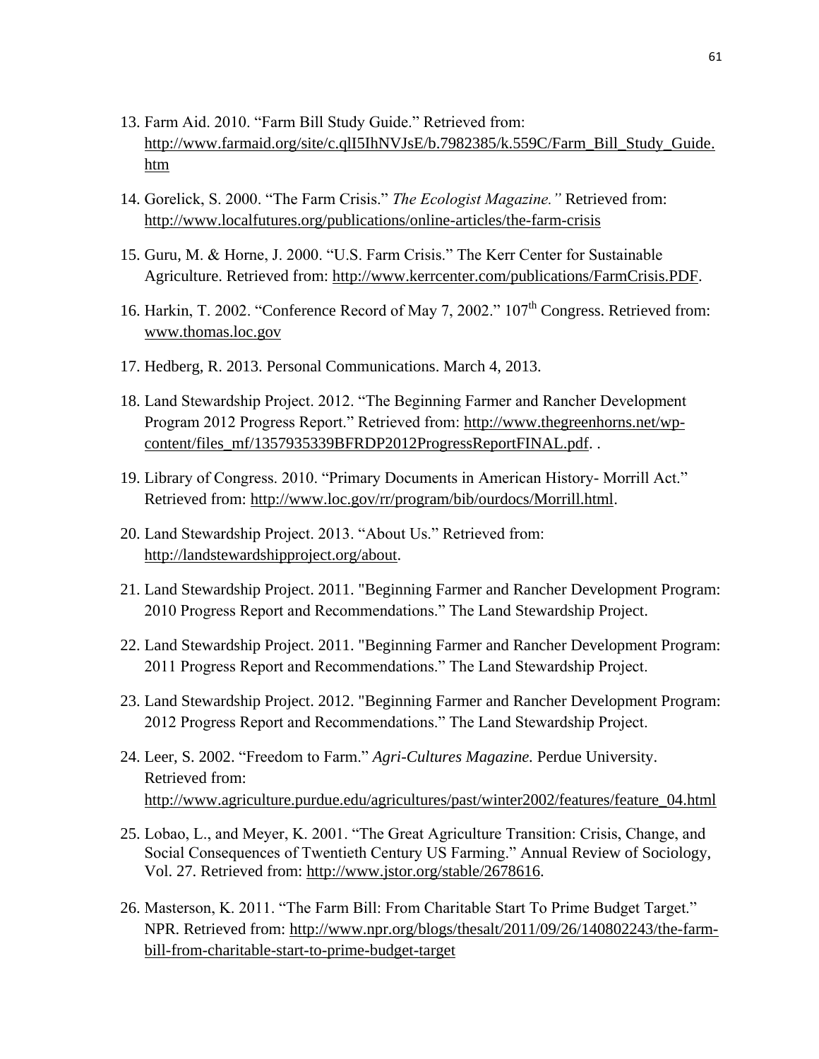13. Farm Aid. 2010. "Farm Bill Study Guide." Retrieved from: http://www.farmaid.org/site/c.qlI5IhNVJsE/b.7982385/k.559C/Farm_Bill_Study_Guide.htm

14. Gorelick, S. 2000. "The Farm Crisis." *The Ecologist Magazine."* Retrieved from: http://www.localfutures.org/publications/online-articles/the-farm-crisis

15. Guru, M. & Horne, J. 2000. "U.S. Farm Crisis." The Kerr Center for Sustainable Agriculture. Retrieved from: http://www.kerrcenter.com/publications/FarmCrisis.PDF.

16. Harkin, T. 2002. "Conference Record of May 7, 2002." 107th Congress. Retrieved from: www.thomas.loc.gov

17. Hedberg, R. 2013. Personal Communications. March 4, 2013.

18. Land Stewardship Project. 2012. "The Beginning Farmer and Rancher Development Program 2012 Progress Report." Retrieved from: http://www.thegreenhorns.net/wp-content/files_mf/1357935339BFRDP2012ProgressReportFINAL.pdf. .

19. Library of Congress. 2010. "Primary Documents in American History- Morrill Act." Retrieved from: http://www.loc.gov/rr/program/bib/ourdocs/Morrill.html.

20. Land Stewardship Project. 2013. "About Us." Retrieved from: http://landstewardshipproject.org/about.

21. Land Stewardship Project. 2011. "Beginning Farmer and Rancher Development Program: 2010 Progress Report and Recommendations." The Land Stewardship Project.

22. Land Stewardship Project. 2011. "Beginning Farmer and Rancher Development Program: 2011 Progress Report and Recommendations." The Land Stewardship Project.

23. Land Stewardship Project. 2012. "Beginning Farmer and Rancher Development Program: 2012 Progress Report and Recommendations." The Land Stewardship Project.

24. Leer, S. 2002. "Freedom to Farm." *Agri-Cultures Magazine.* Perdue University. Retrieved from: http://www.agriculture.purdue.edu/agricultures/past/winter2002/features/feature_04.html

25. Lobao, L., and Meyer, K. 2001. "The Great Agriculture Transition: Crisis, Change, and Social Consequences of Twentieth Century US Farming." Annual Review of Sociology, Vol. 27. Retrieved from: http://www.jstor.org/stable/2678616.

26. Masterson, K. 2011. "The Farm Bill: From Charitable Start To Prime Budget Target." NPR. Retrieved from: http://www.npr.org/blogs/thesalt/2011/09/26/140802243/the-farm-bill-from-charitable-start-to-prime-budget-target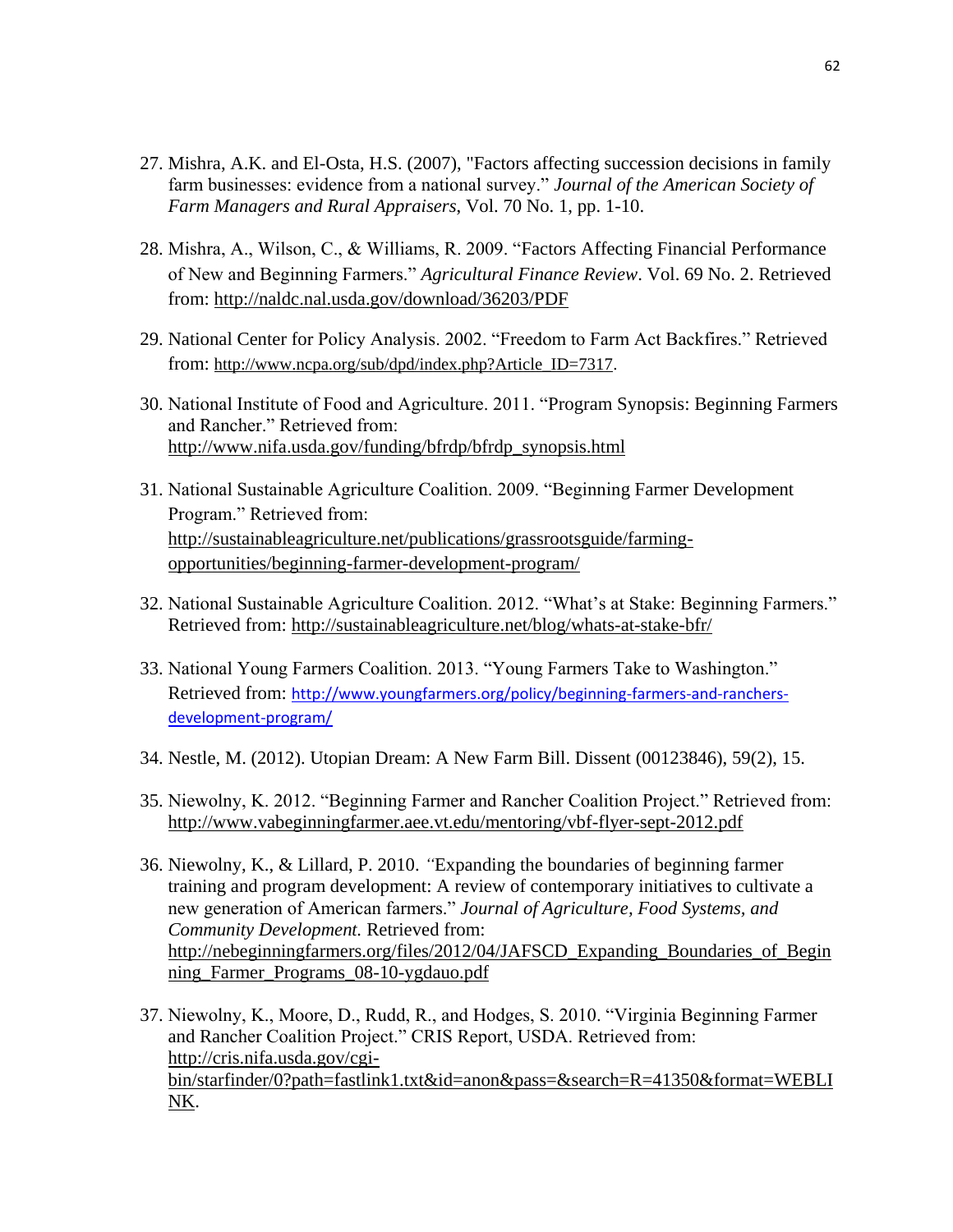27. Mishra, A.K. and El-Osta, H.S. (2007), "Factors affecting succession decisions in family farm businesses: evidence from a national survey." *Journal of the American Society of Farm Managers and Rural Appraisers*, Vol. 70 No. 1, pp. 1-10.

28. Mishra, A., Wilson, C., & Williams, R. 2009. "Factors Affecting Financial Performance of New and Beginning Farmers." *Agricultural Finance Review*. Vol. 69 No. 2. Retrieved from: http://naldc.nal.usda.gov/download/36203/PDF

29. National Center for Policy Analysis. 2002. "Freedom to Farm Act Backfires." Retrieved from: http://www.ncpa.org/sub/dpd/index.php?Article_ID=7317.

30. National Institute of Food and Agriculture. 2011. "Program Synopsis: Beginning Farmers and Rancher." Retrieved from: http://www.nifa.usda.gov/funding/bfrdp/bfrdp_synopsis.html

31. National Sustainable Agriculture Coalition. 2009. "Beginning Farmer Development Program." Retrieved from: http://sustainableagriculture.net/publications/grassrootsguide/farming-opportunities/beginning-farmer-development-program/

32. National Sustainable Agriculture Coalition. 2012. "What's at Stake: Beginning Farmers." Retrieved from: http://sustainableagriculture.net/blog/whats-at-stake-bfr/

33. National Young Farmers Coalition. 2013. "Young Farmers Take to Washington." Retrieved from: http://www.youngfarmers.org/policy/beginning-farmers-and-ranchers-development-program/

34. Nestle, M. (2012). Utopian Dream: A New Farm Bill. Dissent (00123846), 59(2), 15.

35. Niewolny, K. 2012. "Beginning Farmer and Rancher Coalition Project." Retrieved from: http://www.vabeginningfarmer.aee.vt.edu/mentoring/vbf-flyer-sept-2012.pdf

36. Niewolny, K., & Lillard, P. 2010. "Expanding the boundaries of beginning farmer training and program development: A review of contemporary initiatives to cultivate a new generation of American farmers." *Journal of Agriculture, Food Systems, and Community Development.* Retrieved from: http://nebeginningfarmers.org/files/2012/04/JAFSCD_Expanding_Boundaries_of_Beginning_Farmer_Programs_08-10-ygdauo.pdf

37. Niewolny, K., Moore, D., Rudd, R., and Hodges, S. 2010. "Virginia Beginning Farmer and Rancher Coalition Project." CRIS Report, USDA. Retrieved from: http://cris.nifa.usda.gov/cgi-bin/starfinder/0?path=fastlink1.txt&id=anon&pass=&search=R=41350&format=WEBLINK.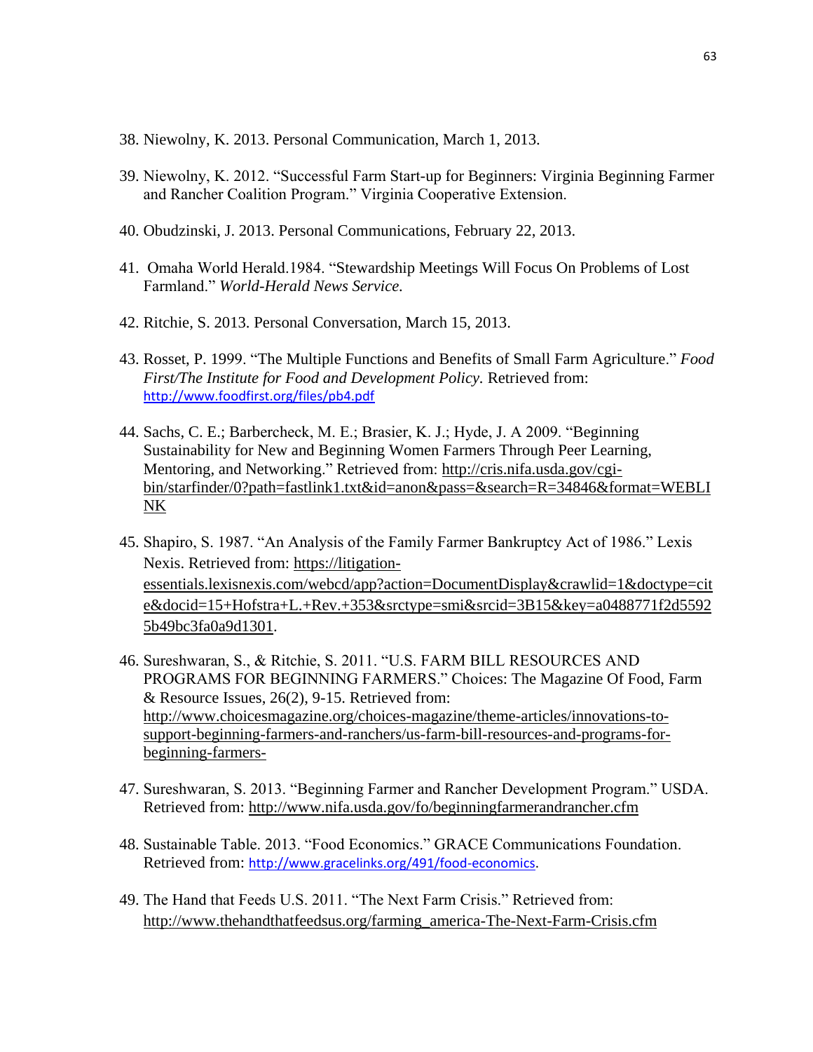38. Niewolny, K. 2013. Personal Communication, March 1, 2013.

39. Niewolny, K. 2012. "Successful Farm Start-up for Beginners: Virginia Beginning Farmer and Rancher Coalition Program." Virginia Cooperative Extension.

40. Obudzinski, J. 2013. Personal Communications, February 22, 2013.

41. Omaha World Herald.1984. "Stewardship Meetings Will Focus On Problems of Lost Farmland." *World-Herald News Service.*

42. Ritchie, S. 2013. Personal Conversation, March 15, 2013.

43. Rosset, P. 1999. "The Multiple Functions and Benefits of Small Farm Agriculture." *Food First/The Institute for Food and Development Policy.* Retrieved from: http://www.foodfirst.org/files/pb4.pdf

44. Sachs, C. E.; Barbercheck, M. E.; Brasier, K. J.; Hyde, J. A 2009. "Beginning Sustainability for New and Beginning Women Farmers Through Peer Learning, Mentoring, and Networking." Retrieved from: http://cris.nifa.usda.gov/cgi-bin/starfinder/0?path=fastlink1.txt&id=anon&pass=&search=R=34846&format=WEBLINK

45. Shapiro, S. 1987. "An Analysis of the Family Farmer Bankruptcy Act of 1986." Lexis Nexis. Retrieved from: https://litigation-essentials.lexisnexis.com/webcd/app?action=DocumentDisplay&crawlid=1&doctype=cite&docid=15+Hofstra+L.+Rev.+353&srctype=smi&srcid=3B15&key=a0488771f2d55925b49bc3fa0a9d1301.

46. Sureshwaran, S., & Ritchie, S. 2011. "U.S. FARM BILL RESOURCES AND PROGRAMS FOR BEGINNING FARMERS." Choices: The Magazine Of Food, Farm & Resource Issues, 26(2), 9-15. Retrieved from: http://www.choicesmagazine.org/choices-magazine/theme-articles/innovations-to-support-beginning-farmers-and-ranchers/us-farm-bill-resources-and-programs-for-beginning-farmers-

47. Sureshwaran, S. 2013. "Beginning Farmer and Rancher Development Program." USDA. Retrieved from: http://www.nifa.usda.gov/fo/beginningfarmerandrancher.cfm

48. Sustainable Table. 2013. "Food Economics." GRACE Communications Foundation. Retrieved from: http://www.gracelinks.org/491/food-economics.

49. The Hand that Feeds U.S. 2011. "The Next Farm Crisis." Retrieved from: http://www.thehandthatfeedsus.org/farming_america-The-Next-Farm-Crisis.cfm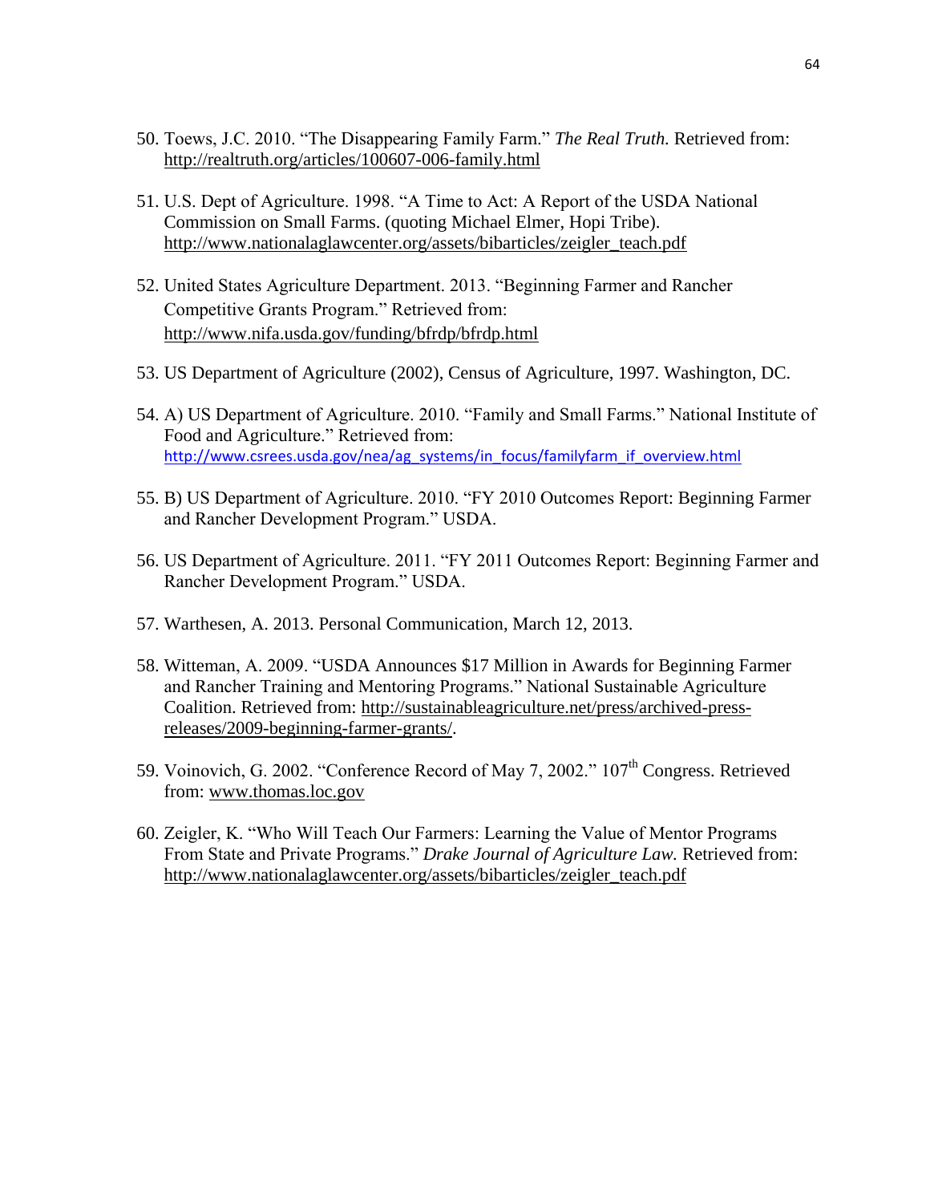50. Toews, J.C. 2010. “The Disappearing Family Farm.” *The Real Truth.* Retrieved from: http://realtruth.org/articles/100607-006-family.html

51. U.S. Dept of Agriculture. 1998. “A Time to Act: A Report of the USDA National Commission on Small Farms. (quoting Michael Elmer, Hopi Tribe). http://www.nationalaglawcenter.org/assets/bibarticles/zeigler_teach.pdf

52. United States Agriculture Department. 2013. “Beginning Farmer and Rancher Competitive Grants Program.” Retrieved from: http://www.nifa.usda.gov/funding/bfrdp/bfrdp.html

53. US Department of Agriculture (2002), Census of Agriculture, 1997. Washington, DC.

54. A) US Department of Agriculture. 2010. “Family and Small Farms.” National Institute of Food and Agriculture.” Retrieved from: http://www.csrees.usda.gov/nea/ag_systems/in_focus/familyfarm_if_overview.html

55. B) US Department of Agriculture. 2010. “FY 2010 Outcomes Report: Beginning Farmer and Rancher Development Program.” USDA.

56. US Department of Agriculture. 2011. “FY 2011 Outcomes Report: Beginning Farmer and Rancher Development Program.” USDA.

57. Warthesen, A. 2013. Personal Communication, March 12, 2013.

58. Witteman, A. 2009. “USDA Announces $17 Million in Awards for Beginning Farmer and Rancher Training and Mentoring Programs.” National Sustainable Agriculture Coalition. Retrieved from: http://sustainableagriculture.net/press/archived-press-releases/2009-beginning-farmer-grants/.

59. Voinovich, G. 2002. “Conference Record of May 7, 2002.” 107th Congress. Retrieved from: www.thomas.loc.gov

60. Zeigler, K. “Who Will Teach Our Farmers: Learning the Value of Mentor Programs From State and Private Programs.” *Drake Journal of Agriculture Law.* Retrieved from: http://www.nationalaglawcenter.org/assets/bibarticles/zeigler_teach.pdf